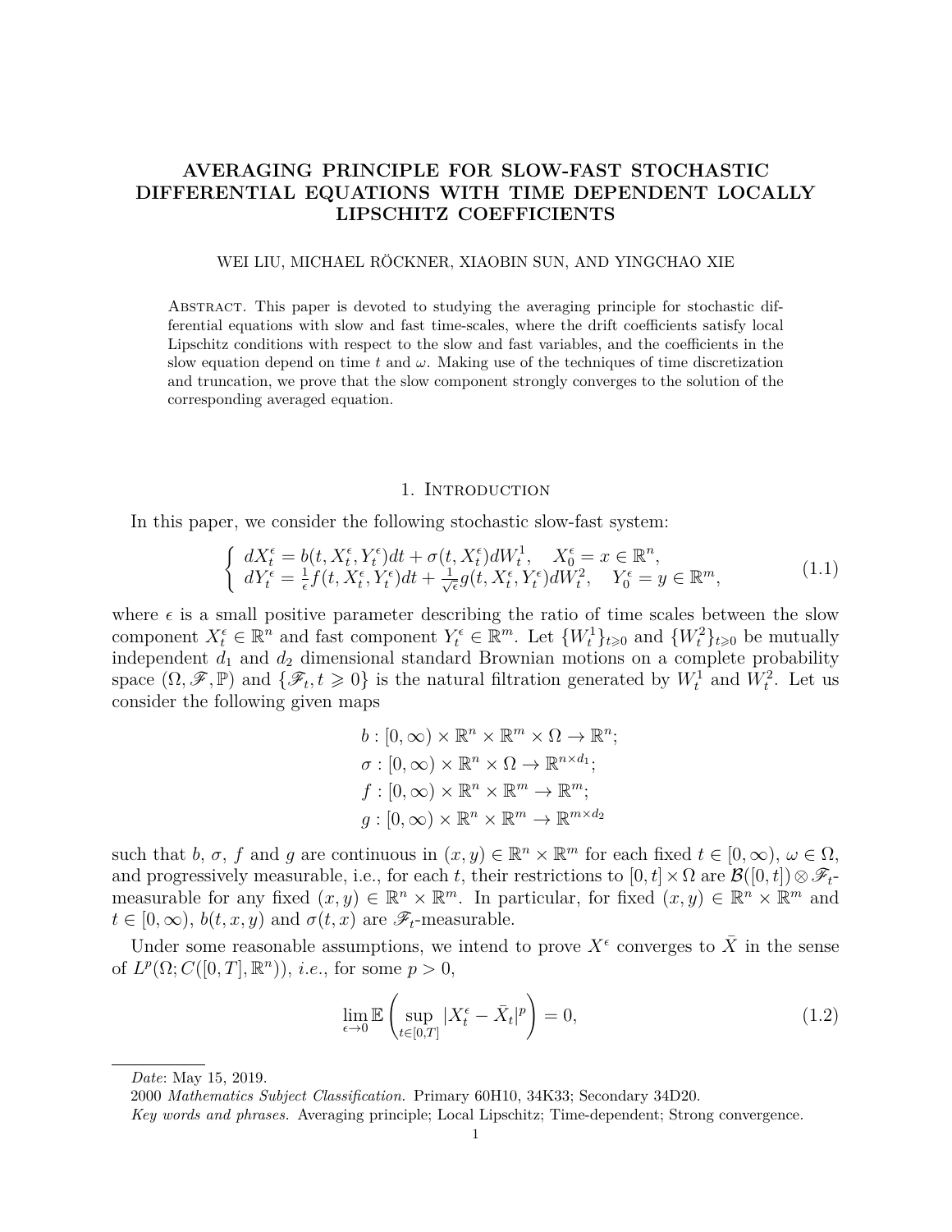# AVERAGING PRINCIPLE FOR SLOW-FAST STOCHASTIC DIFFERENTIAL EQUATIONS WITH TIME DEPENDENT LOCALLY LIPSCHITZ COEFFICIENTS

WEI LIU, MICHAEL RÖCKNER, XIAOBIN SUN, AND YINGCHAO XIE

Abstract. This paper is devoted to studying the averaging principle for stochastic differential equations with slow and fast time-scales, where the drift coefficients satisfy local Lipschitz conditions with respect to the slow and fast variables, and the coefficients in the slow equation depend on time $t$ and $\omega$. Making use of the techniques of time discretization and truncation, we prove that the slow component strongly converges to the solution of the corresponding averaged equation.

## 1. Introduction

In this paper, we consider the following stochastic slow-fast system:

$$
\left\{\begin{array}{ll} dX^{\epsilon}_t = b(t, X^{\epsilon}_t, Y^{\epsilon}_t)dt + \sigma(t, X^{\epsilon}_t)dW^1_t, & X^{\epsilon}_0 = x \in \mathbb{R}^n, \\ dY^{\epsilon}_t = \frac{1}{\epsilon} f(t, X^{\epsilon}_t, Y^{\epsilon}_t)dt + \frac{1}{\sqrt{\epsilon}} g(t, X^{\epsilon}_t, Y^{\epsilon}_t)dW^2_t, & Y^{\epsilon}_0 = y \in \mathbb{R}^m, \end{array}\right. \tag{1.1}
$$

where $\epsilon$ is a small positive parameter describing the ratio of time scales between the slow component $X^{\epsilon}_t \in \mathbb{R}^n$ and fast component $Y^{\epsilon}_t \in \mathbb{R}^m$. Let $\{W^1_t\}_{t\geqslant 0}$ and $\{W^2_t\}_{t\geqslant 0}$ be mutually independent $d_1$ and $d_2$ dimensional standard Brownian motions on a complete probability space $(\Omega, \mathscr{F}, \mathbb{P})$ and $\{\mathscr{F}_t, t \geqslant 0\}$ is the natural filtration generated by $W^1_t$ and $W^2_t$. Let us consider the following given maps

$$
\begin{aligned}
&b : [0, \infty) \times \mathbb{R}^n \times \mathbb{R}^m \times \Omega \to \mathbb{R}^n; \\
&\sigma : [0, \infty) \times \mathbb{R}^n \times \Omega \to \mathbb{R}^{n\times d_1}; \\
&f : [0, \infty) \times \mathbb{R}^n \times \mathbb{R}^m \to \mathbb{R}^m; \\
&g : [0, \infty) \times \mathbb{R}^n \times \mathbb{R}^m \to \mathbb{R}^{m\times d_2}
\end{aligned}
$$

such that $b$, $\sigma$, $f$ and $g$ are continuous in $(x, y) \in \mathbb{R}^n \times \mathbb{R}^m$ for each fixed $t \in [0, \infty)$, $\omega \in \Omega$, and progressively measurable, i.e., for each $t$, their restrictions to $[0, t] \times \Omega$ are $\mathcal{B}([0, t]) \otimes \mathscr{F}_t$-measurable for any fixed $(x, y) \in \mathbb{R}^n \times \mathbb{R}^m$. In particular, for fixed $(x, y) \in \mathbb{R}^n \times \mathbb{R}^m$ and $t \in [0, \infty)$, $b(t, x, y)$ and $\sigma(t, x)$ are $\mathscr{F}_t$-measurable.

Under some reasonable assumptions, we intend to prove $X^{\epsilon}$ converges to $\bar{X}$ in the sense of $L^p(\Omega; C([0, T], \mathbb{R}^n))$, *i.e.*, for some $p > 0$,

$$
\lim_{\epsilon\to 0} \mathbb{E}\left(\sup_{t\in[0,T]} |X^{\epsilon}_t - \bar{X}_t|^p\right) = 0, \tag{1.2}
$$

*Date*: May 15, 2019.

2000 *Mathematics Subject Classification.* Primary 60H10, 34K33; Secondary 34D20.

*Key words and phrases.* Averaging principle; Local Lipschitz; Time-dependent; Strong convergence.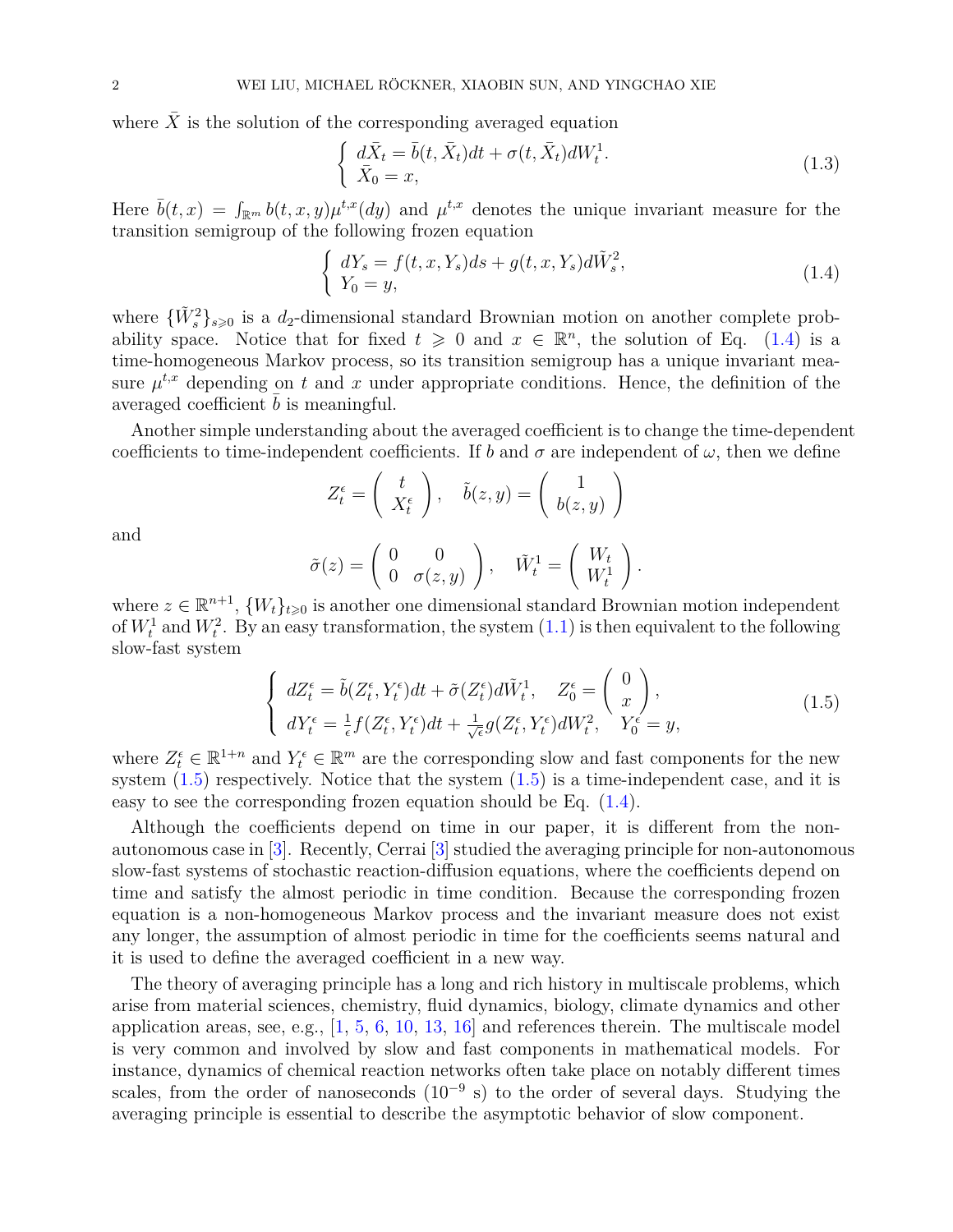where $\bar{X}$ is the solution of the corresponding averaged equation

$$
\left\{\begin{array}{l} d\bar{X}_t = \bar{b}(t,\bar{X}_t)dt + \sigma(t,\bar{X}_t)dW^1_t. \\ \bar{X}_0 = x, \end{array}\right. \tag{1.3}
$$

Here $\bar{b}(t,x) = \int_{\mathbb{R}^m} b(t,x,y)\mu^{t,x}(dy)$ and $\mu^{t,x}$ denotes the unique invariant measure for the transition semigroup of the following frozen equation

$$
\left\{\begin{array}{l} dY_s = f(t,x,Y_s)ds + g(t,x,Y_s)d\tilde{W}^2_s, \\ Y_0 = y, \end{array}\right. \tag{1.4}
$$

where $\{\tilde{W}^2_s\}_{s\geqslant 0}$ is a $d_2$-dimensional standard Brownian motion on another complete probability space. Notice that for fixed $t \geqslant 0$ and $x \in \mathbb{R}^n$, the solution of Eq. (1.4) is a time-homogeneous Markov process, so its transition semigroup has a unique invariant measure $\mu^{t,x}$ depending on $t$ and $x$ under appropriate conditions. Hence, the definition of the averaged coefficient $\bar{b}$ is meaningful.

Another simple understanding about the averaged coefficient is to change the time-dependent coefficients to time-independent coefficients. If $b$ and $\sigma$ are independent of $\omega$, then we define

$$
Z^\epsilon_t = \left(\begin{array}{c} t \\ X^\epsilon_t \end{array}\right), \quad \tilde{b}(z,y) = \left(\begin{array}{c} 1 \\ b(z,y) \end{array}\right)
$$

and

$$
\tilde{\sigma}(z) = \left(\begin{array}{cc} 0 & 0 \\ 0 & \sigma(z,y) \end{array}\right), \quad \tilde{W}^1_t = \left(\begin{array}{c} W_t \\ W^1_t \end{array}\right).
$$

where $z \in \mathbb{R}^{n+1}$, $\{W_t\}_{t\geqslant 0}$ is another one dimensional standard Brownian motion independent of $W^1_t$ and $W^2_t$. By an easy transformation, the system (1.1) is then equivalent to the following slow-fast system

$$
\left\{\begin{array}{l} dZ^\epsilon_t = \tilde{b}(Z^\epsilon_t, Y^\epsilon_t)dt + \tilde{\sigma}(Z^\epsilon_t)d\tilde{W}^1_t, \quad Z^\epsilon_0 = \left(\begin{array}{c} 0 \\ x \end{array}\right), \\ dY^\epsilon_t = \frac{1}{\epsilon}f(Z^\epsilon_t, Y^\epsilon_t)dt + \frac{1}{\sqrt{\epsilon}}g(Z^\epsilon_t, Y^\epsilon_t)dW^2_t, \quad Y^\epsilon_0 = y, \end{array}\right. \tag{1.5}
$$

where $Z^\epsilon_t \in \mathbb{R}^{1+n}$ and $Y^\epsilon_t \in \mathbb{R}^m$ are the corresponding slow and fast components for the new system (1.5) respectively. Notice that the system (1.5) is a time-independent case, and it is easy to see the corresponding frozen equation should be Eq. (1.4).

Although the coefficients depend on time in our paper, it is different from the non-autonomous case in [3]. Recently, Cerrai [3] studied the averaging principle for non-autonomous slow-fast systems of stochastic reaction-diffusion equations, where the coefficients depend on time and satisfy the almost periodic in time condition. Because the corresponding frozen equation is a non-homogeneous Markov process and the invariant measure does not exist any longer, the assumption of almost periodic in time for the coefficients seems natural and it is used to define the averaged coefficient in a new way.

The theory of averaging principle has a long and rich history in multiscale problems, which arise from material sciences, chemistry, fluid dynamics, biology, climate dynamics and other application areas, see, e.g., [1, 5, 6, 10, 13, 16] and references therein. The multiscale model is very common and involved by slow and fast components in mathematical models. For instance, dynamics of chemical reaction networks often take place on notably different times scales, from the order of nanoseconds ($10^{-9}$ s) to the order of several days. Studying the averaging principle is essential to describe the asymptotic behavior of slow component.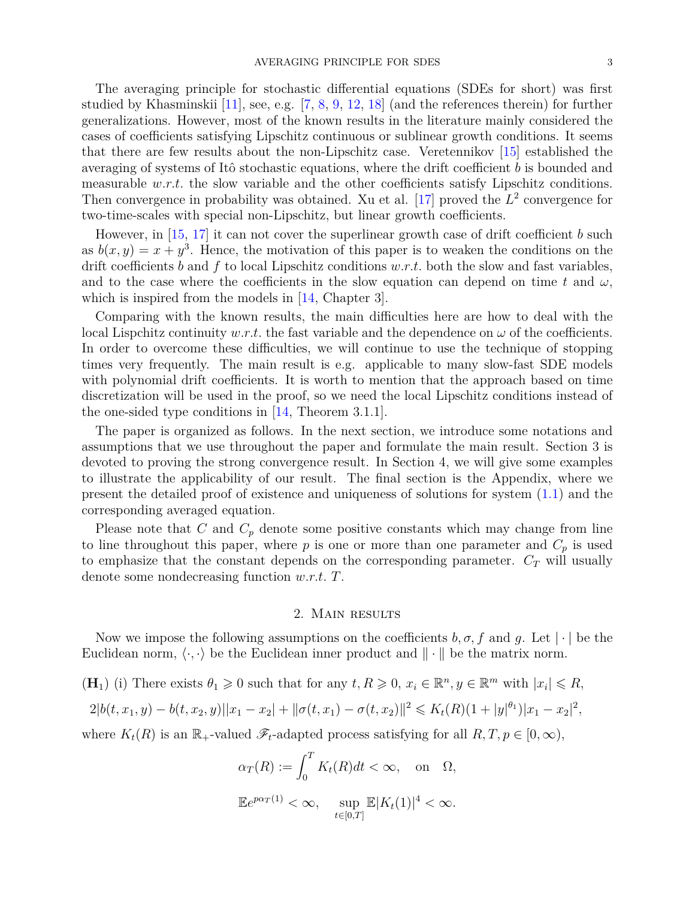The averaging principle for stochastic differential equations (SDEs for short) was first studied by Khasminskii [11], see, e.g. [7, 8, 9, 12, 18] (and the references therein) for further generalizations. However, most of the known results in the literature mainly considered the cases of coefficients satisfying Lipschitz continuous or sublinear growth conditions. It seems that there are few results about the non-Lipschitz case. Veretennikov [15] established the averaging of systems of Itô stochastic equations, where the drift coefficient $b$ is bounded and measurable *w.r.t.* the slow variable and the other coefficients satisfy Lipschitz conditions. Then convergence in probability was obtained. Xu et al. [17] proved the $L^2$ convergence for two-time-scales with special non-Lipschitz, but linear growth coefficients.

However, in [15, 17] it can not cover the superlinear growth case of drift coefficient $b$ such as $b(x, y) = x + y^3$. Hence, the motivation of this paper is to weaken the conditions on the drift coefficients $b$ and $f$ to local Lipschitz conditions *w.r.t.* both the slow and fast variables, and to the case where the coefficients in the slow equation can depend on time $t$ and $\omega$, which is inspired from the models in [14, Chapter 3].

Comparing with the known results, the main difficulties here are how to deal with the local Lispchitz continuity *w.r.t.* the fast variable and the dependence on $\omega$ of the coefficients. In order to overcome these difficulties, we will continue to use the technique of stopping times very frequently. The main result is e.g. applicable to many slow-fast SDE models with polynomial drift coefficients. It is worth to mention that the approach based on time discretization will be used in the proof, so we need the local Lipschitz conditions instead of the one-sided type conditions in [14, Theorem 3.1.1].

The paper is organized as follows. In the next section, we introduce some notations and assumptions that we use throughout the paper and formulate the main result. Section 3 is devoted to proving the strong convergence result. In Section 4, we will give some examples to illustrate the applicability of our result. The final section is the Appendix, where we present the detailed proof of existence and uniqueness of solutions for system (1.1) and the corresponding averaged equation.

Please note that $C$ and $C_p$ denote some positive constants which may change from line to line throughout this paper, where $p$ is one or more than one parameter and $C_p$ is used to emphasize that the constant depends on the corresponding parameter. $C_T$ will usually denote some nondecreasing function *w.r.t.* $T$.

## 2. Main results

Now we impose the following assumptions on the coefficients $b, \sigma, f$ and $g$. Let $|\cdot|$ be the Euclidean norm, $\langle \cdot, \cdot \rangle$ be the Euclidean inner product and $\|\cdot\|$ be the matrix norm.

**(H$_1$)** (i) There exists $\theta_1 \geqslant 0$ such that for any $t, R \geqslant 0$, $x_i \in \mathbb{R}^n, y \in \mathbb{R}^m$ with $|x_i| \leqslant R$,

$$2|b(t, x_1, y) - b(t, x_2, y)||x_1 - x_2| + \|\sigma(t, x_1) - \sigma(t, x_2)\|^2 \leqslant K_t(R)(1 + |y|^{\theta_1})|x_1 - x_2|^2,$$

where $K_t(R)$ is an $\mathbb{R}_+$-valued $\mathscr{F}_t$-adapted process satisfying for all $R, T, p \in [0, \infty)$,

$$\alpha_T(R) := \int_0^T K_t(R)dt < \infty, \quad \text{on} \quad \Omega,$$

$$\mathbb{E}e^{p\alpha_T(1)} < \infty, \quad \sup_{t \in [0,T]} \mathbb{E}|K_t(1)|^4 < \infty.$$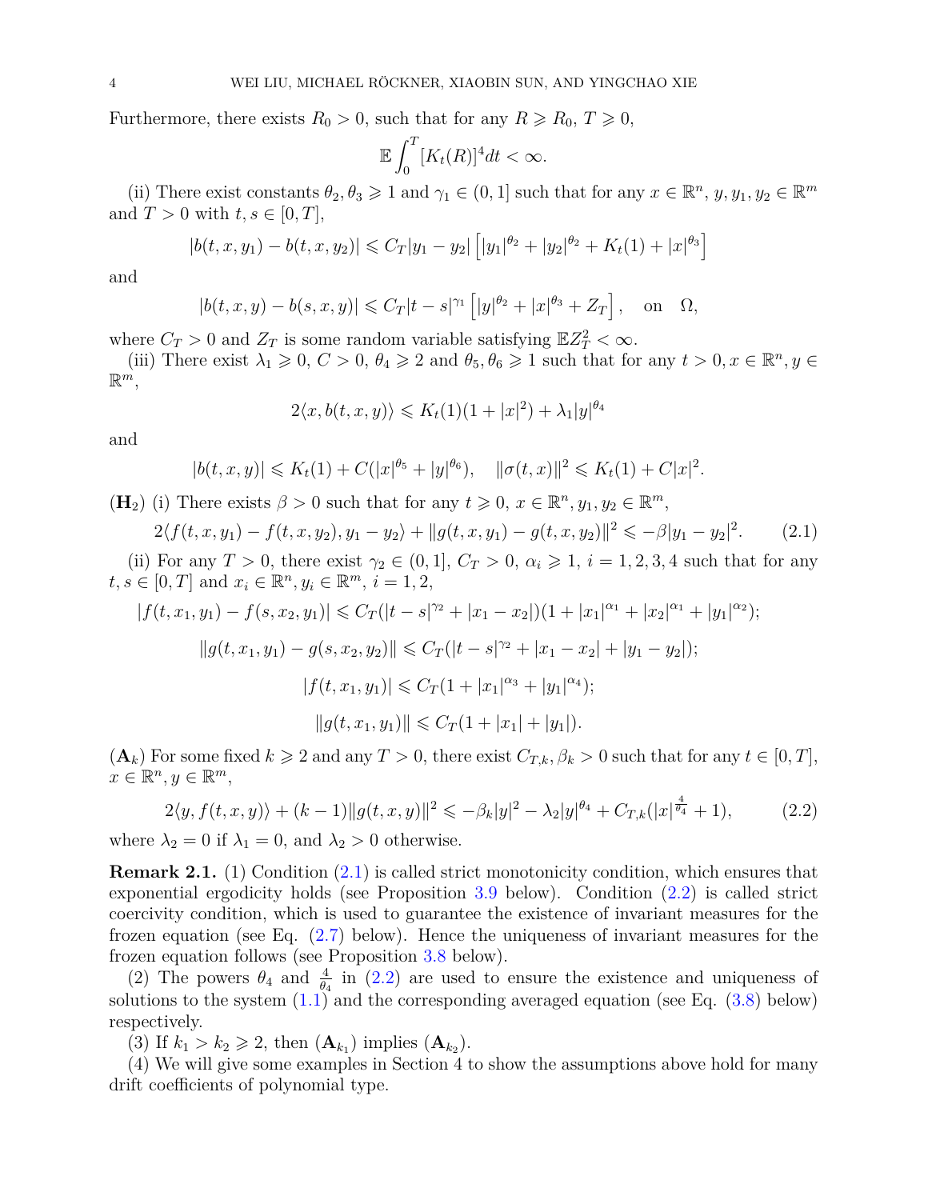Furthermore, there exists $R_0 > 0$, such that for any $R \geqslant R_0$, $T \geqslant 0$,

$$\mathbb{E}\int_0^T [K_t(R)]^4 dt < \infty.$$

(ii) There exist constants $\theta_2, \theta_3 \geqslant 1$ and $\gamma_1 \in (0,1]$ such that for any $x \in \mathbb{R}^n$, $y, y_1, y_2 \in \mathbb{R}^m$ and $T > 0$ with $t, s \in [0,T]$,

$$|b(t,x,y_1) - b(t,x,y_2)| \leqslant C_T|y_1 - y_2|\left[|y_1|^{\theta_2} + |y_2|^{\theta_2} + K_t(1) + |x|^{\theta_3}\right]$$

and

$$|b(t,x,y) - b(s,x,y)| \leqslant C_T|t-s|^{\gamma_1}\left[|y|^{\theta_2} + |x|^{\theta_3} + Z_T\right], \quad \text{on} \quad \Omega,$$

where $C_T > 0$ and $Z_T$ is some random variable satisfying $\mathbb{E}Z_T^2 < \infty$.

(iii) There exist $\lambda_1 \geqslant 0$, $C > 0$, $\theta_4 \geqslant 2$ and $\theta_5, \theta_6 \geqslant 1$ such that for any $t > 0, x \in \mathbb{R}^n, y \in \mathbb{R}^m$,

$$2\langle x, b(t,x,y)\rangle \leqslant K_t(1)(1 + |x|^2) + \lambda_1|y|^{\theta_4}$$

and

$$|b(t,x,y)| \leqslant K_t(1) + C(|x|^{\theta_5} + |y|^{\theta_6}), \quad \|\sigma(t,x)\|^2 \leqslant K_t(1) + C|x|^2.$$

$(\mathbf{H}_2)$ (i) There exists $\beta > 0$ such that for any $t \geqslant 0$, $x \in \mathbb{R}^n$, $y_1, y_2 \in \mathbb{R}^m$,

$$2\langle f(t,x,y_1) - f(t,x,y_2), y_1 - y_2\rangle + \|g(t,x,y_1) - g(t,x,y_2)\|^2 \leqslant -\beta|y_1 - y_2|^2. \tag{2.1}$$

(ii) For any $T > 0$, there exist $\gamma_2 \in (0,1]$, $C_T > 0$, $\alpha_i \geqslant 1$, $i = 1,2,3,4$ such that for any $t, s \in [0,T]$ and $x_i \in \mathbb{R}^n, y_i \in \mathbb{R}^m$, $i = 1,2$,

$$|f(t,x_1,y_1) - f(s,x_2,y_1)| \leqslant C_T(|t-s|^{\gamma_2} + |x_1 - x_2|)(1 + |x_1|^{\alpha_1} + |x_2|^{\alpha_1} + |y_1|^{\alpha_2});$$

$$\|g(t,x_1,y_1) - g(s,x_2,y_2)\| \leqslant C_T(|t-s|^{\gamma_2} + |x_1 - x_2| + |y_1 - y_2|);$$

$$|f(t,x_1,y_1)| \leqslant C_T(1 + |x_1|^{\alpha_3} + |y_1|^{\alpha_4});$$

$$\|g(t,x_1,y_1)\| \leqslant C_T(1 + |x_1| + |y_1|).$$

$(\mathbf{A}_k)$ For some fixed $k \geqslant 2$ and any $T > 0$, there exist $C_{T,k}, \beta_k > 0$ such that for any $t \in [0,T]$, $x \in \mathbb{R}^n, y \in \mathbb{R}^m$,

$$2\langle y, f(t,x,y)\rangle + (k-1)\|g(t,x,y)\|^2 \leqslant -\beta_k|y|^2 - \lambda_2|y|^{\theta_4} + C_{T,k}(|x|^{\frac{4}{\theta_4}} + 1), \tag{2.2}$$

where $\lambda_2 = 0$ if $\lambda_1 = 0$, and $\lambda_2 > 0$ otherwise.

**Remark 2.1.** (1) Condition (2.1) is called strict monotonicity condition, which ensures that exponential ergodicity holds (see Proposition 3.9 below). Condition (2.2) is called strict coercivity condition, which is used to guarantee the existence of invariant measures for the frozen equation (see Eq. (2.7) below). Hence the uniqueness of invariant measures for the frozen equation follows (see Proposition 3.8 below).

(2) The powers $\theta_4$ and $\frac{4}{\theta_4}$ in (2.2) are used to ensure the existence and uniqueness of solutions to the system (1.1) and the corresponding averaged equation (see Eq. (3.8) below) respectively.

(3) If $k_1 > k_2 \geqslant 2$, then $(\mathbf{A}_{k_1})$ implies $(\mathbf{A}_{k_2})$.

(4) We will give some examples in Section 4 to show the assumptions above hold for many drift coefficients of polynomial type.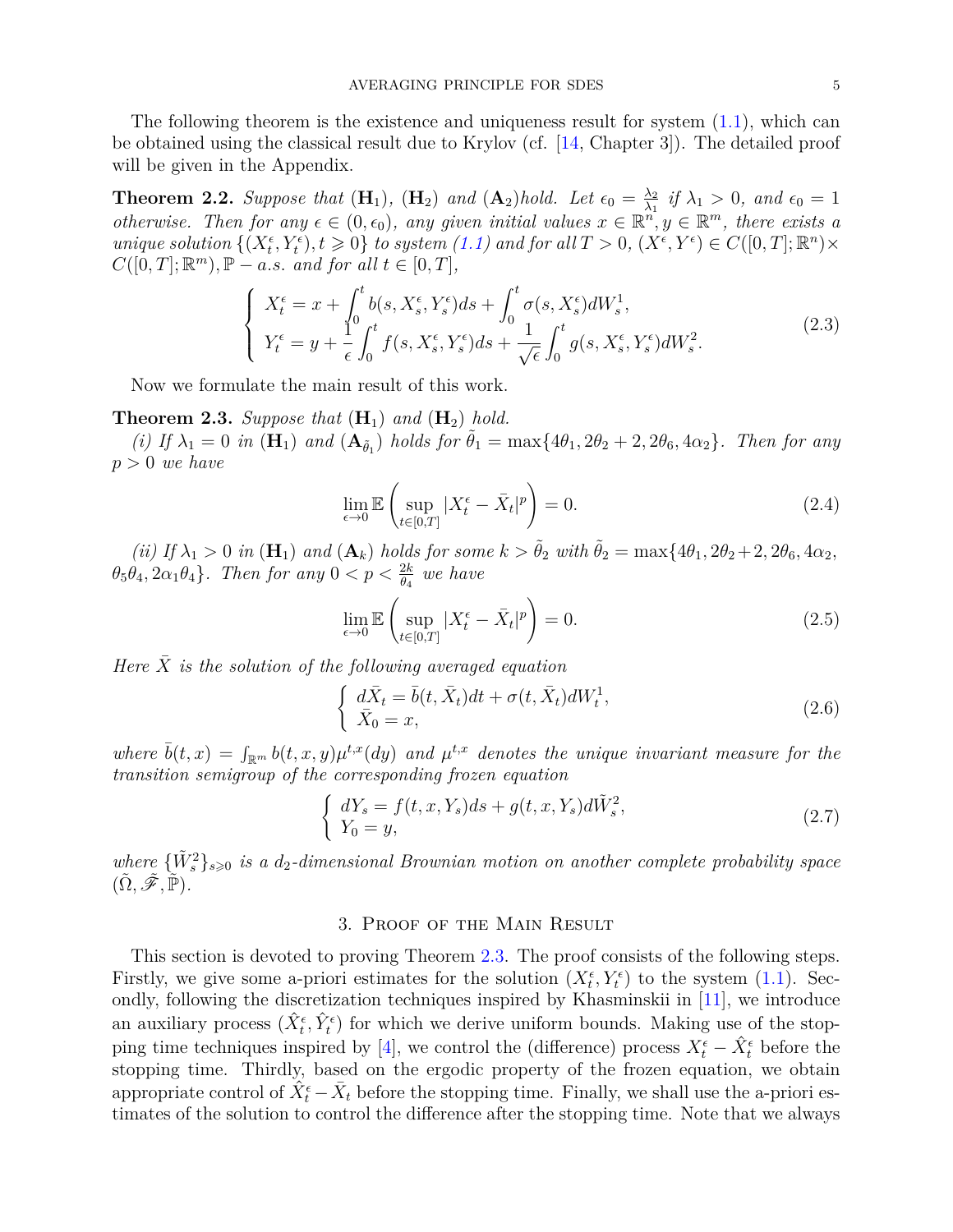The following theorem is the existence and uniqueness result for system (1.1), which can be obtained using the classical result due to Krylov (cf. [14, Chapter 3]). The detailed proof will be given in the Appendix.

**Theorem 2.2.** *Suppose that* $(\mathbf{H}_1)$, $(\mathbf{H}_2)$ *and* $(\mathbf{A}_2)$*hold. Let* $\epsilon_0 = \frac{\lambda_2}{\lambda_1}$ *if* $\lambda_1 > 0$, *and* $\epsilon_0 = 1$ *otherwise. Then for any* $\epsilon \in (0, \epsilon_0)$, *any given initial values* $x \in \mathbb{R}^n, y \in \mathbb{R}^m$, *there exists a unique solution* $\{(X_t^\epsilon, Y_t^\epsilon), t \geqslant 0\}$ *to system (1.1) and for all* $T > 0$, $(X^\epsilon, Y^\epsilon) \in C([0,T]; \mathbb{R}^n) \times C([0,T]; \mathbb{R}^m), \mathbb{P}-a.s.$ *and for all* $t \in [0,T]$,

$$
\left\{
\begin{array}{l}
X_t^\epsilon = x + \displaystyle\int_0^t b(s, X_s^\epsilon, Y_s^\epsilon) ds + \int_0^t \sigma(s, X_s^\epsilon) dW_s^1, \\
Y_t^\epsilon = y + \displaystyle\frac{1}{\epsilon}\int_0^t f(s, X_s^\epsilon, Y_s^\epsilon) ds + \frac{1}{\sqrt{\epsilon}}\int_0^t g(s, X_s^\epsilon, Y_s^\epsilon) dW_s^2.
\end{array}
\right. \tag{2.3}
$$

Now we formulate the main result of this work.

**Theorem 2.3.** *Suppose that* $(\mathbf{H}_1)$ *and* $(\mathbf{H}_2)$ *hold.*

*(i) If* $\lambda_1 = 0$ *in* $(\mathbf{H}_1)$ *and* $(\mathbf{A}_{\tilde{\theta}_1})$ *holds for* $\tilde{\theta}_1 = \max\{4\theta_1, 2\theta_2 + 2, 2\theta_6, 4\alpha_2\}$. *Then for any* $p > 0$ *we have*

$$
\lim_{\epsilon \to 0} \mathbb{E}\left(\sup_{t\in[0,T]} |X_t^\epsilon - \bar{X}_t|^p\right) = 0. \tag{2.4}
$$

*(ii) If* $\lambda_1 > 0$ *in* $(\mathbf{H}_1)$ *and* $(\mathbf{A}_k)$ *holds for some* $k > \tilde{\theta}_2$ *with* $\tilde{\theta}_2 = \max\{4\theta_1, 2\theta_2 + 2, 2\theta_6, 4\alpha_2, \theta_5\theta_4, 2\alpha_1\theta_4\}$. *Then for any* $0 < p < \frac{2k}{\theta_4}$ *we have*

$$
\lim_{\epsilon \to 0} \mathbb{E}\left(\sup_{t\in[0,T]} |X_t^\epsilon - \bar{X}_t|^p\right) = 0. \tag{2.5}
$$

*Here* $\bar{X}$ *is the solution of the following averaged equation*

$$
\left\{
\begin{array}{l}
d\bar{X}_t = \bar{b}(t, \bar{X}_t) dt + \sigma(t, \bar{X}_t) dW_t^1, \\
\bar{X}_0 = x,
\end{array}
\right. \tag{2.6}
$$

*where* $\bar{b}(t,x) = \int_{\mathbb{R}^m} b(t,x,y)\mu^{t,x}(dy)$ *and* $\mu^{t,x}$ *denotes the unique invariant measure for the transition semigroup of the corresponding frozen equation*

$$
\left\{
\begin{array}{l}
dY_s = f(t, x, Y_s) ds + g(t, x, Y_s) d\tilde{W}_s^2, \\
Y_0 = y,
\end{array}
\right. \tag{2.7}
$$

*where* $\{\tilde{W}_s^2\}_{s\geqslant 0}$ *is a* $d_2$*-dimensional Brownian motion on another complete probability space* $(\tilde{\Omega}, \tilde{\mathscr{F}}, \tilde{\mathbb{P}})$.

## 3. Proof of the Main Result

This section is devoted to proving Theorem 2.3. The proof consists of the following steps. Firstly, we give some a-priori estimates for the solution $(X_t^\epsilon, Y_t^\epsilon)$ to the system (1.1). Secondly, following the discretization techniques inspired by Khasminskii in [11], we introduce an auxiliary process $(\hat{X}_t^\epsilon, \hat{Y}_t^\epsilon)$ for which we derive uniform bounds. Making use of the stopping time techniques inspired by [4], we control the (difference) process $X_t^\epsilon - \hat{X}_t^\epsilon$ before the stopping time. Thirdly, based on the ergodic property of the frozen equation, we obtain appropriate control of $\hat{X}_t^\epsilon - \bar{X}_t$ before the stopping time. Finally, we shall use the a-priori estimates of the solution to control the difference after the stopping time. Note that we always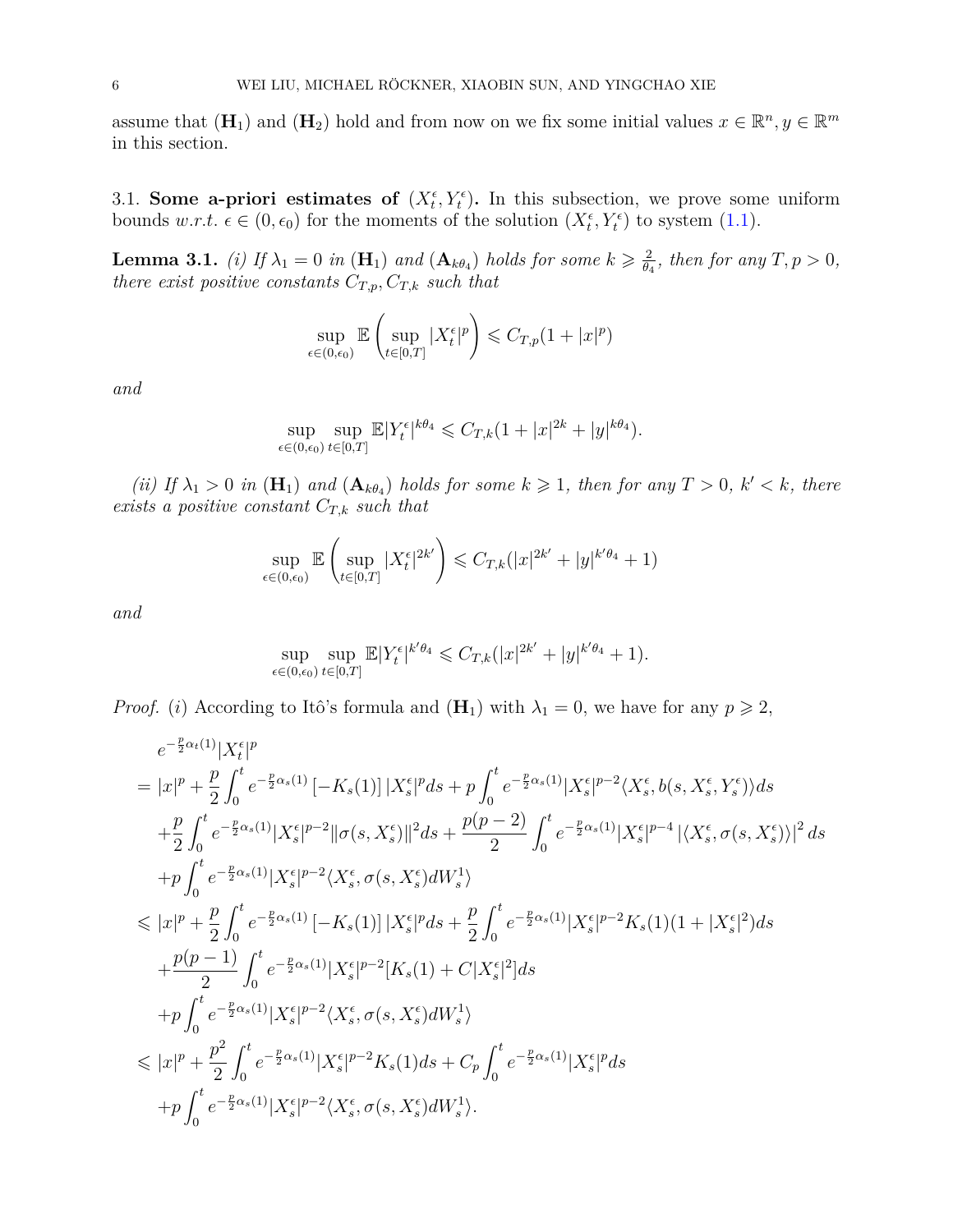assume that $(\mathbf{H}_1)$ and $(\mathbf{H}_2)$ hold and from now on we fix some initial values $x \in \mathbb{R}^n, y \in \mathbb{R}^m$ in this section.

3.1. **Some a-priori estimates of** $(X_t^\epsilon, Y_t^\epsilon)$**.** In this subsection, we prove some uniform bounds *w.r.t.* $\epsilon \in (0, \epsilon_0)$ for the moments of the solution $(X_t^\epsilon, Y_t^\epsilon)$ to system (1.1).

**Lemma 3.1.** *(i) If $\lambda_1 = 0$ in $(\mathbf{H}_1)$ and $(\mathbf{A}_{k\theta_4})$ holds for some $k \geqslant \frac{2}{\theta_4}$, then for any $T, p > 0$, there exist positive constants $C_{T,p}, C_{T,k}$ such that*

$$\sup_{\epsilon \in (0,\epsilon_0)} \mathbb{E}\left(\sup_{t\in[0,T]} |X_t^\epsilon|^p\right) \leqslant C_{T,p}(1 + |x|^p)$$

*and*

$$\sup_{\epsilon \in (0,\epsilon_0)} \sup_{t\in[0,T]} \mathbb{E}|Y_t^\epsilon|^{k\theta_4} \leqslant C_{T,k}(1 + |x|^{2k} + |y|^{k\theta_4}).$$

*(ii) If $\lambda_1 > 0$ in $(\mathbf{H}_1)$ and $(\mathbf{A}_{k\theta_4})$ holds for some $k \geqslant 1$, then for any $T > 0$, $k' < k$, there exists a positive constant $C_{T,k}$ such that*

$$\sup_{\epsilon \in (0,\epsilon_0)} \mathbb{E}\left(\sup_{t\in[0,T]} |X_t^\epsilon|^{2k'}\right) \leqslant C_{T,k}(|x|^{2k'} + |y|^{k'\theta_4} + 1)$$

*and*

$$\sup_{\epsilon \in (0,\epsilon_0)} \sup_{t\in[0,T]} \mathbb{E}|Y_t^\epsilon|^{k'\theta_4} \leqslant C_{T,k}(|x|^{2k'} + |y|^{k'\theta_4} + 1).$$

*Proof.* $(i)$ According to Itô's formula and $(\mathbf{H}_1)$ with $\lambda_1 = 0$, we have for any $p \geqslant 2$,

$$\begin{aligned}
& e^{-\frac{p}{2}\alpha_t(1)}|X_t^\epsilon|^p \\
={}& |x|^p + \frac{p}{2}\int_0^t e^{-\frac{p}{2}\alpha_s(1)}\left[-K_s(1)\right]|X_s^\epsilon|^p ds + p\int_0^t e^{-\frac{p}{2}\alpha_s(1)}|X_s^\epsilon|^{p-2}\langle X_s^\epsilon, b(s, X_s^\epsilon, Y_s^\epsilon)\rangle ds \\
&+ \frac{p}{2}\int_0^t e^{-\frac{p}{2}\alpha_s(1)}|X_s^\epsilon|^{p-2}\|\sigma(s, X_s^\epsilon)\|^2 ds + \frac{p(p-2)}{2}\int_0^t e^{-\frac{p}{2}\alpha_s(1)}|X_s^\epsilon|^{p-4}\left|\langle X_s^\epsilon, \sigma(s, X_s^\epsilon)\rangle\right|^2 ds \\
&+ p\int_0^t e^{-\frac{p}{2}\alpha_s(1)}|X_s^\epsilon|^{p-2}\langle X_s^\epsilon, \sigma(s, X_s^\epsilon)dW_s^1\rangle \\
\leqslant{}& |x|^p + \frac{p}{2}\int_0^t e^{-\frac{p}{2}\alpha_s(1)}\left[-K_s(1)\right]|X_s^\epsilon|^p ds + \frac{p}{2}\int_0^t e^{-\frac{p}{2}\alpha_s(1)}|X_s^\epsilon|^{p-2}K_s(1)(1 + |X_s^\epsilon|^2) ds \\
&+ \frac{p(p-1)}{2}\int_0^t e^{-\frac{p}{2}\alpha_s(1)}|X_s^\epsilon|^{p-2}[K_s(1) + C|X_s^\epsilon|^2] ds \\
&+ p\int_0^t e^{-\frac{p}{2}\alpha_s(1)}|X_s^\epsilon|^{p-2}\langle X_s^\epsilon, \sigma(s, X_s^\epsilon)dW_s^1\rangle \\
\leqslant{}& |x|^p + \frac{p^2}{2}\int_0^t e^{-\frac{p}{2}\alpha_s(1)}|X_s^\epsilon|^{p-2}K_s(1) ds + C_p\int_0^t e^{-\frac{p}{2}\alpha_s(1)}|X_s^\epsilon|^p ds \\
&+ p\int_0^t e^{-\frac{p}{2}\alpha_s(1)}|X_s^\epsilon|^{p-2}\langle X_s^\epsilon, \sigma(s, X_s^\epsilon)dW_s^1\rangle.
\end{aligned}$$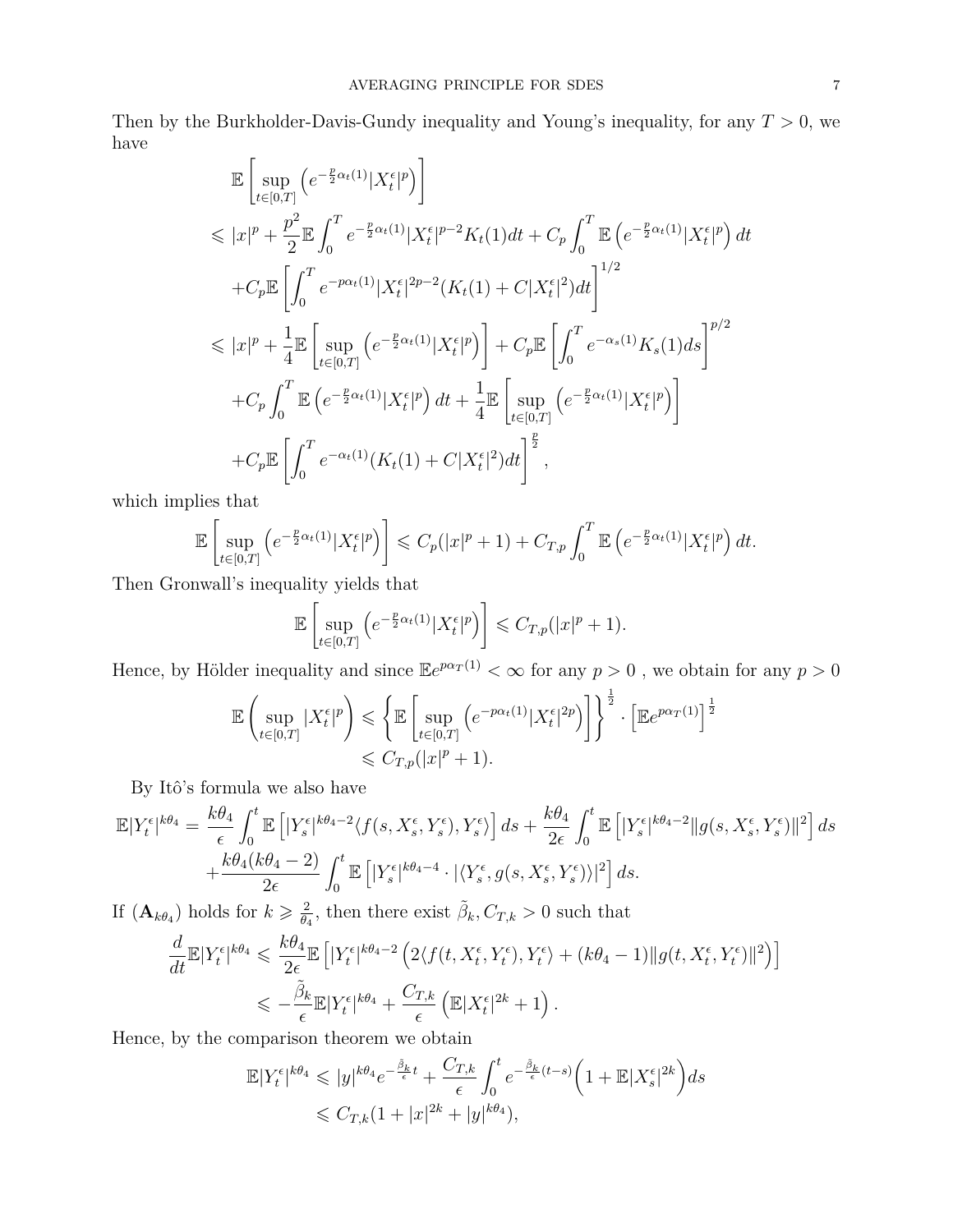Then by the Burkholder-Davis-Gundy inequality and Young's inequality, for any $T > 0$, we have

$$
\begin{aligned}
&\mathbb{E}\left[\sup_{t\in[0,T]}\left(e^{-\frac{p}{2}\alpha_t(1)}|X_t^\epsilon|^p\right)\right]\\
&\leqslant |x|^p + \frac{p^2}{2}\mathbb{E}\int_0^T e^{-\frac{p}{2}\alpha_t(1)}|X_t^\epsilon|^{p-2}K_t(1)dt + C_p\int_0^T \mathbb{E}\left(e^{-\frac{p}{2}\alpha_t(1)}|X_t^\epsilon|^p\right)dt\\
&\quad + C_p\mathbb{E}\left[\int_0^T e^{-p\alpha_t(1)}|X_t^\epsilon|^{2p-2}(K_t(1)+C|X_t^\epsilon|^2)dt\right]^{1/2}\\
&\leqslant |x|^p + \frac{1}{4}\mathbb{E}\left[\sup_{t\in[0,T]}\left(e^{-\frac{p}{2}\alpha_t(1)}|X_t^\epsilon|^p\right)\right] + C_p\mathbb{E}\left[\int_0^T e^{-\alpha_s(1)}K_s(1)ds\right]^{p/2}\\
&\quad + C_p\int_0^T \mathbb{E}\left(e^{-\frac{p}{2}\alpha_t(1)}|X_t^\epsilon|^p\right)dt + \frac{1}{4}\mathbb{E}\left[\sup_{t\in[0,T]}\left(e^{-\frac{p}{2}\alpha_t(1)}|X_t^\epsilon|^p\right)\right]\\
&\quad + C_p\mathbb{E}\left[\int_0^T e^{-\alpha_t(1)}(K_t(1)+C|X_t^\epsilon|^2)dt\right]^{\frac{p}{2}},
\end{aligned}
$$

which implies that

$$
\mathbb{E}\left[\sup_{t\in[0,T]}\left(e^{-\frac{p}{2}\alpha_t(1)}|X_t^\epsilon|^p\right)\right] \leqslant C_p(|x|^p+1) + C_{T,p}\int_0^T \mathbb{E}\left(e^{-\frac{p}{2}\alpha_t(1)}|X_t^\epsilon|^p\right)dt.
$$

Then Gronwall's inequality yields that

$$
\mathbb{E}\left[\sup_{t\in[0,T]}\left(e^{-\frac{p}{2}\alpha_t(1)}|X_t^\epsilon|^p\right)\right] \leqslant C_{T,p}(|x|^p+1).
$$

Hence, by Hölder inequality and since $\mathbb{E}e^{p\alpha_T(1)} < \infty$ for any $p > 0$ , we obtain for any $p > 0$

$$
\begin{aligned}
\mathbb{E}\left(\sup_{t\in[0,T]}|X_t^\epsilon|^p\right) &\leqslant \left\{\mathbb{E}\left[\sup_{t\in[0,T]}\left(e^{-p\alpha_t(1)}|X_t^\epsilon|^{2p}\right)\right]\right\}^{\frac{1}{2}}\cdot\left[\mathbb{E}e^{p\alpha_T(1)}\right]^{\frac{1}{2}}\\
&\leqslant C_{T,p}(|x|^p+1).
\end{aligned}
$$

By Itô's formula we also have

$$
\begin{aligned}
\mathbb{E}|Y_t^\epsilon|^{k\theta_4} &= \frac{k\theta_4}{\epsilon}\int_0^t \mathbb{E}\left[|Y_s^\epsilon|^{k\theta_4-2}\langle f(s,X_s^\epsilon,Y_s^\epsilon),Y_s^\epsilon\rangle\right]ds + \frac{k\theta_4}{2\epsilon}\int_0^t \mathbb{E}\left[|Y_s^\epsilon|^{k\theta_4-2}\|g(s,X_s^\epsilon,Y_s^\epsilon)\|^2\right]ds\\
&\quad + \frac{k\theta_4(k\theta_4-2)}{2\epsilon}\int_0^t \mathbb{E}\left[|Y_s^\epsilon|^{k\theta_4-4}\cdot|\langle Y_s^\epsilon, g(s,X_s^\epsilon,Y_s^\epsilon)\rangle|^2\right]ds.
\end{aligned}
$$

If $(\mathbf{A}_{k\theta_4})$ holds for $k \geqslant \frac{2}{\theta_4}$, then there exist $\tilde{\beta}_k, C_{T,k} > 0$ such that

$$
\begin{aligned}
\frac{d}{dt}\mathbb{E}|Y_t^\epsilon|^{k\theta_4} &\leqslant \frac{k\theta_4}{2\epsilon}\mathbb{E}\left[|Y_t^\epsilon|^{k\theta_4-2}\left(2\langle f(t,X_t^\epsilon,Y_t^\epsilon),Y_t^\epsilon\rangle + (k\theta_4-1)\|g(t,X_t^\epsilon,Y_t^\epsilon)\|^2\right)\right]\\
&\leqslant -\frac{\tilde{\beta}_k}{\epsilon}\mathbb{E}|Y_t^\epsilon|^{k\theta_4} + \frac{C_{T,k}}{\epsilon}\left(\mathbb{E}|X_t^\epsilon|^{2k}+1\right).
\end{aligned}
$$

Hence, by the comparison theorem we obtain

$$
\begin{aligned}
\mathbb{E}|Y_t^\epsilon|^{k\theta_4} &\leqslant |y|^{k\theta_4}e^{-\frac{\tilde{\beta}_k}{\epsilon}t} + \frac{C_{T,k}}{\epsilon}\int_0^t e^{-\frac{\tilde{\beta}_k}{\epsilon}(t-s)}\Big(1+\mathbb{E}|X_s^\epsilon|^{2k}\Big)ds\\
&\leqslant C_{T,k}(1+|x|^{2k}+|y|^{k\theta_4}),
\end{aligned}
$$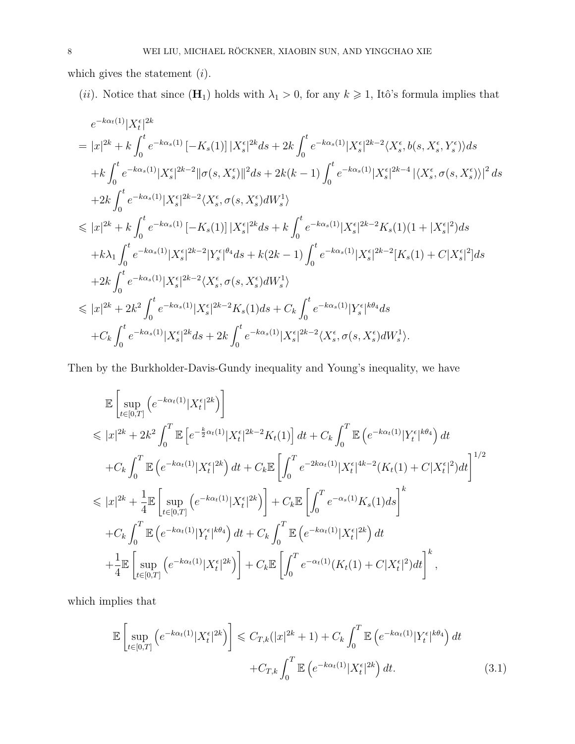which gives the statement $(i)$.

$(ii)$. Notice that since $(\mathbf{H}_1)$ holds with $\lambda_1 > 0$, for any $k \geqslant 1$, Itô's formula implies that

$$
\begin{aligned}
&e^{-k\alpha_t(1)}|X_t^\epsilon|^{2k}\\
=\ & |x|^{2k} + k\int_0^t e^{-k\alpha_s(1)}\left[-K_s(1)\right]|X_s^\epsilon|^{2k}ds + 2k\int_0^t e^{-k\alpha_s(1)}|X_s^\epsilon|^{2k-2}\langle X_s^\epsilon, b(s,X_s^\epsilon,Y_s^\epsilon)\rangle ds\\
&+k\int_0^t e^{-k\alpha_s(1)}|X_s^\epsilon|^{2k-2}\|\sigma(s,X_s^\epsilon)\|^2 ds + 2k(k-1)\int_0^t e^{-k\alpha_s(1)}|X_s^\epsilon|^{2k-4}\left|\langle X_s^\epsilon, \sigma(s,X_s^\epsilon)\rangle\right|^2 ds\\
&+2k\int_0^t e^{-k\alpha_s(1)}|X_s^\epsilon|^{2k-2}\langle X_s^\epsilon, \sigma(s,X_s^\epsilon)dW_s^1\rangle\\
\leqslant\ & |x|^{2k} + k\int_0^t e^{-k\alpha_s(1)}\left[-K_s(1)\right]|X_s^\epsilon|^{2k}ds + k\int_0^t e^{-k\alpha_s(1)}|X_s^\epsilon|^{2k-2}K_s(1)(1+|X_s^\epsilon|^2)ds\\
&+k\lambda_1\int_0^t e^{-k\alpha_s(1)}|X_s^\epsilon|^{2k-2}|Y_s^\epsilon|^{\theta_4}ds + k(2k-1)\int_0^t e^{-k\alpha_s(1)}|X_s^\epsilon|^{2k-2}[K_s(1)+C|X_s^\epsilon|^2]ds\\
&+2k\int_0^t e^{-k\alpha_s(1)}|X_s^\epsilon|^{2k-2}\langle X_s^\epsilon, \sigma(s,X_s^\epsilon)dW_s^1\rangle\\
\leqslant\ & |x|^{2k} + 2k^2\int_0^t e^{-k\alpha_s(1)}|X_s^\epsilon|^{2k-2}K_s(1)ds + C_k\int_0^t e^{-k\alpha_s(1)}|Y_s^\epsilon|^{k\theta_4}ds\\
&+C_k\int_0^t e^{-k\alpha_s(1)}|X_s^\epsilon|^{2k}ds + 2k\int_0^t e^{-k\alpha_s(1)}|X_s^\epsilon|^{2k-2}\langle X_s^\epsilon, \sigma(s,X_s^\epsilon)dW_s^1\rangle.
\end{aligned}
$$

Then by the Burkholder-Davis-Gundy inequality and Young's inequality, we have

$$
\begin{aligned}
&\mathbb{E}\left[\sup_{t\in[0,T]}\left(e^{-k\alpha_t(1)}|X_t^\epsilon|^{2k}\right)\right]\\
\leqslant\ & |x|^{2k} + 2k^2\int_0^T \mathbb{E}\left[e^{-\frac{k}{2}\alpha_t(1)}|X_t^\epsilon|^{2k-2}K_t(1)\right]dt + C_k\int_0^T\mathbb{E}\left(e^{-k\alpha_t(1)}|Y_t^\epsilon|^{k\theta_4}\right)dt\\
&+C_k\int_0^T\mathbb{E}\left(e^{-k\alpha_t(1)}|X_t^\epsilon|^{2k}\right)dt + C_k\mathbb{E}\left[\int_0^T e^{-2k\alpha_t(1)}|X_t^\epsilon|^{4k-2}(K_t(1)+C|X_t^\epsilon|^2)dt\right]^{1/2}\\
\leqslant\ & |x|^{2k} + \frac{1}{4}\mathbb{E}\left[\sup_{t\in[0,T]}\left(e^{-k\alpha_t(1)}|X_t^\epsilon|^{2k}\right)\right] + C_k\mathbb{E}\left[\int_0^T e^{-\alpha_s(1)}K_s(1)ds\right]^k\\
&+C_k\int_0^T\mathbb{E}\left(e^{-k\alpha_t(1)}|Y_t^\epsilon|^{k\theta_4}\right)dt + C_k\int_0^T\mathbb{E}\left(e^{-k\alpha_t(1)}|X_t^\epsilon|^{2k}\right)dt\\
&+\frac{1}{4}\mathbb{E}\left[\sup_{t\in[0,T]}\left(e^{-k\alpha_t(1)}|X_t^\epsilon|^{2k}\right)\right] + C_k\mathbb{E}\left[\int_0^T e^{-\alpha_t(1)}(K_t(1)+C|X_t^\epsilon|^2)dt\right]^k,
\end{aligned}
$$

which implies that

$$
\begin{aligned}
\mathbb{E}\left[\sup_{t\in[0,T]}\left(e^{-k\alpha_t(1)}|X_t^\epsilon|^{2k}\right)\right] \leqslant\ & C_{T,k}(|x|^{2k}+1) + C_k\int_0^T\mathbb{E}\left(e^{-k\alpha_t(1)}|Y_t^\epsilon|^{k\theta_4}\right)dt\\
&+C_{T,k}\int_0^T\mathbb{E}\left(e^{-k\alpha_t(1)}|X_t^\epsilon|^{2k}\right)dt. \qquad (3.1)
\end{aligned}
$$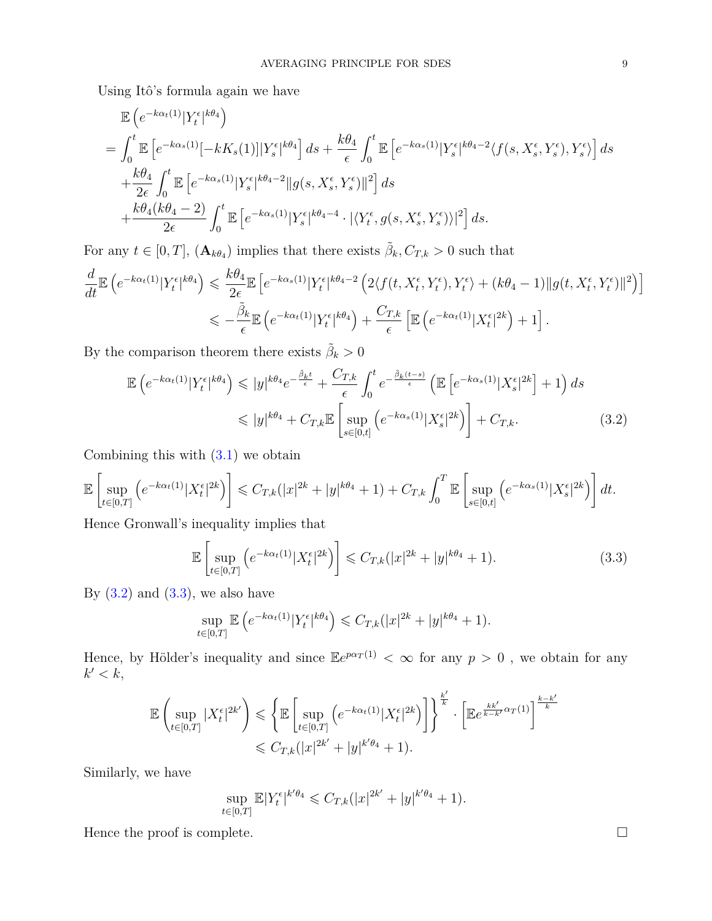Using Itô's formula again we have

$$
\begin{aligned}
&\mathbb{E}\left(e^{-k\alpha_t(1)}|Y_t^\epsilon|^{k\theta_4}\right)\\
=&\int_0^t \mathbb{E}\left[e^{-k\alpha_s(1)}[-kK_s(1)]|Y_s^\epsilon|^{k\theta_4}\right]ds+\frac{k\theta_4}{\epsilon}\int_0^t \mathbb{E}\left[e^{-k\alpha_s(1)}|Y_s^\epsilon|^{k\theta_4-2}\langle f(s,X_s^\epsilon,Y_s^\epsilon),Y_s^\epsilon\rangle\right]ds\\
&+\frac{k\theta_4}{2\epsilon}\int_0^t \mathbb{E}\left[e^{-k\alpha_s(1)}|Y_s^\epsilon|^{k\theta_4-2}\|g(s,X_s^\epsilon,Y_s^\epsilon)\|^2\right]ds\\
&+\frac{k\theta_4(k\theta_4-2)}{2\epsilon}\int_0^t \mathbb{E}\left[e^{-k\alpha_s(1)}|Y_s^\epsilon|^{k\theta_4-4}\cdot|\langle Y_t^\epsilon,g(s,X_s^\epsilon,Y_s^\epsilon)\rangle|^2\right]ds.
\end{aligned}
$$

For any $t\in[0,T]$, $(\mathbf{A}_{k\theta_4})$ implies that there exists $\tilde{\beta}_k, C_{T,k}>0$ such that

$$
\begin{aligned}
\frac{d}{dt}\mathbb{E}\left(e^{-k\alpha_t(1)}|Y_t^\epsilon|^{k\theta_4}\right)&\leqslant \frac{k\theta_4}{2\epsilon}\mathbb{E}\left[e^{-k\alpha_s(1)}|Y_t^\epsilon|^{k\theta_4-2}\left(2\langle f(t,X_t^\epsilon,Y_t^\epsilon),Y_t^\epsilon\rangle+(k\theta_4-1)\|g(t,X_t^\epsilon,Y_t^\epsilon)\|^2\right)\right]\\
&\leqslant -\frac{\tilde{\beta}_k}{\epsilon}\mathbb{E}\left(e^{-k\alpha_t(1)}|Y_t^\epsilon|^{k\theta_4}\right)+\frac{C_{T,k}}{\epsilon}\left[\mathbb{E}\left(e^{-k\alpha_t(1)}|X_t^\epsilon|^{2k}\right)+1\right].
\end{aligned}
$$

By the comparison theorem there exists $\tilde{\beta}_k>0$

$$
\begin{aligned}
\mathbb{E}\left(e^{-k\alpha_t(1)}|Y_t^\epsilon|^{k\theta_4}\right)&\leqslant |y|^{k\theta_4}e^{-\frac{\tilde{\beta}_k t}{\epsilon}}+\frac{C_{T,k}}{\epsilon}\int_0^t e^{-\frac{\tilde{\beta}_k(t-s)}{\epsilon}}\left(\mathbb{E}\left[e^{-k\alpha_s(1)}|X_s^\epsilon|^{2k}\right]+1\right)ds\\
&\leqslant |y|^{k\theta_4}+C_{T,k}\mathbb{E}\left[\sup_{s\in[0,t]}\left(e^{-k\alpha_s(1)}|X_s^\epsilon|^{2k}\right)\right]+C_{T,k}.
\end{aligned}
\tag{3.2}
$$

Combining this with (3.1) we obtain

$$
\mathbb{E}\left[\sup_{t\in[0,T]}\left(e^{-k\alpha_t(1)}|X_t^\epsilon|^{2k}\right)\right]\leqslant C_{T,k}(|x|^{2k}+|y|^{k\theta_4}+1)+C_{T,k}\int_0^T\mathbb{E}\left[\sup_{s\in[0,t]}\left(e^{-k\alpha_s(1)}|X_s^\epsilon|^{2k}\right)\right]dt.
$$

Hence Gronwall's inequality implies that

$$
\mathbb{E}\left[\sup_{t\in[0,T]}\left(e^{-k\alpha_t(1)}|X_t^\epsilon|^{2k}\right)\right]\leqslant C_{T,k}(|x|^{2k}+|y|^{k\theta_4}+1).
\tag{3.3}
$$

By (3.2) and (3.3), we also have

$$
\sup_{t\in[0,T]}\mathbb{E}\left(e^{-k\alpha_t(1)}|Y_t^\epsilon|^{k\theta_4}\right)\leqslant C_{T,k}(|x|^{2k}+|y|^{k\theta_4}+1).
$$

Hence, by Hölder's inequality and since $\mathbb{E}e^{p\alpha_T(1)}<\infty$ for any $p>0$ , we obtain for any $k'<k$,

$$
\begin{aligned}
\mathbb{E}\left(\sup_{t\in[0,T]}|X_t^\epsilon|^{2k'}\right)&\leqslant\left\{\mathbb{E}\left[\sup_{t\in[0,T]}\left(e^{-k\alpha_t(1)}|X_t^\epsilon|^{2k}\right)\right]\right\}^{\frac{k'}{k}}\cdot\left[\mathbb{E}e^{\frac{kk'}{k-k'}\alpha_T(1)}\right]^{\frac{k-k'}{k}}\\
&\leqslant C_{T,k}(|x|^{2k'}+|y|^{k'\theta_4}+1).
\end{aligned}
$$

Similarly, we have

$$
\sup_{t\in[0,T]}\mathbb{E}|Y_t^\epsilon|^{k'\theta_4}\leqslant C_{T,k}(|x|^{2k'}+|y|^{k'\theta_4}+1).
$$

Hence the proof is complete. □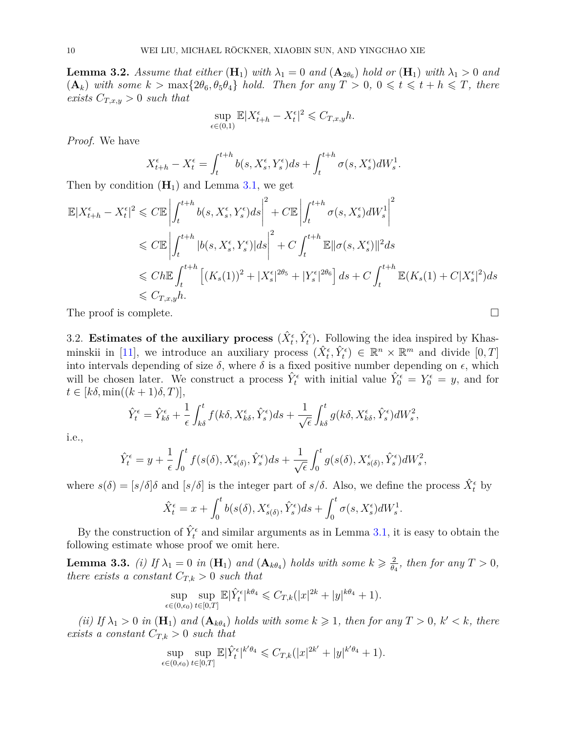**Lemma 3.2.** *Assume that either* $(\mathbf{H}_1)$ *with* $\lambda_1 = 0$ *and* $(\mathbf{A}_{2\theta_6})$ *hold or* $(\mathbf{H}_1)$ *with* $\lambda_1 > 0$ *and* $(\mathbf{A}_k)$ *with some* $k > \max\{2\theta_6, \theta_5\theta_4\}$ *hold. Then for any* $T > 0$, $0 \leqslant t \leqslant t+h \leqslant T$, *there exists* $C_{T,x,y} > 0$ *such that*

$$\sup_{\epsilon \in (0,1)} \mathbb{E}|X^\epsilon_{t+h} - X^\epsilon_t|^2 \leqslant C_{T,x,y} h.$$

*Proof.* We have

$$X^\epsilon_{t+h} - X^\epsilon_t = \int_t^{t+h} b(s, X^\epsilon_s, Y^\epsilon_s)ds + \int_t^{t+h} \sigma(s, X^\epsilon_s)dW^1_s.$$

Then by condition $(\mathbf{H}_1)$ and Lemma 3.1, we get

$$\begin{aligned}
\mathbb{E}|X^\epsilon_{t+h} - X^\epsilon_t|^2 &\leqslant C\mathbb{E}\left|\int_t^{t+h} b(s, X^\epsilon_s, Y^\epsilon_s)ds\right|^2 + C\mathbb{E}\left|\int_t^{t+h} \sigma(s, X^\epsilon_s)dW^1_s\right|^2 \\
&\leqslant C\mathbb{E}\left|\int_t^{t+h} |b(s, X^\epsilon_s, Y^\epsilon_s)|ds\right|^2 + C\int_t^{t+h} \mathbb{E}\|\sigma(s, X^\epsilon_s)\|^2 ds \\
&\leqslant Ch\mathbb{E}\int_t^{t+h} \left[(K_s(1))^2 + |X^\epsilon_s|^{2\theta_5} + |Y^\epsilon_s|^{2\theta_6}\right] ds + C\int_t^{t+h} \mathbb{E}(K_s(1) + C|X^\epsilon_s|^2)ds \\
&\leqslant C_{T,x,y} h.
\end{aligned}$$

The proof is complete. $\square$

3.2. **Estimates of the auxiliary process** $(\hat{X}^\epsilon_t, \hat{Y}^\epsilon_t)$**.** Following the idea inspired by Khasminskii in [11], we introduce an auxiliary process $(\hat{X}^\epsilon_t, \hat{Y}^\epsilon_t) \in \mathbb{R}^n \times \mathbb{R}^m$ and divide $[0,T]$ into intervals depending of size $\delta$, where $\delta$ is a fixed positive number depending on $\epsilon$, which will be chosen later. We construct a process $\hat{Y}^\epsilon_t$ with initial value $\hat{Y}^\epsilon_0 = Y^\epsilon_0 = y$, and for $t \in [k\delta, \min((k+1)\delta, T)]$,

$$\hat{Y}^\epsilon_t = \hat{Y}^\epsilon_{k\delta} + \frac{1}{\epsilon}\int_{k\delta}^t f(k\delta, X^\epsilon_{k\delta}, \hat{Y}^\epsilon_s)ds + \frac{1}{\sqrt{\epsilon}}\int_{k\delta}^t g(k\delta, X^\epsilon_{k\delta}, \hat{Y}^\epsilon_s)dW^2_s,$$

i.e.,

$$\hat{Y}^\epsilon_t = y + \frac{1}{\epsilon}\int_0^t f(s(\delta), X^\epsilon_{s(\delta)}, \hat{Y}^\epsilon_s)ds + \frac{1}{\sqrt{\epsilon}}\int_0^t g(s(\delta), X^\epsilon_{s(\delta)}, \hat{Y}^\epsilon_s)dW^2_s,$$

where $s(\delta) = [s/\delta]\delta$ and $[s/\delta]$ is the integer part of $s/\delta$. Also, we define the process $\hat{X}^\epsilon_t$ by

$$\hat{X}^\epsilon_t = x + \int_0^t b(s(\delta), X^\epsilon_{s(\delta)}, \hat{Y}^\epsilon_s)ds + \int_0^t \sigma(s, X^\epsilon_s)dW^1_s.$$

By the construction of $\hat{Y}^\epsilon_t$ and similar arguments as in Lemma 3.1, it is easy to obtain the following estimate whose proof we omit here.

**Lemma 3.3.** *(i) If* $\lambda_1 = 0$ *in* $(\mathbf{H}_1)$ *and* $(\mathbf{A}_{k\theta_4})$ *holds with some* $k \geqslant \frac{2}{\theta_4}$, *then for any* $T > 0$, *there exists a constant* $C_{T,k} > 0$ *such that*

$$\sup_{\epsilon \in (0,\epsilon_0)} \sup_{t \in [0,T]} \mathbb{E}|\hat{Y}^\epsilon_t|^{k\theta_4} \leqslant C_{T,k}(|x|^{2k} + |y|^{k\theta_4} + 1).$$

*(ii) If* $\lambda_1 > 0$ *in* $(\mathbf{H}_1)$ *and* $(\mathbf{A}_{k\theta_4})$ *holds with some* $k \geqslant 1$, *then for any* $T > 0$, $k' < k$, *there exists a constant* $C_{T,k} > 0$ *such that*

$$\sup_{\epsilon \in (0,\epsilon_0)} \sup_{t \in [0,T]} \mathbb{E}|\hat{Y}^\epsilon_t|^{k'\theta_4} \leqslant C_{T,k}(|x|^{2k'} + |y|^{k'\theta_4} + 1).$$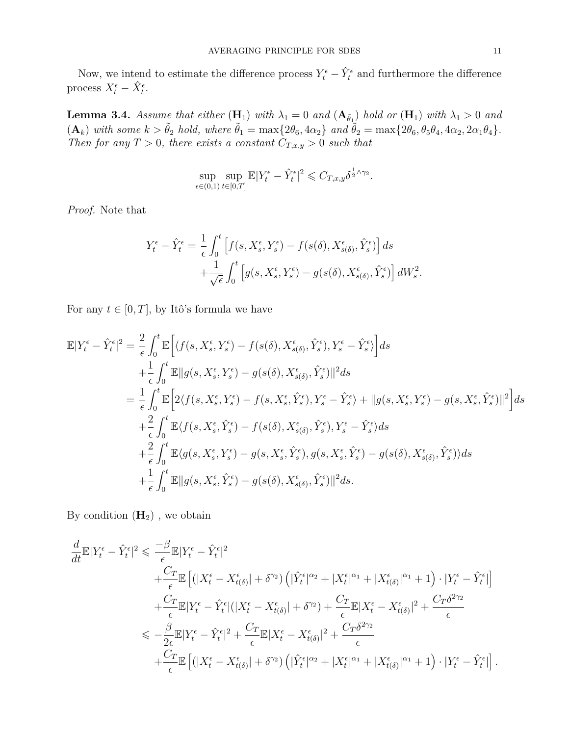Now, we intend to estimate the difference process $Y_t^\epsilon - \hat{Y}_t^\epsilon$ and furthermore the difference process $X_t^\epsilon - \hat{X}_t^\epsilon$.

**Lemma 3.4.** *Assume that either* $(\mathbf{H}_1)$ *with* $\lambda_1 = 0$ *and* $(\mathbf{A}_{\tilde{\theta}_1})$ *hold or* $(\mathbf{H}_1)$ *with* $\lambda_1 > 0$ *and* $(\mathbf{A}_k)$ *with some* $k > \tilde{\theta}_2$ *hold, where* $\tilde{\theta}_1 = \max\{2\theta_6, 4\alpha_2\}$ *and* $\tilde{\theta}_2 = \max\{2\theta_6, \theta_5\theta_4, 4\alpha_2, 2\alpha_1\theta_4\}$. *Then for any* $T > 0$, *there exists a constant* $C_{T,x,y} > 0$ *such that*

$$\sup_{\epsilon\in(0,1)}\sup_{t\in[0,T]}\mathbb{E}|Y_t^\epsilon - \hat{Y}_t^\epsilon|^2 \leqslant C_{T,x,y}\delta^{\frac{1}{2}\wedge\gamma_2}.$$

*Proof.* Note that

$$\begin{aligned}
Y_t^\epsilon - \hat{Y}_t^\epsilon = &\frac{1}{\epsilon}\int_0^t \Big[f(s, X_s^\epsilon, Y_s^\epsilon) - f(s(\delta), X_{s(\delta)}^\epsilon, \hat{Y}_s^\epsilon)\Big]\,ds \\
&+\frac{1}{\sqrt{\epsilon}}\int_0^t \Big[g(s, X_s^\epsilon, Y_s^\epsilon) - g(s(\delta), X_{s(\delta)}^\epsilon, \hat{Y}_s^\epsilon)\Big]\,dW_s^2.
\end{aligned}$$

For any $t \in [0, T]$, by Itô's formula we have

$$\begin{aligned}
\mathbb{E}|Y_t^\epsilon - \hat{Y}_t^\epsilon|^2 = &\frac{2}{\epsilon}\int_0^t \mathbb{E}\Big[\langle f(s, X_s^\epsilon, Y_s^\epsilon) - f(s(\delta), X_{s(\delta)}^\epsilon, \hat{Y}_s^\epsilon), Y_s^\epsilon - \hat{Y}_s^\epsilon\rangle\Big]ds \\
&+\frac{1}{\epsilon}\int_0^t \mathbb{E}\|g(s, X_s^\epsilon, Y_s^\epsilon) - g(s(\delta), X_{s(\delta)}^\epsilon, \hat{Y}_s^\epsilon)\|^2 ds \\
= &\frac{1}{\epsilon}\int_0^t \mathbb{E}\Big[2\langle f(s, X_s^\epsilon, Y_s^\epsilon) - f(s, X_s^\epsilon, \hat{Y}_s^\epsilon), Y_s^\epsilon - \hat{Y}_s^\epsilon\rangle + \|g(s, X_s^\epsilon, Y_s^\epsilon) - g(s, X_s^\epsilon, \hat{Y}_s^\epsilon)\|^2\Big]ds \\
&+\frac{2}{\epsilon}\int_0^t \mathbb{E}\langle f(s, X_s^\epsilon, \hat{Y}_s^\epsilon) - f(s(\delta), X_{s(\delta)}^\epsilon, \hat{Y}_s^\epsilon), Y_s^\epsilon - \hat{Y}_s^\epsilon\rangle ds \\
&+\frac{2}{\epsilon}\int_0^t \mathbb{E}\langle g(s, X_s^\epsilon, Y_s^\epsilon) - g(s, X_s^\epsilon, \hat{Y}_s^\epsilon), g(s, X_s^\epsilon, \hat{Y}_s^\epsilon) - g(s(\delta), X_{s(\delta)}^\epsilon, \hat{Y}_s^\epsilon)\rangle ds \\
&+\frac{1}{\epsilon}\int_0^t \mathbb{E}\|g(s, X_s^\epsilon, \hat{Y}_s^\epsilon) - g(s(\delta), X_{s(\delta)}^\epsilon, \hat{Y}_s^\epsilon)\|^2 ds.
\end{aligned}$$

By condition $(\mathbf{H}_2)$ , we obtain

$$\begin{aligned}
\frac{d}{dt}\mathbb{E}|Y_t^\epsilon - \hat{Y}_t^\epsilon|^2 \leqslant &\frac{-\beta}{\epsilon}\mathbb{E}|Y_t^\epsilon - \hat{Y}_t^\epsilon|^2 \\
&+\frac{C_T}{\epsilon}\mathbb{E}\left[(|X_t^\epsilon - X_{t(\delta)}^\epsilon| + \delta^{\gamma_2})\left(|\hat{Y}_t^\epsilon|^{\alpha_2} + |X_t^\epsilon|^{\alpha_1} + |X_{t(\delta)}^\epsilon|^{\alpha_1} + 1\right)\cdot|Y_t^\epsilon - \hat{Y}_t^\epsilon|\right] \\
&+\frac{C_T}{\epsilon}\mathbb{E}|Y_t^\epsilon - \hat{Y}_t^\epsilon|(|X_t^\epsilon - X_{t(\delta)}^\epsilon| + \delta^{\gamma_2}) + \frac{C_T}{\epsilon}\mathbb{E}|X_t^\epsilon - X_{t(\delta)}^\epsilon|^2 + \frac{C_T\delta^{2\gamma_2}}{\epsilon} \\
\leqslant &-\frac{\beta}{2\epsilon}\mathbb{E}|Y_t^\epsilon - \hat{Y}_t^\epsilon|^2 + \frac{C_T}{\epsilon}\mathbb{E}|X_t^\epsilon - X_{t(\delta)}^\epsilon|^2 + \frac{C_T\delta^{2\gamma_2}}{\epsilon} \\
&+\frac{C_T}{\epsilon}\mathbb{E}\left[(|X_t^\epsilon - X_{t(\delta)}^\epsilon| + \delta^{\gamma_2})\left(|\hat{Y}_t^\epsilon|^{\alpha_2} + |X_t^\epsilon|^{\alpha_1} + |X_{t(\delta)}^\epsilon|^{\alpha_1} + 1\right)\cdot|Y_t^\epsilon - \hat{Y}_t^\epsilon|\right].
\end{aligned}$$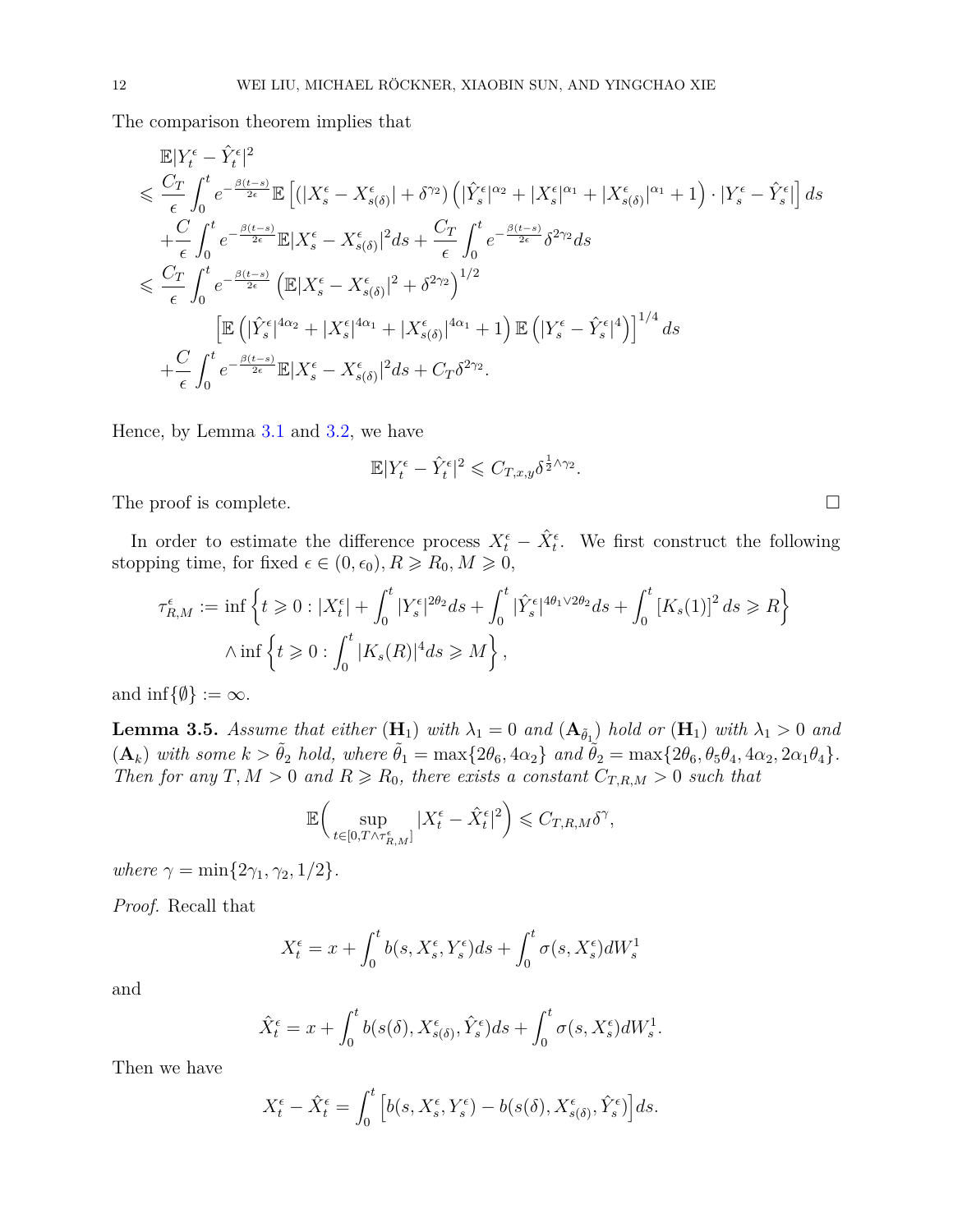The comparison theorem implies that

$$
\begin{aligned}
&\mathbb{E}|Y_t^\epsilon - \hat{Y}_t^\epsilon|^2\\
\leqslant{}& \frac{C_T}{\epsilon}\int_0^t e^{-\frac{\beta(t-s)}{2\epsilon}}\mathbb{E}\left[(|X_s^\epsilon - X_{s(\delta)}^\epsilon| + \delta^{\gamma_2})\left(|\hat{Y}_s^\epsilon|^{\alpha_2} + |X_s^\epsilon|^{\alpha_1} + |X_{s(\delta)}^\epsilon|^{\alpha_1} + 1\right)\cdot|Y_s^\epsilon - \hat{Y}_s^\epsilon|\right]ds\\
&+\frac{C}{\epsilon}\int_0^t e^{-\frac{\beta(t-s)}{2\epsilon}}\mathbb{E}|X_s^\epsilon - X_{s(\delta)}^\epsilon|^2 ds + \frac{C_T}{\epsilon}\int_0^t e^{-\frac{\beta(t-s)}{2\epsilon}}\delta^{2\gamma_2}ds\\
\leqslant{}& \frac{C_T}{\epsilon}\int_0^t e^{-\frac{\beta(t-s)}{2\epsilon}}\left(\mathbb{E}|X_s^\epsilon - X_{s(\delta)}^\epsilon|^2 + \delta^{2\gamma_2}\right)^{1/2}\\
&\qquad\left[\mathbb{E}\left(|\hat{Y}_s^\epsilon|^{4\alpha_2} + |X_s^\epsilon|^{4\alpha_1} + |X_{s(\delta)}^\epsilon|^{4\alpha_1} + 1\right)\mathbb{E}\left(|Y_s^\epsilon - \hat{Y}_s^\epsilon|^4\right)\right]^{1/4}ds\\
&+\frac{C}{\epsilon}\int_0^t e^{-\frac{\beta(t-s)}{2\epsilon}}\mathbb{E}|X_s^\epsilon - X_{s(\delta)}^\epsilon|^2 ds + C_T\delta^{2\gamma_2}.
\end{aligned}
$$

Hence, by Lemma 3.1 and 3.2, we have

$$
\mathbb{E}|Y_t^\epsilon - \hat{Y}_t^\epsilon|^2 \leqslant C_{T,x,y}\delta^{\frac{1}{2}\wedge\gamma_2}.
$$

The proof is complete. □

In order to estimate the difference process $X_t^\epsilon - \hat{X}_t^\epsilon$. We first construct the following stopping time, for fixed $\epsilon \in (0,\epsilon_0), R \geqslant R_0, M \geqslant 0$,

$$
\begin{aligned}
\tau_{R,M}^\epsilon := \inf&\left\{t \geqslant 0 : |X_t^\epsilon| + \int_0^t |Y_s^\epsilon|^{2\theta_2}ds + \int_0^t |\hat{Y}_s^\epsilon|^{4\theta_1\vee 2\theta_2}ds + \int_0^t [K_s(1)]^2 ds \geqslant R\right\}\\
&\wedge \inf\left\{t \geqslant 0 : \int_0^t |K_s(R)|^4 ds \geqslant M\right\},
\end{aligned}
$$

and $\inf\{\emptyset\} := \infty$.

**Lemma 3.5.** *Assume that either* $(\mathbf{H}_1)$ *with* $\lambda_1 = 0$ *and* $(\mathbf{A}_{\tilde{\theta}_1})$ *hold or* $(\mathbf{H}_1)$ *with* $\lambda_1 > 0$ *and* $(\mathbf{A}_k)$ *with some* $k > \tilde{\theta}_2$ *hold, where* $\tilde{\theta}_1 = \max\{2\theta_6, 4\alpha_2\}$ *and* $\tilde{\theta}_2 = \max\{2\theta_6, \theta_5\theta_4, 4\alpha_2, 2\alpha_1\theta_4\}$*. Then for any* $T, M > 0$ *and* $R \geqslant R_0$*, there exists a constant* $C_{T,R,M} > 0$ *such that*

$$
\mathbb{E}\Big(\sup_{t\in[0,T\wedge\tau_{R,M}^\epsilon]}|X_t^\epsilon - \hat{X}_t^\epsilon|^2\Big) \leqslant C_{T,R,M}\delta^\gamma,
$$

*where* $\gamma = \min\{2\gamma_1, \gamma_2, 1/2\}$*.*

*Proof.* Recall that

$$
X_t^\epsilon = x + \int_0^t b(s, X_s^\epsilon, Y_s^\epsilon)ds + \int_0^t \sigma(s, X_s^\epsilon)dW_s^1
$$

and

$$
\hat{X}_t^\epsilon = x + \int_0^t b(s(\delta), X_{s(\delta)}^\epsilon, \hat{Y}_s^\epsilon)ds + \int_0^t \sigma(s, X_s^\epsilon)dW_s^1.
$$

Then we have

$$
X_t^\epsilon - \hat{X}_t^\epsilon = \int_0^t \Big[b(s, X_s^\epsilon, Y_s^\epsilon) - b(s(\delta), X_{s(\delta)}^\epsilon, \hat{Y}_s^\epsilon)\Big]ds.
$$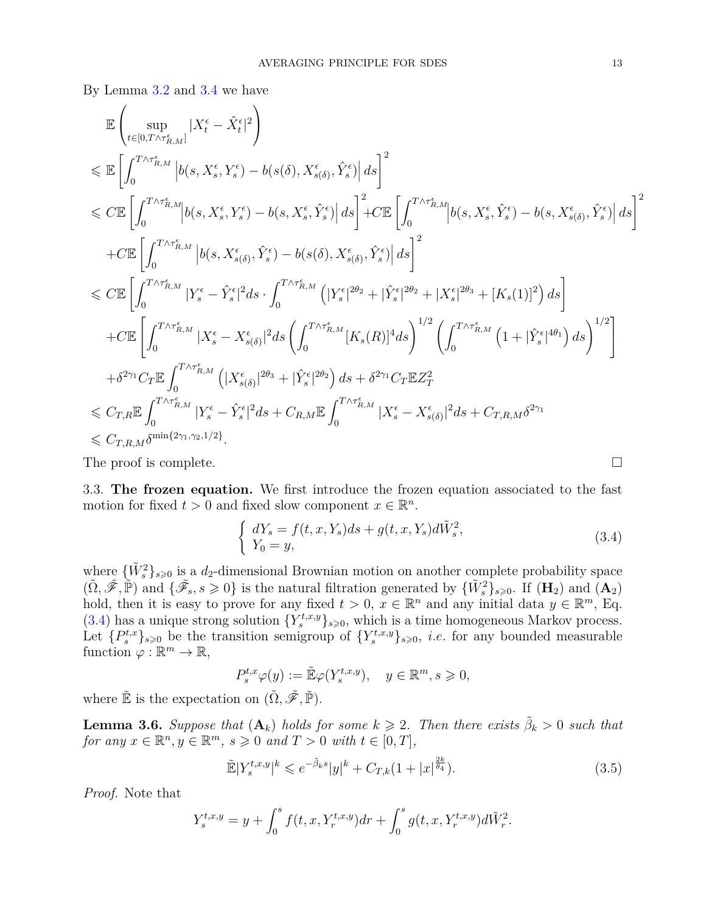By Lemma 3.2 and 3.4 we have

$$
\begin{aligned}
&\mathbb{E}\left(\sup_{t\in[0,T\wedge\tau^{\epsilon}_{R,M}]}|X^{\epsilon}_t-\hat{X}^{\epsilon}_t|^2\right)\\
\leqslant\ &\mathbb{E}\left[\int_0^{T\wedge\tau^{\epsilon}_{R,M}}\left|b(s,X^{\epsilon}_s,Y^{\epsilon}_s)-b(s(\delta),X^{\epsilon}_{s(\delta)},\hat{Y}^{\epsilon}_s)\right|ds\right]^2\\
\leqslant\ &C\mathbb{E}\left[\int_0^{T\wedge\tau^{\epsilon}_{R,M}}\left|b(s,X^{\epsilon}_s,Y^{\epsilon}_s)-b(s,X^{\epsilon}_s,\hat{Y}^{\epsilon}_s)\right|ds\right]^2+C\mathbb{E}\left[\int_0^{T\wedge\tau^{\epsilon}_{R,M}}\left|b(s,X^{\epsilon}_s,\hat{Y}^{\epsilon}_s)-b(s,X^{\epsilon}_{s(\delta)},\hat{Y}^{\epsilon}_s)\right|ds\right]^2\\
&+C\mathbb{E}\left[\int_0^{T\wedge\tau^{\epsilon}_{R,M}}\left|b(s,X^{\epsilon}_{s(\delta)},\hat{Y}^{\epsilon}_s)-b(s(\delta),X^{\epsilon}_{s(\delta)},\hat{Y}^{\epsilon}_s)\right|ds\right]^2\\
\leqslant\ &C\mathbb{E}\left[\int_0^{T\wedge\tau^{\epsilon}_{R,M}}|Y^{\epsilon}_s-\hat{Y}^{\epsilon}_s|^2ds\cdot\int_0^{T\wedge\tau^{\epsilon}_{R,M}}\left(|Y^{\epsilon}_s|^{2\theta_2}+|\hat{Y}^{\epsilon}_s|^{2\theta_2}+|X^{\epsilon}_s|^{2\theta_3}+[K_s(1)]^2\right)ds\right]\\
&+C\mathbb{E}\left[\int_0^{T\wedge\tau^{\epsilon}_{R,M}}|X^{\epsilon}_s-X^{\epsilon}_{s(\delta)}|^2ds\left(\int_0^{T\wedge\tau^{\epsilon}_{R,M}}[K_s(R)]^4ds\right)^{1/2}\left(\int_0^{T\wedge\tau^{\epsilon}_{R,M}}\left(1+|\hat{Y}^{\epsilon}_s|^{4\theta_1}\right)ds\right)^{1/2}\right]\\
&+\delta^{2\gamma_1}C_T\mathbb{E}\int_0^{T\wedge\tau^{\epsilon}_{R,M}}\left(|X^{\epsilon}_{s(\delta)}|^{2\theta_3}+|\hat{Y}^{\epsilon}_s|^{2\theta_2}\right)ds+\delta^{2\gamma_1}C_T\mathbb{E}Z_T^2\\
\leqslant\ &C_{T,R}\mathbb{E}\int_0^{T\wedge\tau^{\epsilon}_{R,M}}|Y^{\epsilon}_s-\hat{Y}^{\epsilon}_s|^2ds+C_{R,M}\mathbb{E}\int_0^{T\wedge\tau^{\epsilon}_{R,M}}|X^{\epsilon}_s-X^{\epsilon}_{s(\delta)}|^2ds+C_{T,R,M}\delta^{2\gamma_1}\\
\leqslant\ &C_{T,R,M}\delta^{\min\{2\gamma_1,\gamma_2,1/2\}}.
\end{aligned}
$$

The proof is complete. $\square$

3.3. **The frozen equation.** We first introduce the frozen equation associated to the fast motion for fixed $t>0$ and fixed slow component $x\in\mathbb{R}^n$.

$$
\left\{\begin{array}{l} dY_s=f(t,x,Y_s)ds+g(t,x,Y_s)d\tilde{W}^2_s,\\ Y_0=y,\end{array}\right. \tag{3.4}
$$

where $\{\tilde{W}^2_s\}_{s\geqslant0}$ is a $d_2$-dimensional Brownian motion on another complete probability space $(\tilde{\Omega},\tilde{\mathscr{F}},\tilde{\mathbb{P}})$ and $\{\tilde{\mathscr{F}}_s,s\geqslant0\}$ is the natural filtration generated by $\{\tilde{W}^2_s\}_{s\geqslant0}$. If $(\mathbf{H}_2)$ and $(\mathbf{A}_2)$ hold, then it is easy to prove for any fixed $t>0$, $x\in\mathbb{R}^n$ and any initial data $y\in\mathbb{R}^m$, Eq. (3.4) has a unique strong solution $\{Y^{t,x,y}_s\}_{s\geqslant0}$, which is a time homogeneous Markov process. Let $\{P^{t,x}_s\}_{s\geqslant0}$ be the transition semigroup of $\{Y^{t,x,y}_s\}_{s\geqslant0}$, *i.e.* for any bounded measurable function $\varphi:\mathbb{R}^m\to\mathbb{R}$,

$$
P^{t,x}_s\varphi(y):=\tilde{\mathbb{E}}\varphi(Y^{t,x,y}_s),\quad y\in\mathbb{R}^m,s\geqslant0,
$$

where $\tilde{\mathbb{E}}$ is the expectation on $(\tilde{\Omega},\tilde{\mathscr{F}},\tilde{\mathbb{P}})$.

**Lemma 3.6.** *Suppose that* $(\mathbf{A}_k)$ *holds for some* $k\geqslant2$. *Then there exists* $\tilde{\beta}_k>0$ *such that for any* $x\in\mathbb{R}^n,y\in\mathbb{R}^m$, $s\geqslant0$ *and* $T>0$ *with* $t\in[0,T]$,

$$
\tilde{\mathbb{E}}|Y^{t,x,y}_s|^k\leqslant e^{-\tilde{\beta}_k s}|y|^k+C_{T,k}(1+|x|^{\frac{2k}{\theta_4}}). \tag{3.5}
$$

*Proof.* Note that

$$
Y^{t,x,y}_s=y+\int_0^s f(t,x,Y^{t,x,y}_r)dr+\int_0^s g(t,x,Y^{t,x,y}_r)d\tilde{W}^2_r.
$$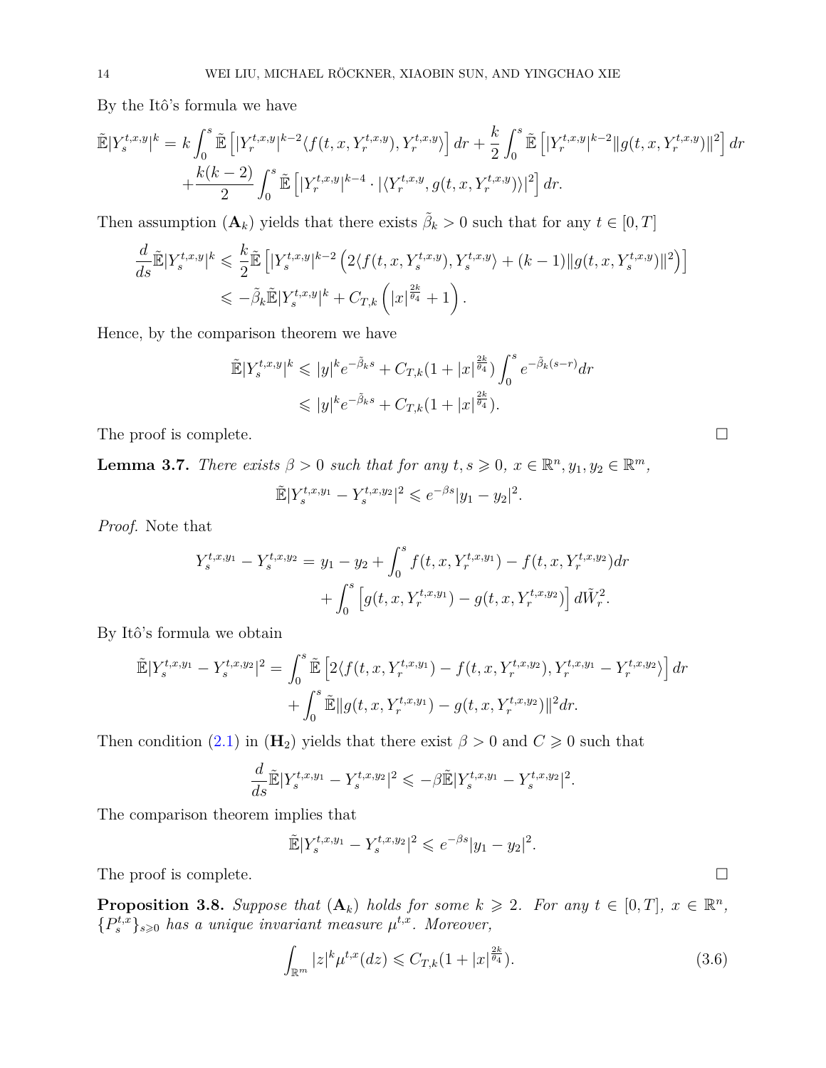By the Itô's formula we have

$$\tilde{\mathbb{E}}|Y_s^{t,x,y}|^k = k\int_0^s \tilde{\mathbb{E}}\left[|Y_r^{t,x,y}|^{k-2}\langle f(t,x,Y_r^{t,x,y}), Y_r^{t,x,y}\rangle\right]dr + \frac{k}{2}\int_0^s \tilde{\mathbb{E}}\left[|Y_r^{t,x,y}|^{k-2}\|g(t,x,Y_r^{t,x,y})\|^2\right]dr$$
$$+\frac{k(k-2)}{2}\int_0^s \tilde{\mathbb{E}}\left[|Y_r^{t,x,y}|^{k-4}\cdot|\langle Y_r^{t,x,y}, g(t,x,Y_r^{t,x,y})\rangle|^2\right]dr.$$

Then assumption $(\mathbf{A}_k)$ yields that there exists $\tilde{\beta}_k>0$ such that for any $t\in[0,T]$

$$\begin{aligned}\frac{d}{ds}\tilde{\mathbb{E}}|Y_s^{t,x,y}|^k &\leqslant \frac{k}{2}\tilde{\mathbb{E}}\left[|Y_s^{t,x,y}|^{k-2}\left(2\langle f(t,x,Y_s^{t,x,y}), Y_s^{t,x,y}\rangle + (k-1)\|g(t,x,Y_s^{t,x,y})\|^2\right)\right]\\ &\leqslant -\tilde{\beta}_k\tilde{\mathbb{E}}|Y_s^{t,x,y}|^k + C_{T,k}\left(|x|^{\frac{2k}{\theta_4}}+1\right).\end{aligned}$$

Hence, by the comparison theorem we have

$$\begin{aligned}\tilde{\mathbb{E}}|Y_s^{t,x,y}|^k &\leqslant |y|^k e^{-\tilde{\beta}_k s} + C_{T,k}(1+|x|^{\frac{2k}{\theta_4}})\int_0^s e^{-\tilde{\beta}_k(s-r)}dr\\ &\leqslant |y|^k e^{-\tilde{\beta}_k s} + C_{T,k}(1+|x|^{\frac{2k}{\theta_4}}).\end{aligned}$$

The proof is complete. □

**Lemma 3.7.** *There exists $\beta>0$ such that for any $t,s\geqslant 0$, $x\in\mathbb{R}^n, y_1,y_2\in\mathbb{R}^m$,*

$$\tilde{\mathbb{E}}|Y_s^{t,x,y_1}-Y_s^{t,x,y_2}|^2 \leqslant e^{-\beta s}|y_1-y_2|^2.$$

*Proof.* Note that

$$\begin{aligned}Y_s^{t,x,y_1}-Y_s^{t,x,y_2} = y_1-y_2 &+ \int_0^s f(t,x,Y_r^{t,x,y_1})-f(t,x,Y_r^{t,x,y_2})dr\\ &+\int_0^s\left[g(t,x,Y_r^{t,x,y_1})-g(t,x,Y_r^{t,x,y_2})\right]d\tilde{W}_r^2.\end{aligned}$$

By Itô's formula we obtain

$$\begin{aligned}\tilde{\mathbb{E}}|Y_s^{t,x,y_1}-Y_s^{t,x,y_2}|^2 = &\int_0^s\tilde{\mathbb{E}}\left[2\langle f(t,x,Y_r^{t,x,y_1})-f(t,x,Y_r^{t,x,y_2}), Y_r^{t,x,y_1}-Y_r^{t,x,y_2}\rangle\right]dr\\ &+\int_0^s\tilde{\mathbb{E}}\|g(t,x,Y_r^{t,x,y_1})-g(t,x,Y_r^{t,x,y_2})\|^2dr.\end{aligned}$$

Then condition (2.1) in $(\mathbf{H}_2)$ yields that there exist $\beta>0$ and $C\geqslant 0$ such that

$$\frac{d}{ds}\tilde{\mathbb{E}}|Y_s^{t,x,y_1}-Y_s^{t,x,y_2}|^2 \leqslant -\beta\tilde{\mathbb{E}}|Y_s^{t,x,y_1}-Y_s^{t,x,y_2}|^2.$$

The comparison theorem implies that

$$\tilde{\mathbb{E}}|Y_s^{t,x,y_1}-Y_s^{t,x,y_2}|^2 \leqslant e^{-\beta s}|y_1-y_2|^2.$$

The proof is complete. □

**Proposition 3.8.** *Suppose that $(\mathbf{A}_k)$ holds for some $k\geqslant 2$. For any $t\in[0,T]$, $x\in\mathbb{R}^n$, $\{P_s^{t,x}\}_{s\geqslant 0}$ has a unique invariant measure $\mu^{t,x}$. Moreover,*

$$\int_{\mathbb{R}^m}|z|^k\mu^{t,x}(dz)\leqslant C_{T,k}(1+|x|^{\frac{2k}{\theta_4}}). \tag{3.6}$$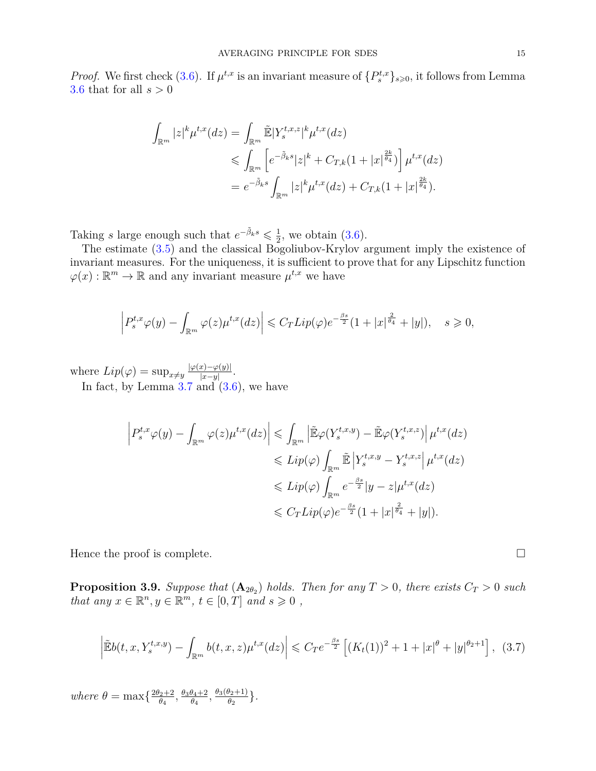*Proof.* We first check (3.6). If $\mu^{t,x}$ is an invariant measure of $\{P^{t,x}_s\}_{s\geqslant 0}$, it follows from Lemma 3.6 that for all $s>0$

$$
\begin{aligned}
\int_{\mathbb{R}^m} |z|^k \mu^{t,x}(dz) &= \int_{\mathbb{R}^m} \tilde{\mathbb{E}}|Y^{t,x,z}_s|^k \mu^{t,x}(dz)\\
&\leqslant \int_{\mathbb{R}^m} \left[e^{-\tilde{\beta}_k s}|z|^k + C_{T,k}(1+|x|^{\frac{2k}{\theta_4}})\right]\mu^{t,x}(dz)\\
&= e^{-\tilde{\beta}_k s}\int_{\mathbb{R}^m} |z|^k \mu^{t,x}(dz) + C_{T,k}(1+|x|^{\frac{2k}{\theta_4}}).
\end{aligned}
$$

Taking $s$ large enough such that $e^{-\tilde{\beta}_k s}\leqslant \frac{1}{2}$, we obtain (3.6).

The estimate (3.5) and the classical Bogoliubov-Krylov argument imply the existence of invariant measures. For the uniqueness, it is sufficient to prove that for any Lipschitz function $\varphi(x):\mathbb{R}^m\to\mathbb{R}$ and any invariant measure $\mu^{t,x}$ we have

$$
\left|P^{t,x}_s\varphi(y) - \int_{\mathbb{R}^m}\varphi(z)\mu^{t,x}(dz)\right| \leqslant C_T Lip(\varphi) e^{-\frac{\beta s}{2}}(1+|x|^{\frac{2}{\theta_4}}+|y|), \quad s\geqslant 0,
$$

where $Lip(\varphi)=\sup_{x\neq y}\frac{|\varphi(x)-\varphi(y)|}{|x-y|}$.

In fact, by Lemma 3.7 and (3.6), we have

$$
\begin{aligned}
\left|P^{t,x}_s\varphi(y) - \int_{\mathbb{R}^m}\varphi(z)\mu^{t,x}(dz)\right| &\leqslant \int_{\mathbb{R}^m}\left|\tilde{\mathbb{E}}\varphi(Y^{t,x,y}_s) - \tilde{\mathbb{E}}\varphi(Y^{t,x,z}_s)\right|\mu^{t,x}(dz)\\
&\leqslant Lip(\varphi)\int_{\mathbb{R}^m}\tilde{\mathbb{E}}\left|Y^{t,x,y}_s - Y^{t,x,z}_s\right|\mu^{t,x}(dz)\\
&\leqslant Lip(\varphi)\int_{\mathbb{R}^m} e^{-\frac{\beta s}{2}}|y-z|\mu^{t,x}(dz)\\
&\leqslant C_T Lip(\varphi) e^{-\frac{\beta s}{2}}(1+|x|^{\frac{2}{\theta_4}}+|y|).
\end{aligned}
$$

Hence the proof is complete. $\square$

**Proposition 3.9.** *Suppose that* $(\mathbf{A}_{2\theta_2})$ *holds. Then for any* $T>0$*, there exists* $C_T>0$ *such that any* $x\in\mathbb{R}^n, y\in\mathbb{R}^m$*,* $t\in[0,T]$ *and* $s\geqslant 0$ *,*

$$
\left|\tilde{\mathbb{E}}b(t,x,Y^{t,x,y}_s) - \int_{\mathbb{R}^m} b(t,x,z)\mu^{t,x}(dz)\right| \leqslant C_T e^{-\frac{\beta s}{2}}\left[(K_t(1))^2 + 1 + |x|^{\theta} + |y|^{\theta_2+1}\right], \quad (3.7)
$$

*where* $\theta=\max\{\frac{2\theta_2+2}{\theta_4}, \frac{\theta_3\theta_4+2}{\theta_4}, \frac{\theta_3(\theta_2+1)}{\theta_2}\}$.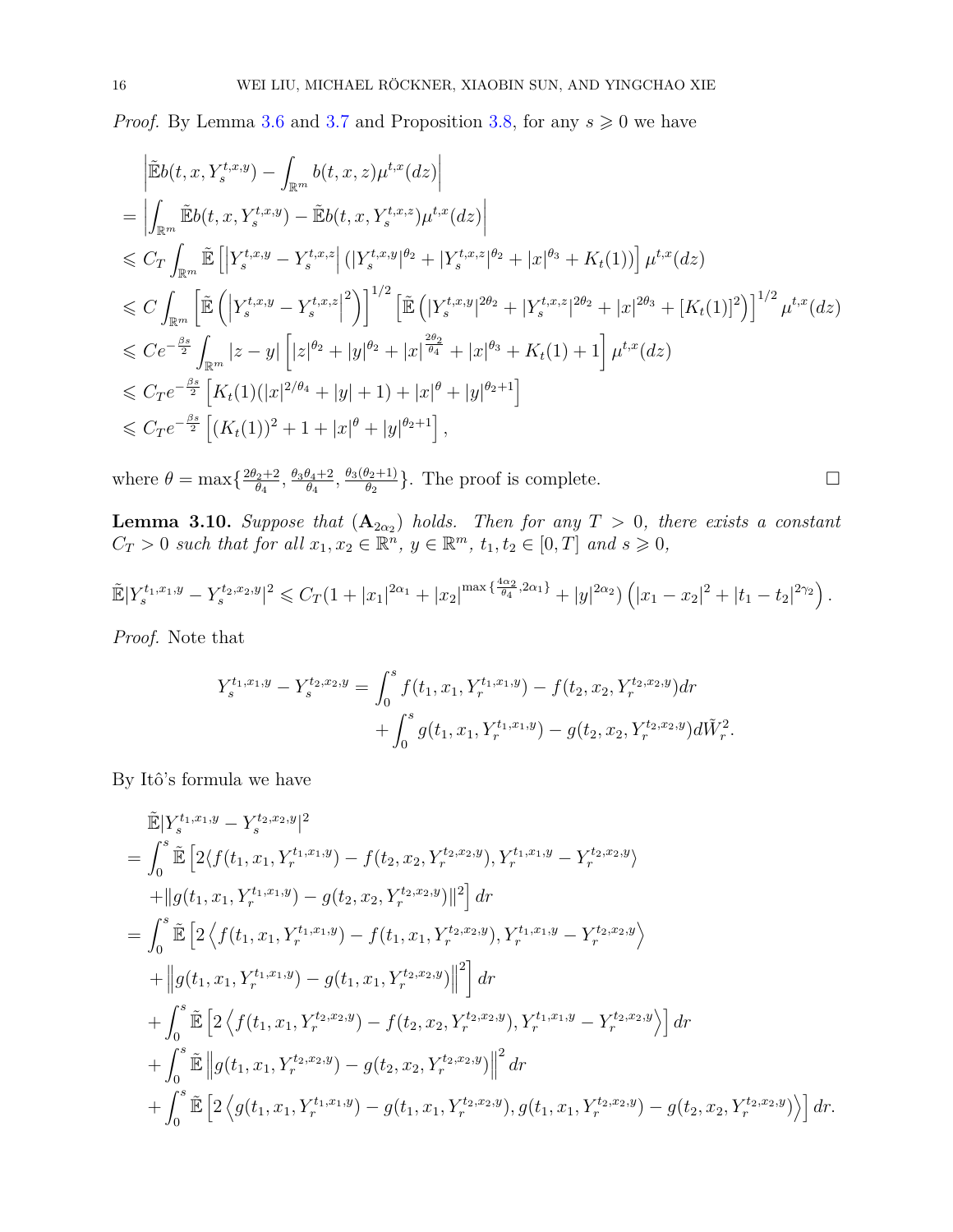*Proof.* By Lemma 3.6 and 3.7 and Proposition 3.8, for any $s \geqslant 0$ we have

$$
\begin{aligned}
&\left|\tilde{\mathbb{E}} b(t,x,Y_s^{t,x,y}) - \int_{\mathbb{R}^m} b(t,x,z)\mu^{t,x}(dz)\right| \\
=& \left|\int_{\mathbb{R}^m} \tilde{\mathbb{E}} b(t,x,Y_s^{t,x,y}) - \tilde{\mathbb{E}} b(t,x,Y_s^{t,x,z})\mu^{t,x}(dz)\right| \\
\leqslant& C_T \int_{\mathbb{R}^m} \tilde{\mathbb{E}}\left[\left|Y_s^{t,x,y} - Y_s^{t,x,z}\right|(|Y_s^{t,x,y}|^{\theta_2} + |Y_s^{t,x,z}|^{\theta_2} + |x|^{\theta_3} + K_t(1))\right]\mu^{t,x}(dz) \\
\leqslant& C \int_{\mathbb{R}^m}\left[\tilde{\mathbb{E}}\left(\left|Y_s^{t,x,y} - Y_s^{t,x,z}\right|^2\right)\right]^{1/2}\left[\tilde{\mathbb{E}}\left(|Y_s^{t,x,y}|^{2\theta_2} + |Y_s^{t,x,z}|^{2\theta_2} + |x|^{2\theta_3} + [K_t(1)]^2\right)\right]^{1/2}\mu^{t,x}(dz) \\
\leqslant& C e^{-\frac{\beta s}{2}} \int_{\mathbb{R}^m} |z-y|\left[|z|^{\theta_2} + |y|^{\theta_2} + |x|^{\frac{2\theta_2}{\theta_4}} + |x|^{\theta_3} + K_t(1) + 1\right]\mu^{t,x}(dz) \\
\leqslant& C_T e^{-\frac{\beta s}{2}}\left[K_t(1)(|x|^{2/\theta_4} + |y| + 1) + |x|^{\theta} + |y|^{\theta_2+1}\right] \\
\leqslant& C_T e^{-\frac{\beta s}{2}}\left[(K_t(1))^2 + 1 + |x|^{\theta} + |y|^{\theta_2+1}\right],
\end{aligned}
$$

where $\theta = \max\{\frac{2\theta_2+2}{\theta_4}, \frac{\theta_3\theta_4+2}{\theta_4}, \frac{\theta_3(\theta_2+1)}{\theta_2}\}$. The proof is complete. $\square$

**Lemma 3.10.** *Suppose that* ($\mathbf{A}_{2\alpha_2}$) *holds. Then for any $T > 0$, there exists a constant $C_T > 0$ such that for all $x_1, x_2 \in \mathbb{R}^n$, $y \in \mathbb{R}^m$, $t_1, t_2 \in [0,T]$ and $s \geqslant 0$,*

$$
\tilde{\mathbb{E}}|Y_s^{t_1,x_1,y} - Y_s^{t_2,x_2,y}|^2 \leqslant C_T(1 + |x_1|^{2\alpha_1} + |x_2|^{\max\{\frac{4\alpha_2}{\theta_4}, 2\alpha_1\}} + |y|^{2\alpha_2})\left(|x_1 - x_2|^2 + |t_1 - t_2|^{2\gamma_2}\right).
$$

*Proof.* Note that

$$
\begin{aligned}
Y_s^{t_1,x_1,y} - Y_s^{t_2,x_2,y} =& \int_0^s f(t_1,x_1,Y_r^{t_1,x_1,y}) - f(t_2,x_2,Y_r^{t_2,x_2,y})dr \\
&+ \int_0^s g(t_1,x_1,Y_r^{t_1,x_1,y}) - g(t_2,x_2,Y_r^{t_2,x_2,y})d\tilde{W}_r^2.
\end{aligned}
$$

By Itô's formula we have

$$
\begin{aligned}
&\tilde{\mathbb{E}}|Y_s^{t_1,x_1,y} - Y_s^{t_2,x_2,y}|^2 \\
=& \int_0^s \tilde{\mathbb{E}}\Big[2\langle f(t_1,x_1,Y_r^{t_1,x_1,y}) - f(t_2,x_2,Y_r^{t_2,x_2,y}), Y_r^{t_1,x_1,y} - Y_r^{t_2,x_2,y}\rangle \\
&+ \|g(t_1,x_1,Y_r^{t_1,x_1,y}) - g(t_2,x_2,Y_r^{t_2,x_2,y})\|^2\Big]dr \\
=& \int_0^s \tilde{\mathbb{E}}\Big[2\left\langle f(t_1,x_1,Y_r^{t_1,x_1,y}) - f(t_1,x_1,Y_r^{t_2,x_2,y}), Y_r^{t_1,x_1,y} - Y_r^{t_2,x_2,y}\right\rangle \\
&+ \left\|g(t_1,x_1,Y_r^{t_1,x_1,y}) - g(t_1,x_1,Y_r^{t_2,x_2,y})\right\|^2\Big]dr \\
&+ \int_0^s \tilde{\mathbb{E}}\left[2\left\langle f(t_1,x_1,Y_r^{t_2,x_2,y}) - f(t_2,x_2,Y_r^{t_2,x_2,y}), Y_r^{t_1,x_1,y} - Y_r^{t_2,x_2,y}\right\rangle\right]dr \\
&+ \int_0^s \tilde{\mathbb{E}}\left\|g(t_1,x_1,Y_r^{t_2,x_2,y}) - g(t_2,x_2,Y_r^{t_2,x_2,y})\right\|^2 dr \\
&+ \int_0^s \tilde{\mathbb{E}}\left[2\left\langle g(t_1,x_1,Y_r^{t_1,x_1,y}) - g(t_1,x_1,Y_r^{t_2,x_2,y}), g(t_1,x_1,Y_r^{t_2,x_2,y}) - g(t_2,x_2,Y_r^{t_2,x_2,y})\right\rangle\right]dr.
\end{aligned}
$$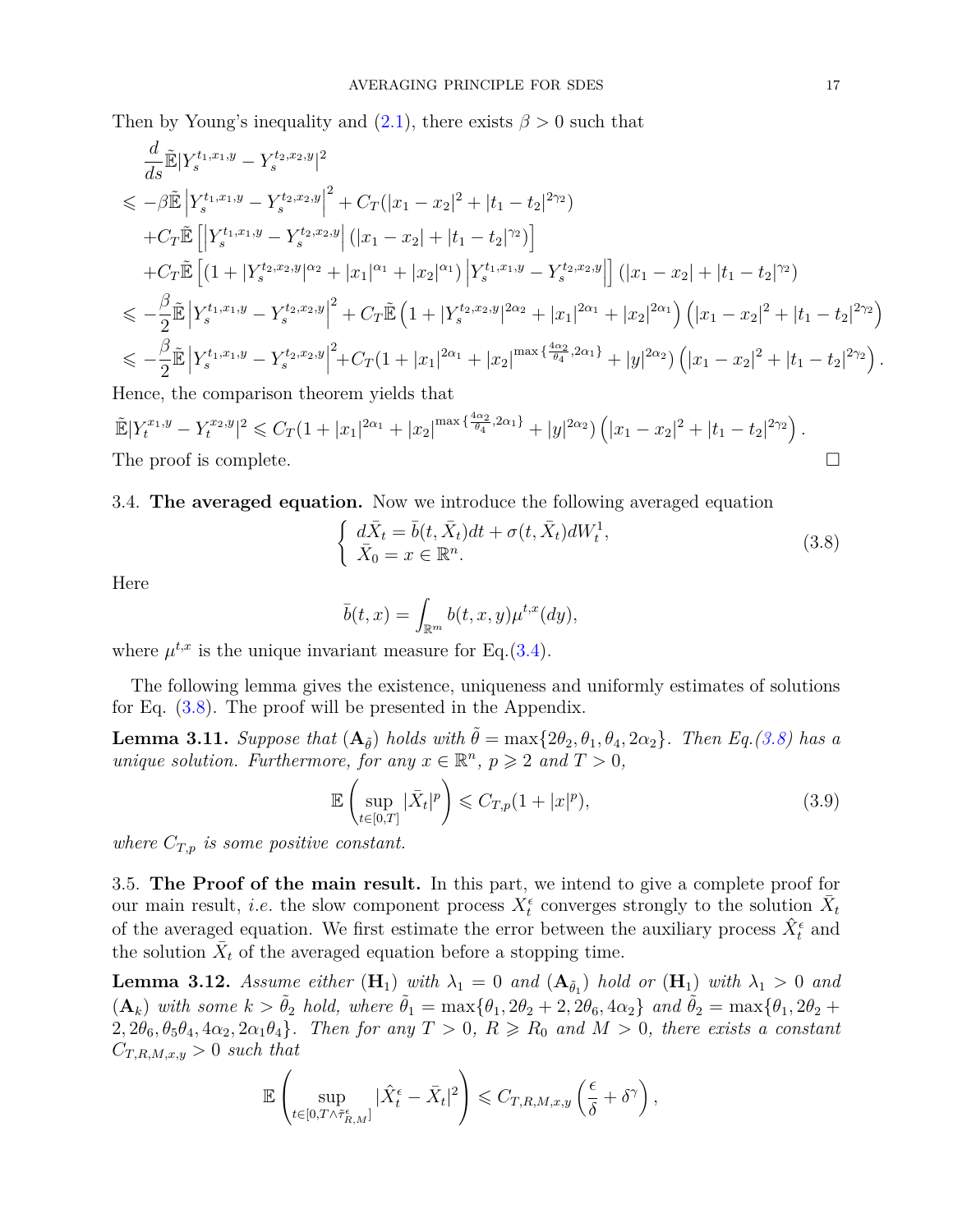Then by Young's inequality and (2.1), there exists $\beta > 0$ such that

$$
\begin{aligned}
&\frac{d}{ds}\tilde{\mathbb{E}}|Y_s^{t_1,x_1,y} - Y_s^{t_2,x_2,y}|^2 \\
&\leqslant -\beta\tilde{\mathbb{E}}\left|Y_s^{t_1,x_1,y} - Y_s^{t_2,x_2,y}\right|^2 + C_T(|x_1 - x_2|^2 + |t_1 - t_2|^{2\gamma_2}) \\
&\quad + C_T\tilde{\mathbb{E}}\left[\left|Y_s^{t_1,x_1,y} - Y_s^{t_2,x_2,y}\right|(|x_1 - x_2| + |t_1 - t_2|^{\gamma_2})\right] \\
&\quad + C_T\tilde{\mathbb{E}}\left[(1 + |Y_s^{t_2,x_2,y}|^{\alpha_2} + |x_1|^{\alpha_1} + |x_2|^{\alpha_1})\left|Y_s^{t_1,x_1,y} - Y_s^{t_2,x_2,y}\right|\right](|x_1 - x_2| + |t_1 - t_2|^{\gamma_2}) \\
&\leqslant -\frac{\beta}{2}\tilde{\mathbb{E}}\left|Y_s^{t_1,x_1,y} - Y_s^{t_2,x_2,y}\right|^2 + C_T\tilde{\mathbb{E}}\left(1 + |Y_s^{t_2,x_2,y}|^{2\alpha_2} + |x_1|^{2\alpha_1} + |x_2|^{2\alpha_1}\right)\left(|x_1 - x_2|^2 + |t_1 - t_2|^{2\gamma_2}\right) \\
&\leqslant -\frac{\beta}{2}\tilde{\mathbb{E}}\left|Y_s^{t_1,x_1,y} - Y_s^{t_2,x_2,y}\right|^2 + C_T(1 + |x_1|^{2\alpha_1} + |x_2|^{\max\{\frac{4\alpha_2}{\theta_4}, 2\alpha_1\}} + |y|^{2\alpha_2})\left(|x_1 - x_2|^2 + |t_1 - t_2|^{2\gamma_2}\right).
\end{aligned}
$$

Hence, the comparison theorem yields that

$$
\tilde{\mathbb{E}}|Y_t^{x_1,y} - Y_t^{x_2,y}|^2 \leqslant C_T(1 + |x_1|^{2\alpha_1} + |x_2|^{\max\{\frac{4\alpha_2}{\theta_4}, 2\alpha_1\}} + |y|^{2\alpha_2})\left(|x_1 - x_2|^2 + |t_1 - t_2|^{2\gamma_2}\right).
$$

The proof is complete. □

### 3.4. The averaged equation.

Now we introduce the following averaged equation

$$
\begin{cases}
d\bar{X}_t = \bar{b}(t, \bar{X}_t)dt + \sigma(t, \bar{X}_t)dW_t^1, \\
\bar{X}_0 = x \in \mathbb{R}^n.
\end{cases}
\tag{3.8}
$$

Here

$$
\bar{b}(t, x) = \int_{\mathbb{R}^m} b(t, x, y)\mu^{t,x}(dy),
$$

where $\mu^{t,x}$ is the unique invariant measure for Eq.(3.4).

The following lemma gives the existence, uniqueness and uniformly estimates of solutions for Eq. (3.8). The proof will be presented in the Appendix.

**Lemma 3.11.** *Suppose that* $(\mathbf{A}_{\tilde{\theta}})$ *holds with* $\tilde{\theta} = \max\{2\theta_2, \theta_1, \theta_4, 2\alpha_2\}$. *Then Eq.(3.8) has a unique solution. Furthermore, for any* $x \in \mathbb{R}^n$, $p \geqslant 2$ *and* $T > 0$,

$$
\mathbb{E}\left(\sup_{t\in[0,T]}|\bar{X}_t|^p\right) \leqslant C_{T,p}(1 + |x|^p),
\tag{3.9}
$$

*where* $C_{T,p}$ *is some positive constant.*

### 3.5. The Proof of the main result.

In this part, we intend to give a complete proof for our main result, *i.e.* the slow component process $X_t^\epsilon$ converges strongly to the solution $\bar{X}_t$ of the averaged equation. We first estimate the error between the auxiliary process $\hat{X}_t^\epsilon$ and the solution $\bar{X}_t$ of the averaged equation before a stopping time.

**Lemma 3.12.** *Assume either* $(\mathbf{H}_1)$ *with* $\lambda_1 = 0$ *and* $(\mathbf{A}_{\tilde{\theta}_1})$ *hold or* $(\mathbf{H}_1)$ *with* $\lambda_1 > 0$ *and* $(\mathbf{A}_k)$ *with some* $k > \tilde{\theta}_2$ *hold, where* $\tilde{\theta}_1 = \max\{\theta_1, 2\theta_2 + 2, 2\theta_6, 4\alpha_2\}$ *and* $\tilde{\theta}_2 = \max\{\theta_1, 2\theta_2 + 2, 2\theta_6, \theta_5\theta_4, 4\alpha_2, 2\alpha_1\theta_4\}$. *Then for any* $T > 0$, $R \geqslant R_0$ *and* $M > 0$, *there exists a constant* $C_{T,R,M,x,y} > 0$ *such that*

$$
\mathbb{E}\left(\sup_{t\in[0,T\wedge\tilde{\tau}_{R,M}^\epsilon]}|\hat{X}_t^\epsilon - \bar{X}_t|^2\right) \leqslant C_{T,R,M,x,y}\left(\frac{\epsilon}{\delta} + \delta^\gamma\right),
$$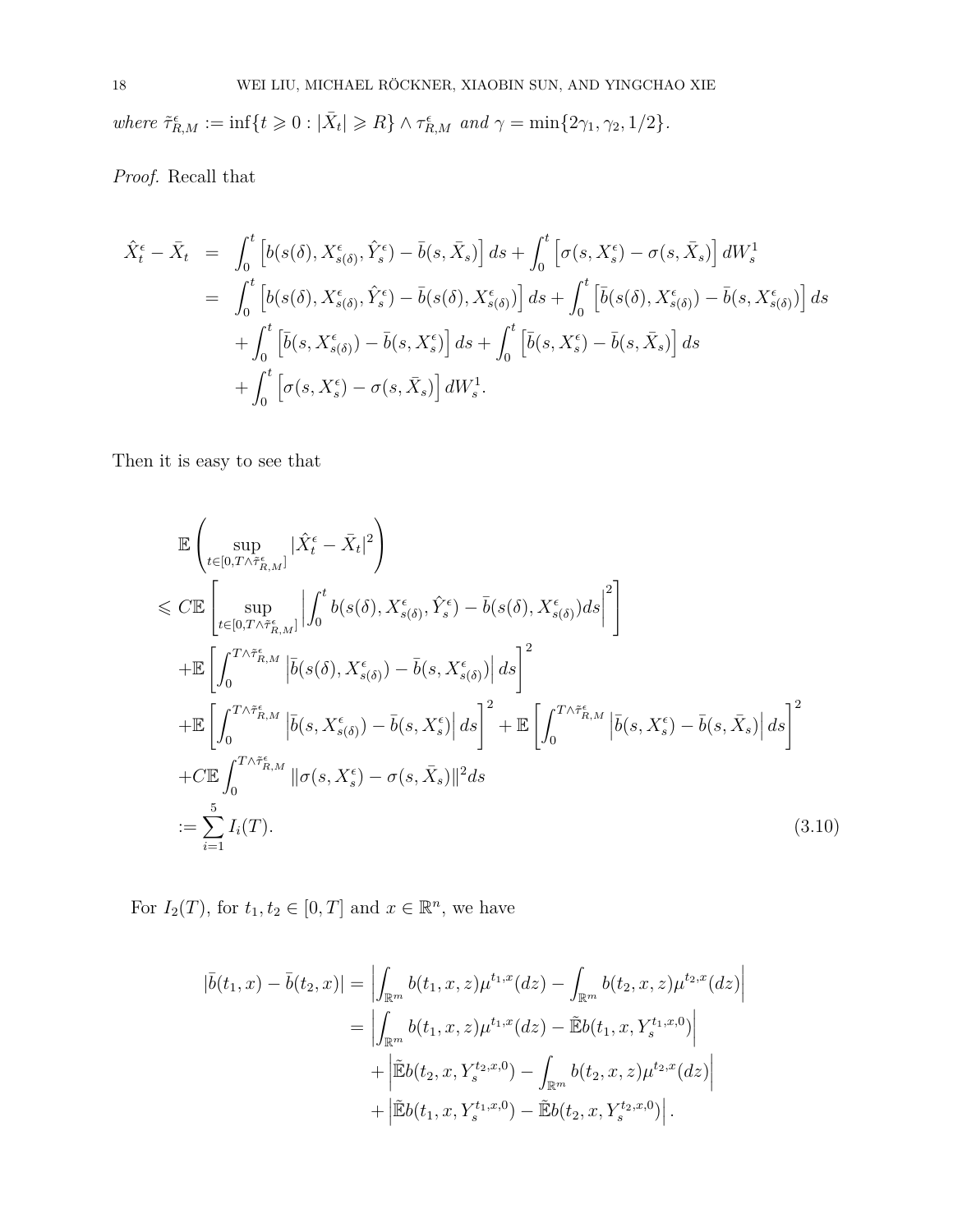*where* $\tilde{\tau}^{\epsilon}_{R,M} := \inf\{t \geqslant 0 : |\bar{X}_t| \geqslant R\} \wedge \tau^{\epsilon}_{R,M}$ *and* $\gamma = \min\{2\gamma_1, \gamma_2, 1/2\}$.

*Proof.* Recall that

$$
\begin{aligned}
\hat{X}^{\epsilon}_t - \bar{X}_t &= \int_0^t \left[b(s(\delta), X^{\epsilon}_{s(\delta)}, \hat{Y}^{\epsilon}_s) - \bar{b}(s, \bar{X}_s)\right] ds + \int_0^t \left[\sigma(s, X^{\epsilon}_s) - \sigma(s, \bar{X}_s)\right] dW^1_s \\
&= \int_0^t \left[b(s(\delta), X^{\epsilon}_{s(\delta)}, \hat{Y}^{\epsilon}_s) - \bar{b}(s(\delta), X^{\epsilon}_{s(\delta)})\right] ds + \int_0^t \left[\bar{b}(s(\delta), X^{\epsilon}_{s(\delta)}) - \bar{b}(s, X^{\epsilon}_{s(\delta)})\right] ds \\
&\quad + \int_0^t \left[\bar{b}(s, X^{\epsilon}_{s(\delta)}) - \bar{b}(s, X^{\epsilon}_s)\right] ds + \int_0^t \left[\bar{b}(s, X^{\epsilon}_s) - \bar{b}(s, \bar{X}_s)\right] ds \\
&\quad + \int_0^t \left[\sigma(s, X^{\epsilon}_s) - \sigma(s, \bar{X}_s)\right] dW^1_s.
\end{aligned}
$$

Then it is easy to see that

$$
\begin{aligned}
&\mathbb{E}\left(\sup_{t\in[0,T\wedge\tilde{\tau}^{\epsilon}_{R,M}]} |\hat{X}^{\epsilon}_t - \bar{X}_t|^2\right) \\
\leqslant\; & C\mathbb{E}\left[\sup_{t\in[0,T\wedge\tilde{\tau}^{\epsilon}_{R,M}]} \left|\int_0^t b(s(\delta), X^{\epsilon}_{s(\delta)}, \hat{Y}^{\epsilon}_s) - \bar{b}(s(\delta), X^{\epsilon}_{s(\delta)}) ds\right|^2\right] \\
&+\mathbb{E}\left[\int_0^{T\wedge\tilde{\tau}^{\epsilon}_{R,M}} \left|\bar{b}(s(\delta), X^{\epsilon}_{s(\delta)}) - \bar{b}(s, X^{\epsilon}_{s(\delta)})\right| ds\right]^2 \\
&+\mathbb{E}\left[\int_0^{T\wedge\tilde{\tau}^{\epsilon}_{R,M}} \left|\bar{b}(s, X^{\epsilon}_{s(\delta)}) - \bar{b}(s, X^{\epsilon}_s)\right| ds\right]^2 + \mathbb{E}\left[\int_0^{T\wedge\tilde{\tau}^{\epsilon}_{R,M}} \left|\bar{b}(s, X^{\epsilon}_s) - \bar{b}(s, \bar{X}_s)\right| ds\right]^2 \\
&+C\mathbb{E}\int_0^{T\wedge\tilde{\tau}^{\epsilon}_{R,M}} \|\sigma(s, X^{\epsilon}_s) - \sigma(s, \bar{X}_s)\|^2 ds \\
:=\; & \sum_{i=1}^5 I_i(T).
\end{aligned}
\tag{3.10}
$$

For $I_2(T)$, for $t_1, t_2 \in [0,T]$ and $x \in \mathbb{R}^n$, we have

$$
\begin{aligned}
|\bar{b}(t_1, x) - \bar{b}(t_2, x)| &= \left|\int_{\mathbb{R}^m} b(t_1, x, z)\mu^{t_1,x}(dz) - \int_{\mathbb{R}^m} b(t_2, x, z)\mu^{t_2,x}(dz)\right| \\
&= \left|\int_{\mathbb{R}^m} b(t_1, x, z)\mu^{t_1,x}(dz) - \tilde{\mathbb{E}} b(t_1, x, Y^{t_1,x,0}_s)\right| \\
&\quad + \left|\tilde{\mathbb{E}} b(t_2, x, Y^{t_2,x,0}_s) - \int_{\mathbb{R}^m} b(t_2, x, z)\mu^{t_2,x}(dz)\right| \\
&\quad + \left|\tilde{\mathbb{E}} b(t_1, x, Y^{t_1,x,0}_s) - \tilde{\mathbb{E}} b(t_2, x, Y^{t_2,x,0}_s)\right|.
\end{aligned}
$$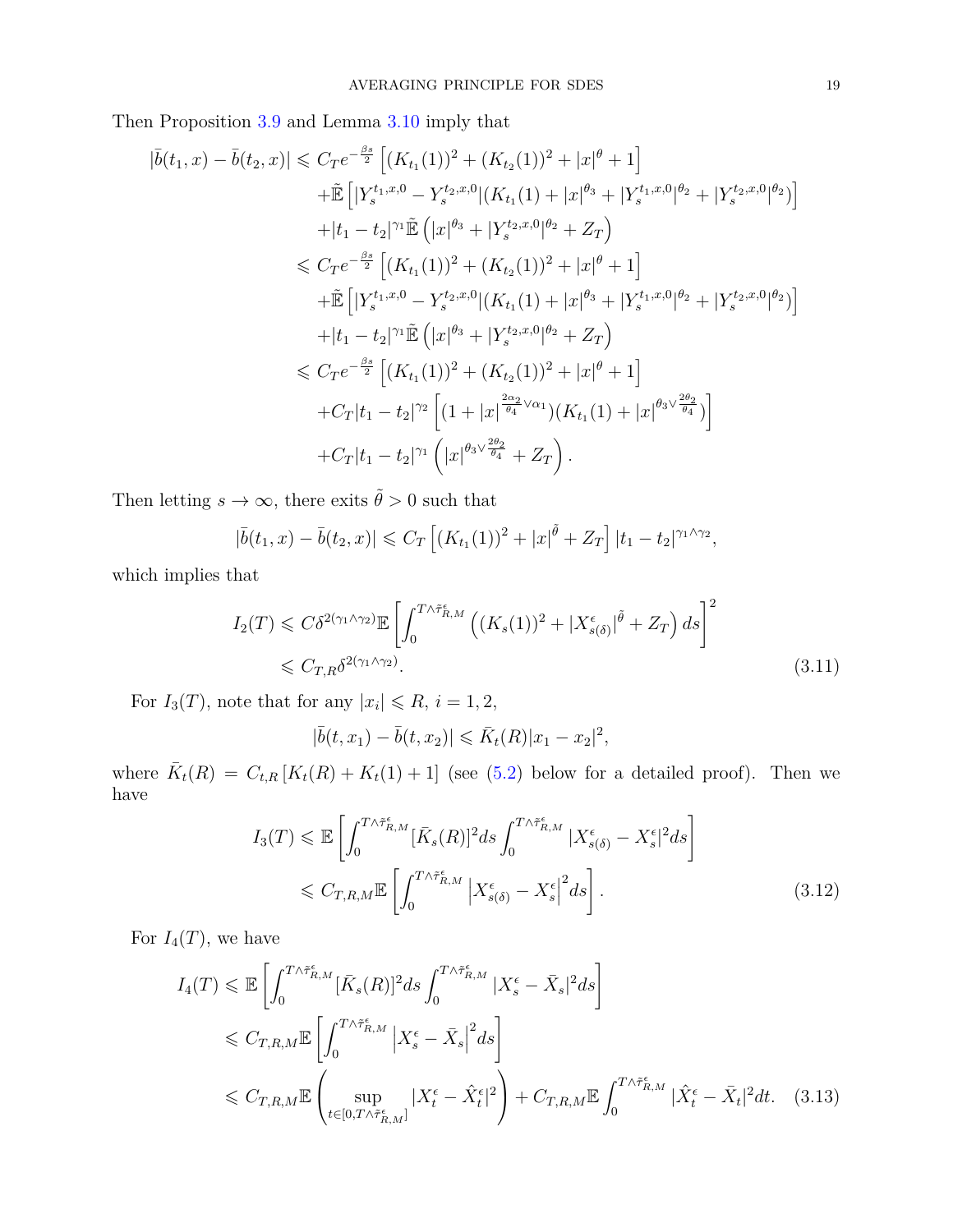Then Proposition 3.9 and Lemma 3.10 imply that

$$
\begin{aligned}
|\bar{b}(t_1,x)-\bar{b}(t_2,x)| &\leqslant C_T e^{-\frac{\beta s}{2}}\left[(K_{t_1}(1))^2+(K_{t_2}(1))^2+|x|^{\theta}+1\right]\\
&\quad+\tilde{\mathbb{E}}\left[|Y_s^{t_1,x,0}-Y_s^{t_2,x,0}|(K_{t_1}(1)+|x|^{\theta_3}+|Y_s^{t_1,x,0}|^{\theta_2}+|Y_s^{t_2,x,0}|^{\theta_2})\right]\\
&\quad+|t_1-t_2|^{\gamma_1}\tilde{\mathbb{E}}\left(|x|^{\theta_3}+|Y_s^{t_2,x,0}|^{\theta_2}+Z_T\right)\\
&\leqslant C_T e^{-\frac{\beta s}{2}}\left[(K_{t_1}(1))^2+(K_{t_2}(1))^2+|x|^{\theta}+1\right]\\
&\quad+\tilde{\mathbb{E}}\left[|Y_s^{t_1,x,0}-Y_s^{t_2,x,0}|(K_{t_1}(1)+|x|^{\theta_3}+|Y_s^{t_1,x,0}|^{\theta_2}+|Y_s^{t_2,x,0}|^{\theta_2})\right]\\
&\quad+|t_1-t_2|^{\gamma_1}\tilde{\mathbb{E}}\left(|x|^{\theta_3}+|Y_s^{t_2,x,0}|^{\theta_2}+Z_T\right)\\
&\leqslant C_T e^{-\frac{\beta s}{2}}\left[(K_{t_1}(1))^2+(K_{t_2}(1))^2+|x|^{\theta}+1\right]\\
&\quad+C_T|t_1-t_2|^{\gamma_2}\left[(1+|x|^{\frac{2\alpha_2}{\theta_4}\vee\alpha_1})(K_{t_1}(1)+|x|^{\theta_3\vee\frac{2\theta_2}{\theta_4}})\right]\\
&\quad+C_T|t_1-t_2|^{\gamma_1}\left(|x|^{\theta_3\vee\frac{2\theta_2}{\theta_4}}+Z_T\right).
\end{aligned}
$$

Then letting $s\to\infty$, there exits $\tilde{\theta}>0$ such that

$$
|\bar{b}(t_1,x)-\bar{b}(t_2,x)|\leqslant C_T\left[(K_{t_1}(1))^2+|x|^{\tilde{\theta}}+Z_T\right]|t_1-t_2|^{\gamma_1\wedge\gamma_2},
$$

which implies that

$$
\begin{aligned}
I_2(T)&\leqslant C\delta^{2(\gamma_1\wedge\gamma_2)}\mathbb{E}\left[\int_0^{T\wedge\tilde{\tau}^{\epsilon}_{R,M}}\left((K_s(1))^2+|X^{\epsilon}_{s(\delta)}|^{\tilde{\theta}}+Z_T\right)ds\right]^2\\
&\leqslant C_{T,R}\delta^{2(\gamma_1\wedge\gamma_2)}.
\end{aligned}\tag{3.11}
$$

For $I_3(T)$, note that for any $|x_i|\leqslant R$, $i=1,2$,

$$
|\bar{b}(t,x_1)-\bar{b}(t,x_2)|\leqslant \bar{K}_t(R)|x_1-x_2|^2,
$$

where $\bar{K}_t(R)=C_{t,R}\left[K_t(R)+K_t(1)+1\right]$ (see (5.2) below for a detailed proof). Then we have

$$
\begin{aligned}
I_3(T)&\leqslant \mathbb{E}\left[\int_0^{T\wedge\tilde{\tau}^{\epsilon}_{R,M}}[\bar{K}_s(R)]^2ds\int_0^{T\wedge\tilde{\tau}^{\epsilon}_{R,M}}|X^{\epsilon}_{s(\delta)}-X^{\epsilon}_s|^2ds\right]\\
&\leqslant C_{T,R,M}\mathbb{E}\left[\int_0^{T\wedge\tilde{\tau}^{\epsilon}_{R,M}}\left|X^{\epsilon}_{s(\delta)}-X^{\epsilon}_s\right|^2ds\right].
\end{aligned}\tag{3.12}
$$

For $I_4(T)$, we have

$$
\begin{aligned}
I_4(T)&\leqslant \mathbb{E}\left[\int_0^{T\wedge\tilde{\tau}^{\epsilon}_{R,M}}[\bar{K}_s(R)]^2ds\int_0^{T\wedge\tilde{\tau}^{\epsilon}_{R,M}}|X^{\epsilon}_s-\bar{X}_s|^2ds\right]\\
&\leqslant C_{T,R,M}\mathbb{E}\left[\int_0^{T\wedge\tilde{\tau}^{\epsilon}_{R,M}}\left|X^{\epsilon}_s-\bar{X}_s\right|^2ds\right]\\
&\leqslant C_{T,R,M}\mathbb{E}\left(\sup_{t\in[0,T\wedge\tilde{\tau}^{\epsilon}_{R,M}]}|X^{\epsilon}_t-\hat{X}^{\epsilon}_t|^2\right)+C_{T,R,M}\mathbb{E}\int_0^{T\wedge\tilde{\tau}^{\epsilon}_{R,M}}|\hat{X}^{\epsilon}_t-\bar{X}_t|^2dt.
\end{aligned}\tag{3.13}
$$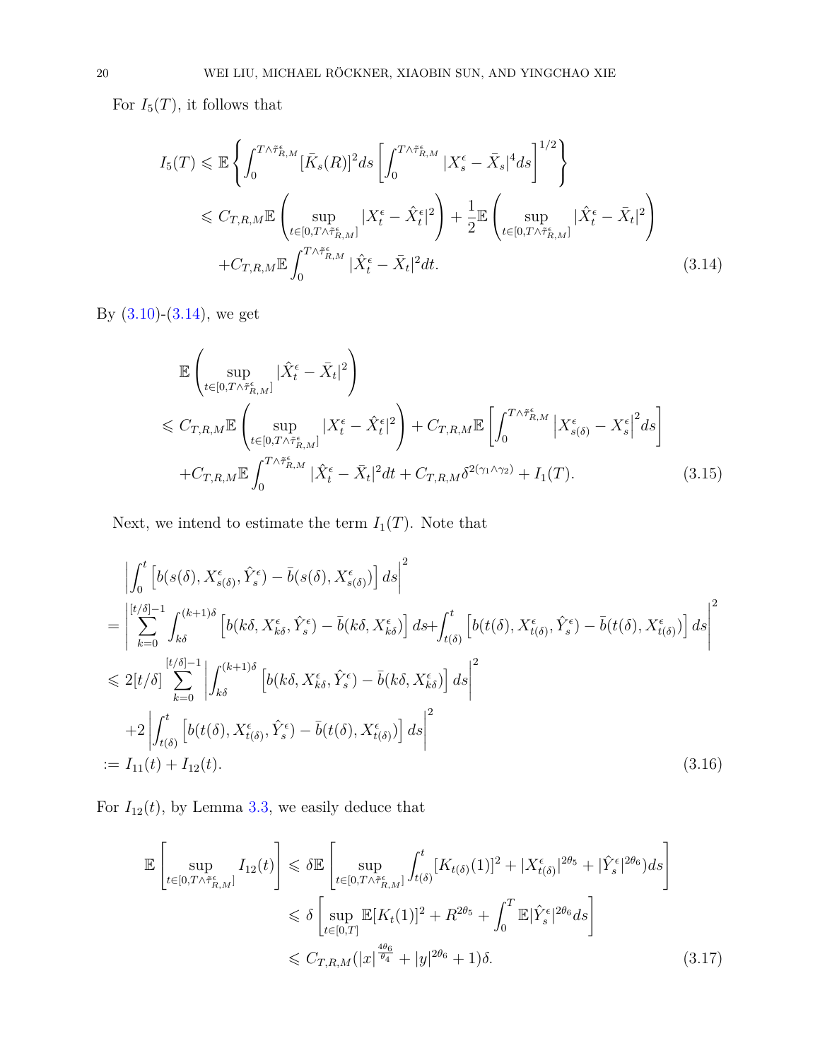For $I_5(T)$, it follows that

$$
\begin{aligned}
I_5(T) &\leqslant \mathbb{E}\left\{\int_0^{T\wedge\tilde{\tau}^\epsilon_{R,M}}[\bar{K}_s(R)]^2ds\left[\int_0^{T\wedge\tilde{\tau}^\epsilon_{R,M}}|X^\epsilon_s-\bar{X}_s|^4ds\right]^{1/2}\right\}\\
&\leqslant C_{T,R,M}\mathbb{E}\left(\sup_{t\in[0,T\wedge\tilde{\tau}^\epsilon_{R,M}]}|X^\epsilon_t-\hat{X}^\epsilon_t|^2\right)+\frac{1}{2}\mathbb{E}\left(\sup_{t\in[0,T\wedge\tilde{\tau}^\epsilon_{R,M}]}|\hat{X}^\epsilon_t-\bar{X}_t|^2\right)\\
&\quad+C_{T,R,M}\mathbb{E}\int_0^{T\wedge\tilde{\tau}^\epsilon_{R,M}}|\hat{X}^\epsilon_t-\bar{X}_t|^2dt. \qquad (3.14)
\end{aligned}
$$

By (3.10)-(3.14), we get

$$
\begin{aligned}
&\mathbb{E}\left(\sup_{t\in[0,T\wedge\tilde{\tau}^\epsilon_{R,M}]}|\hat{X}^\epsilon_t-\bar{X}_t|^2\right)\\
\leqslant\ & C_{T,R,M}\mathbb{E}\left(\sup_{t\in[0,T\wedge\tilde{\tau}^\epsilon_{R,M}]}|X^\epsilon_t-\hat{X}^\epsilon_t|^2\right)+C_{T,R,M}\mathbb{E}\left[\int_0^{T\wedge\tilde{\tau}^\epsilon_{R,M}}\left|X^\epsilon_{s(\delta)}-X^\epsilon_s\right|^2ds\right]\\
&+C_{T,R,M}\mathbb{E}\int_0^{T\wedge\tilde{\tau}^\epsilon_{R,M}}|\hat{X}^\epsilon_t-\bar{X}_t|^2dt+C_{T,R,M}\delta^{2(\gamma_1\wedge\gamma_2)}+I_1(T). \qquad (3.15)
\end{aligned}
$$

Next, we intend to estimate the term $I_1(T)$. Note that

$$
\begin{aligned}
&\left|\int_0^t\left[b(s(\delta),X^\epsilon_{s(\delta)},\hat{Y}^\epsilon_s)-\bar{b}(s(\delta),X^\epsilon_{s(\delta)})\right]ds\right|^2\\
=&\left|\sum_{k=0}^{[t/\delta]-1}\int_{k\delta}^{(k+1)\delta}\left[b(k\delta,X^\epsilon_{k\delta},\hat{Y}^\epsilon_s)-\bar{b}(k\delta,X^\epsilon_{k\delta})\right]ds+\int_{t(\delta)}^t\left[b(t(\delta),X^\epsilon_{t(\delta)},\hat{Y}^\epsilon_s)-\bar{b}(t(\delta),X^\epsilon_{t(\delta)})\right]ds\right|^2\\
\leqslant&\ 2[t/\delta]\sum_{k=0}^{[t/\delta]-1}\left|\int_{k\delta}^{(k+1)\delta}\left[b(k\delta,X^\epsilon_{k\delta},\hat{Y}^\epsilon_s)-\bar{b}(k\delta,X^\epsilon_{k\delta})\right]ds\right|^2\\
&+2\left|\int_{t(\delta)}^t\left[b(t(\delta),X^\epsilon_{t(\delta)},\hat{Y}^\epsilon_s)-\bar{b}(t(\delta),X^\epsilon_{t(\delta)})\right]ds\right|^2\\
:=&\ I_{11}(t)+I_{12}(t). \qquad (3.16)
\end{aligned}
$$

For $I_{12}(t)$, by Lemma 3.3, we easily deduce that

$$
\begin{aligned}
\mathbb{E}\left[\sup_{t\in[0,T\wedge\tilde{\tau}^\epsilon_{R,M}]}I_{12}(t)\right]&\leqslant\delta\mathbb{E}\left[\sup_{t\in[0,T\wedge\tilde{\tau}^\epsilon_{R,M}]}\int_{t(\delta)}^t[K_{t(\delta)}(1)]^2+|X^\epsilon_{t(\delta)}|^{2\theta_5}+|\hat{Y}^\epsilon_s|^{2\theta_6})ds\right]\\
&\leqslant\delta\left[\sup_{t\in[0,T]}\mathbb{E}[K_t(1)]^2+R^{2\theta_5}+\int_0^T\mathbb{E}|\hat{Y}^\epsilon_s|^{2\theta_6}ds\right]\\
&\leqslant C_{T,R,M}(|x|^{\frac{4\theta_6}{\theta_4}}+|y|^{2\theta_6}+1)\delta. \qquad (3.17)
\end{aligned}
$$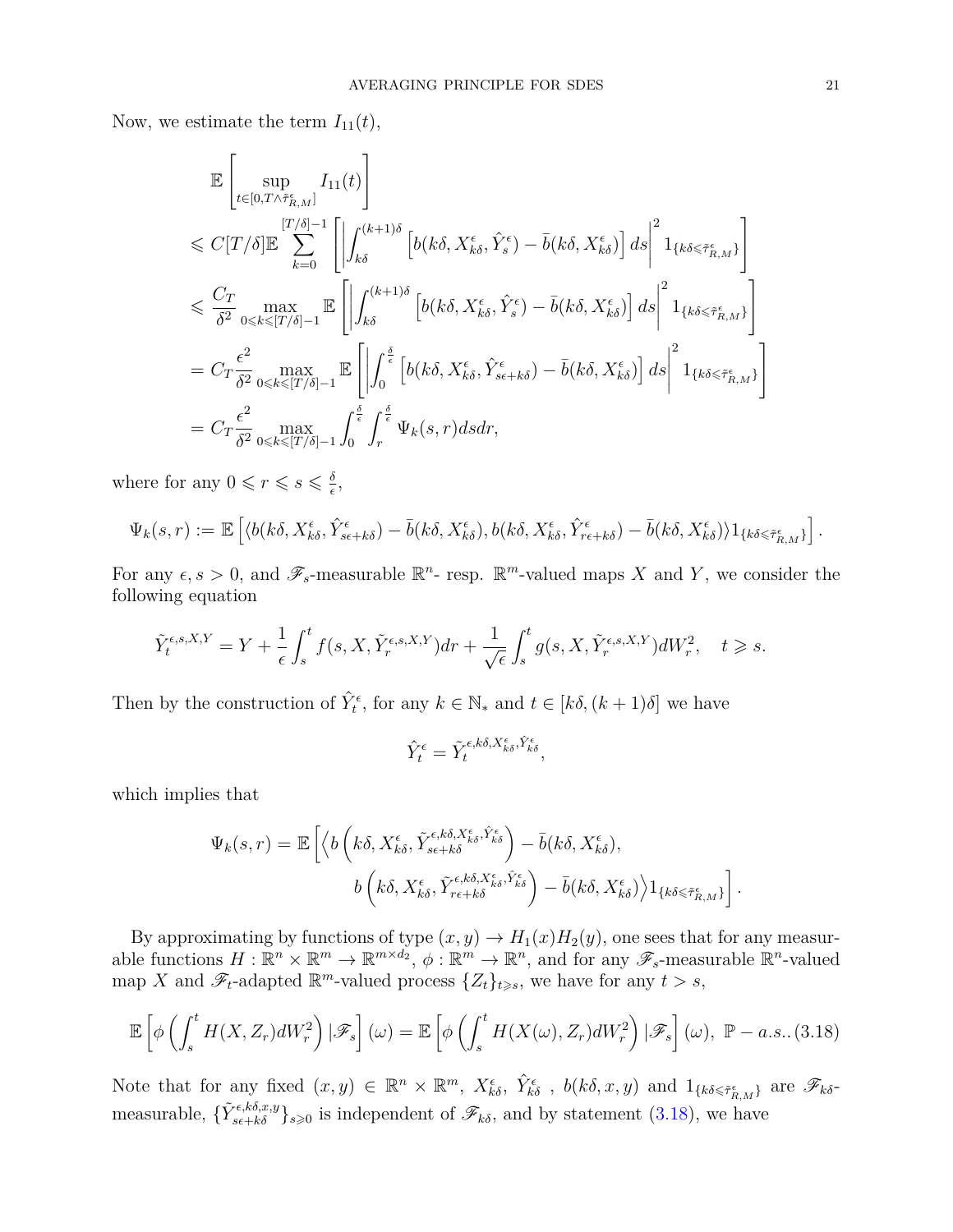Now, we estimate the term $I_{11}(t)$,

$$
\begin{aligned}
&\mathbb{E}\left[\sup_{t\in[0,T\wedge\tilde{\tau}^{\epsilon}_{R,M}]} I_{11}(t)\right]\\
&\leqslant C[T/\delta]\mathbb{E}\sum_{k=0}^{[T/\delta]-1}\left[\left|\int_{k\delta}^{(k+1)\delta}\left[b(k\delta,X^{\epsilon}_{k\delta},\hat{Y}^{\epsilon}_{s})-\bar{b}(k\delta,X^{\epsilon}_{k\delta})\right]ds\right|^2 1_{\{k\delta\leqslant\tilde{\tau}^{\epsilon}_{R,M}\}}\right]\\
&\leqslant \frac{C_T}{\delta^2}\max_{0\leqslant k\leqslant[T/\delta]-1}\mathbb{E}\left[\left|\int_{k\delta}^{(k+1)\delta}\left[b(k\delta,X^{\epsilon}_{k\delta},\hat{Y}^{\epsilon}_{s})-\bar{b}(k\delta,X^{\epsilon}_{k\delta})\right]ds\right|^2 1_{\{k\delta\leqslant\tilde{\tau}^{\epsilon}_{R,M}\}}\right]\\
&= C_T\frac{\epsilon^2}{\delta^2}\max_{0\leqslant k\leqslant[T/\delta]-1}\mathbb{E}\left[\left|\int_{0}^{\frac{\delta}{\epsilon}}\left[b(k\delta,X^{\epsilon}_{k\delta},\hat{Y}^{\epsilon}_{s\epsilon+k\delta})-\bar{b}(k\delta,X^{\epsilon}_{k\delta})\right]ds\right|^2 1_{\{k\delta\leqslant\tilde{\tau}^{\epsilon}_{R,M}\}}\right]\\
&= C_T\frac{\epsilon^2}{\delta^2}\max_{0\leqslant k\leqslant[T/\delta]-1}\int_0^{\frac{\delta}{\epsilon}}\int_r^{\frac{\delta}{\epsilon}}\Psi_k(s,r)dsdr,
\end{aligned}
$$

where for any $0\leqslant r\leqslant s\leqslant\frac{\delta}{\epsilon}$,

$$
\Psi_k(s,r):=\mathbb{E}\left[\langle b(k\delta,X^{\epsilon}_{k\delta},\hat{Y}^{\epsilon}_{s\epsilon+k\delta})-\bar{b}(k\delta,X^{\epsilon}_{k\delta}),b(k\delta,X^{\epsilon}_{k\delta},\hat{Y}^{\epsilon}_{r\epsilon+k\delta})-\bar{b}(k\delta,X^{\epsilon}_{k\delta})\rangle 1_{\{k\delta\leqslant\tilde{\tau}^{\epsilon}_{R,M}\}}\right].
$$

For any $\epsilon,s>0$, and $\mathscr{F}_s$-measurable $\mathbb{R}^n$- resp. $\mathbb{R}^m$-valued maps $X$ and $Y$, we consider the following equation

$$
\tilde{Y}^{\epsilon,s,X,Y}_t=Y+\frac{1}{\epsilon}\int_s^t f(s,X,\tilde{Y}^{\epsilon,s,X,Y}_r)dr+\frac{1}{\sqrt{\epsilon}}\int_s^t g(s,X,\tilde{Y}^{\epsilon,s,X,Y}_r)dW^2_r,\quad t\geqslant s.
$$

Then by the construction of $\hat{Y}^{\epsilon}_t$, for any $k\in\mathbb{N}_*$ and $t\in[k\delta,(k+1)\delta]$ we have

$$
\hat{Y}^{\epsilon}_t=\tilde{Y}^{\epsilon,k\delta,X^{\epsilon}_{k\delta},\hat{Y}^{\epsilon}_{k\delta}}_t,
$$

which implies that

$$
\begin{aligned}
\Psi_k(s,r)=\mathbb{E}\Big[\Big\langle & b\left(k\delta,X^{\epsilon}_{k\delta},\tilde{Y}^{\epsilon,k\delta,X^{\epsilon}_{k\delta},\hat{Y}^{\epsilon}_{k\delta}}_{s\epsilon+k\delta}\right)-\bar{b}(k\delta,X^{\epsilon}_{k\delta}),\\
& b\left(k\delta,X^{\epsilon}_{k\delta},\tilde{Y}^{\epsilon,k\delta,X^{\epsilon}_{k\delta},\hat{Y}^{\epsilon}_{k\delta}}_{r\epsilon+k\delta}\right)-\bar{b}(k\delta,X^{\epsilon}_{k\delta})\Big\rangle 1_{\{k\delta\leqslant\tilde{\tau}^{\epsilon}_{R,M}\}}\Big].
\end{aligned}
$$

By approximating by functions of type $(x,y)\to H_1(x)H_2(y)$, one sees that for any measurable functions $H:\mathbb{R}^n\times\mathbb{R}^m\to\mathbb{R}^{m\times d_2}$, $\phi:\mathbb{R}^m\to\mathbb{R}^n$, and for any $\mathscr{F}_s$-measurable $\mathbb{R}^n$-valued map $X$ and $\mathscr{F}_t$-adapted $\mathbb{R}^m$-valued process $\{Z_t\}_{t\geqslant s}$, we have for any $t>s$,

$$
\mathbb{E}\left[\phi\left(\int_s^t H(X,Z_r)dW^2_r\right)|\mathscr{F}_s\right](\omega)=\mathbb{E}\left[\phi\left(\int_s^t H(X(\omega),Z_r)dW^2_r\right)|\mathscr{F}_s\right](\omega),\ \mathbb{P}-a.s.. \quad (3.18)
$$

Note that for any fixed $(x,y)\in\mathbb{R}^n\times\mathbb{R}^m$, $X^{\epsilon}_{k\delta}$, $\hat{Y}^{\epsilon}_{k\delta}$ , $b(k\delta,x,y)$ and $1_{\{k\delta\leqslant\tilde{\tau}^{\epsilon}_{R,M}\}}$ are $\mathscr{F}_{k\delta}$-measurable, $\{\tilde{Y}^{\epsilon,k\delta,x,y}_{s\epsilon+k\delta}\}_{s\geqslant 0}$ is independent of $\mathscr{F}_{k\delta}$, and by statement (3.18), we have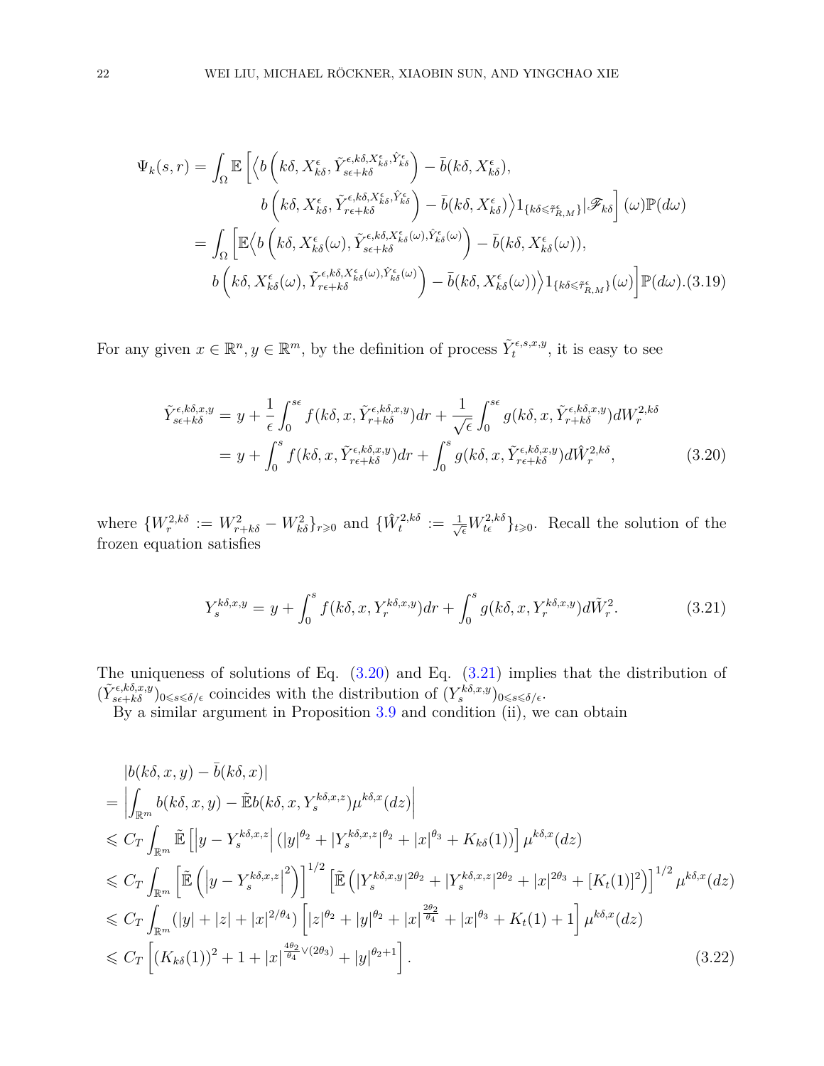$$
\begin{aligned}
\Psi_k(s,r) &= \int_\Omega \mathbb{E}\Big[\Big\langle b\left(k\delta, X^\epsilon_{k\delta}, \tilde{Y}^{\epsilon,k\delta,X^\epsilon_{k\delta},\hat{Y}^\epsilon_{k\delta}}_{s\epsilon+k\delta}\right) - \bar{b}(k\delta, X^\epsilon_{k\delta}),\\
&\qquad b\left(k\delta, X^\epsilon_{k\delta}, \tilde{Y}^{\epsilon,k\delta,X^\epsilon_{k\delta},\hat{Y}^\epsilon_{k\delta}}_{r\epsilon+k\delta}\right) - \bar{b}(k\delta, X^\epsilon_{k\delta})\Big\rangle 1_{\{k\delta\leqslant\tilde{\tau}^\epsilon_{R,M}\}}\big|\mathscr{F}_{k\delta}\Big](\omega)\mathbb{P}(d\omega)\\
&= \int_\Omega \Big[\mathbb{E}\Big\langle b\left(k\delta, X^\epsilon_{k\delta}(\omega), \tilde{Y}^{\epsilon,k\delta,X^\epsilon_{k\delta}(\omega),\hat{Y}^\epsilon_{k\delta}(\omega)}_{s\epsilon+k\delta}\right) - \bar{b}(k\delta, X^\epsilon_{k\delta}(\omega)),\\
&\qquad b\left(k\delta, X^\epsilon_{k\delta}(\omega), \tilde{Y}^{\epsilon,k\delta,X^\epsilon_{k\delta}(\omega),\hat{Y}^\epsilon_{k\delta}(\omega)}_{r\epsilon+k\delta}\right) - \bar{b}(k\delta, X^\epsilon_{k\delta}(\omega))\Big\rangle 1_{\{k\delta\leqslant\tilde{\tau}^\epsilon_{R,M}\}}(\omega)\Big]\mathbb{P}(d\omega). \quad (3.19)
\end{aligned}
$$

For any given $x\in\mathbb{R}^n, y\in\mathbb{R}^m$, by the definition of process $\tilde{Y}^{\epsilon,s,x,y}_t$, it is easy to see

$$
\begin{aligned}
\tilde{Y}^{\epsilon,k\delta,x,y}_{s\epsilon+k\delta} &= y + \frac{1}{\epsilon}\int_0^{s\epsilon} f(k\delta, x, \tilde{Y}^{\epsilon,k\delta,x,y}_{r+k\delta})dr + \frac{1}{\sqrt{\epsilon}}\int_0^{s\epsilon} g(k\delta, x, \tilde{Y}^{\epsilon,k\delta,x,y}_{r+k\delta})dW^{2,k\delta}_r\\
&= y + \int_0^s f(k\delta, x, \tilde{Y}^{\epsilon,k\delta,x,y}_{r\epsilon+k\delta})dr + \int_0^s g(k\delta, x, \tilde{Y}^{\epsilon,k\delta,x,y}_{r\epsilon+k\delta})d\hat{W}^{2,k\delta}_r, \qquad (3.20)
\end{aligned}
$$

where $\{W^{2,k\delta}_r := W^2_{r+k\delta} - W^2_{k\delta}\}_{r\geqslant 0}$ and $\{\hat{W}^{2,k\delta}_t := \frac{1}{\sqrt{\epsilon}}W^{2,k\delta}_{t\epsilon}\}_{t\geqslant 0}$. Recall the solution of the frozen equation satisfies

$$
Y^{k\delta,x,y}_s = y + \int_0^s f(k\delta, x, Y^{k\delta,x,y}_r)dr + \int_0^s g(k\delta, x, Y^{k\delta,x,y}_r)d\tilde{W}^2_r. \qquad (3.21)
$$

The uniqueness of solutions of Eq. (3.20) and Eq. (3.21) implies that the distribution of $(\tilde{Y}^{\epsilon,k\delta,x,y}_{s\epsilon+k\delta})_{0\leqslant s\leqslant\delta/\epsilon}$ coincides with the distribution of $(Y^{k\delta,x,y}_s)_{0\leqslant s\leqslant\delta/\epsilon}$.

By a similar argument in Proposition 3.9 and condition (ii), we can obtain

$$
\begin{aligned}
&|b(k\delta,x,y) - \bar{b}(k\delta,x)|\\
&= \left|\int_{\mathbb{R}^m} b(k\delta,x,y) - \tilde{\mathbb{E}}b(k\delta,x,Y^{k\delta,x,z}_s)\mu^{k\delta,x}(dz)\right|\\
&\leqslant C_T\int_{\mathbb{R}^m}\tilde{\mathbb{E}}\left[\left|y - Y^{k\delta,x,z}_s\right|(|y|^{\theta_2} + |Y^{k\delta,x,z}_s|^{\theta_2} + |x|^{\theta_3} + K_{k\delta}(1))\right]\mu^{k\delta,x}(dz)\\
&\leqslant C_T\int_{\mathbb{R}^m}\left[\tilde{\mathbb{E}}\left(\left|y - Y^{k\delta,x,z}_s\right|^2\right)\right]^{1/2}\left[\tilde{\mathbb{E}}\left(|Y^{k\delta,x,y}_s|^{2\theta_2} + |Y^{k\delta,x,z}_s|^{2\theta_2} + |x|^{2\theta_3} + [K_t(1)]^2\right)\right]^{1/2}\mu^{k\delta,x}(dz)\\
&\leqslant C_T\int_{\mathbb{R}^m}(|y| + |z| + |x|^{2/\theta_4})\left[|z|^{\theta_2} + |y|^{\theta_2} + |x|^{\frac{2\theta_2}{\theta_4}} + |x|^{\theta_3} + K_t(1) + 1\right]\mu^{k\delta,x}(dz)\\
&\leqslant C_T\left[(K_{k\delta}(1))^2 + 1 + |x|^{\frac{4\theta_2}{\theta_4}\vee(2\theta_3)} + |y|^{\theta_2+1}\right]. \qquad (3.22)
\end{aligned}
$$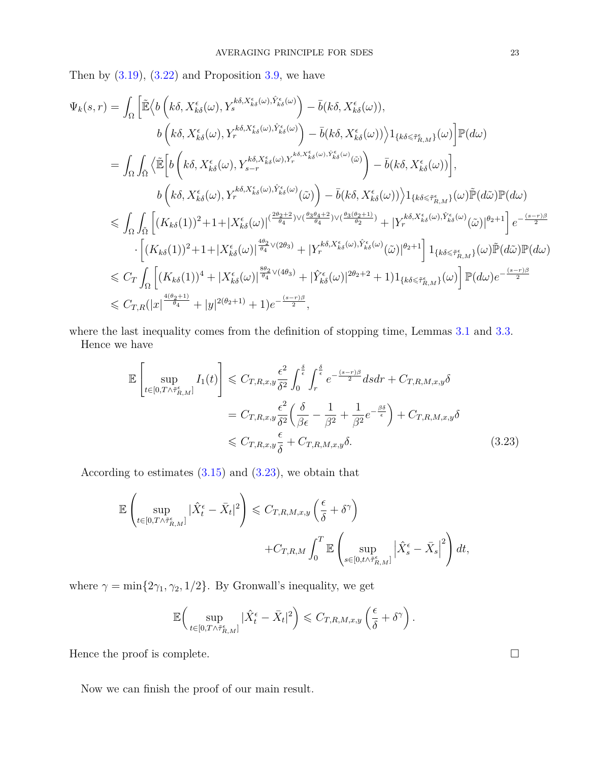Then by (3.19), (3.22) and Proposition 3.9, we have

$$
\begin{aligned}
\Psi_k(s,r) &= \int_\Omega \Big[\tilde{\mathbb{E}}\Big\langle b\left(k\delta, X^\epsilon_{k\delta}(\omega), Y^{k\delta, X^\epsilon_{k\delta}(\omega), \hat{Y}^\epsilon_{k\delta}(\omega)}_s\right) - \bar{b}(k\delta, X^\epsilon_{k\delta}(\omega)), \\
&\qquad b\left(k\delta, X^\epsilon_{k\delta}(\omega), Y^{k\delta, X^\epsilon_{k\delta}(\omega), \hat{Y}^\epsilon_{k\delta}(\omega)}_r\right) - \bar{b}(k\delta, X^\epsilon_{k\delta}(\omega))\Big\rangle 1_{\{k\delta \leqslant \tilde{\tau}^\epsilon_{R,M}\}}(\omega)\Big]\mathbb{P}(d\omega) \\
&= \int_\Omega\int_{\tilde{\Omega}} \Big\langle \tilde{\mathbb{E}}\Big[b\left(k\delta, X^\epsilon_{k\delta}(\omega), Y^{k\delta, X^\epsilon_{k\delta}(\omega), Y^{k\delta, X^\epsilon_{k\delta}(\omega), \hat{Y}^\epsilon_{k\delta}(\omega)}_r(\tilde{\omega})}_{s-r}\right) - \bar{b}(k\delta, X^\epsilon_{k\delta}(\omega))\Big], \\
&\qquad b\left(k\delta, X^\epsilon_{k\delta}(\omega), Y^{k\delta, X^\epsilon_{k\delta}(\omega), \hat{Y}^\epsilon_{k\delta}(\omega)}_r(\tilde{\omega})\right) - \bar{b}(k\delta, X^\epsilon_{k\delta}(\omega))\Big\rangle 1_{\{k\delta \leqslant \tilde{\tau}^\epsilon_{R,M}\}}(\omega)\tilde{\mathbb{P}}(d\tilde{\omega})\mathbb{P}(d\omega) \\
&\leqslant \int_\Omega\int_{\tilde{\Omega}} \left[(K_{k\delta}(1))^2 + 1 + |X^\epsilon_{k\delta}(\omega)|^{(\frac{2\theta_2+2}{\theta_4})\vee(\frac{\theta_3\theta_4+2}{\theta_4})\vee(\frac{\theta_3(\theta_2+1)}{\theta_2})} + |Y^{k\delta, X^\epsilon_{k\delta}(\omega), \hat{Y}^\epsilon_{k\delta}(\omega)}_r(\tilde{\omega})|^{\theta_2+1}\right] e^{-\frac{(s-r)\beta}{2}} \\
&\qquad \cdot\left[(K_{k\delta}(1))^2 + 1 + |X^\epsilon_{k\delta}(\omega)|^{\frac{4\theta_2}{\theta_4}\vee(2\theta_3)} + |Y^{k\delta, X^\epsilon_{k\delta}(\omega), \hat{Y}^\epsilon_{k\delta}(\omega)}_r(\tilde{\omega})|^{\theta_2+1}\right] 1_{\{k\delta \leqslant \tilde{\tau}^\epsilon_{R,M}\}}(\omega)\tilde{\mathbb{P}}(d\tilde{\omega})\mathbb{P}(d\omega) \\
&\leqslant C_T \int_\Omega \left[(K_{k\delta}(1))^4 + |X^\epsilon_{k\delta}(\omega)|^{\frac{8\theta_2}{\theta_4}\vee(4\theta_3)} + |\hat{Y}^\epsilon_{k\delta}(\omega)|^{2\theta_2+2} + 1) 1_{\{k\delta \leqslant \tilde{\tau}^\epsilon_{R,M}\}}(\omega)\right]\mathbb{P}(d\omega) e^{-\frac{(s-r)\beta}{2}} \\
&\leqslant C_{T,R}(|x|^{\frac{4(\theta_2+1)}{\theta_4}} + |y|^{2(\theta_2+1)} + 1)e^{-\frac{(s-r)\beta}{2}},
\end{aligned}
$$

where the last inequality comes from the definition of stopping time, Lemmas 3.1 and 3.3.

Hence we have

$$
\begin{aligned}
\mathbb{E}\left[\sup_{t\in[0,T\wedge\tilde{\tau}^\epsilon_{R,M}]} I_1(t)\right] &\leqslant C_{T,R,x,y}\frac{\epsilon^2}{\delta^2}\int_0^{\frac{\delta}{\epsilon}}\int_r^{\frac{\delta}{\epsilon}} e^{-\frac{(s-r)\beta}{2}}dsdr + C_{T,R,M,x,y}\delta \\
&= C_{T,R,x,y}\frac{\epsilon^2}{\delta^2}\Big(\frac{\delta}{\beta\epsilon} - \frac{1}{\beta^2} + \frac{1}{\beta^2}e^{-\frac{\beta\delta}{\epsilon}}\Big) + C_{T,R,M,x,y}\delta \\
&\leqslant C_{T,R,x,y}\frac{\epsilon}{\delta} + C_{T,R,M,x,y}\delta.
\end{aligned} \tag{3.23}
$$

According to estimates (3.15) and (3.23), we obtain that

$$
\begin{aligned}
\mathbb{E}\left(\sup_{t\in[0,T\wedge\tilde{\tau}^\epsilon_{R,M}]}|\hat{X}^\epsilon_t - \bar{X}_t|^2\right) &\leqslant C_{T,R,M,x,y}\left(\frac{\epsilon}{\delta} + \delta^\gamma\right) \\
&\qquad + C_{T,R,M}\int_0^T \mathbb{E}\left(\sup_{s\in[0,t\wedge\tilde{\tau}^\epsilon_{R,M}]}\left|\hat{X}^\epsilon_s - \bar{X}_s\right|^2\right)dt,
\end{aligned}
$$

where $\gamma = \min\{2\gamma_1, \gamma_2, 1/2\}$. By Gronwall's inequality, we get

$$
\mathbb{E}\Big(\sup_{t\in[0,T\wedge\tilde{\tau}^\epsilon_{R,M}]}|\hat{X}^\epsilon_t - \bar{X}_t|^2\Big) \leqslant C_{T,R,M,x,y}\left(\frac{\epsilon}{\delta} + \delta^\gamma\right).
$$

Hence the proof is complete. □

Now we can finish the proof of our main result.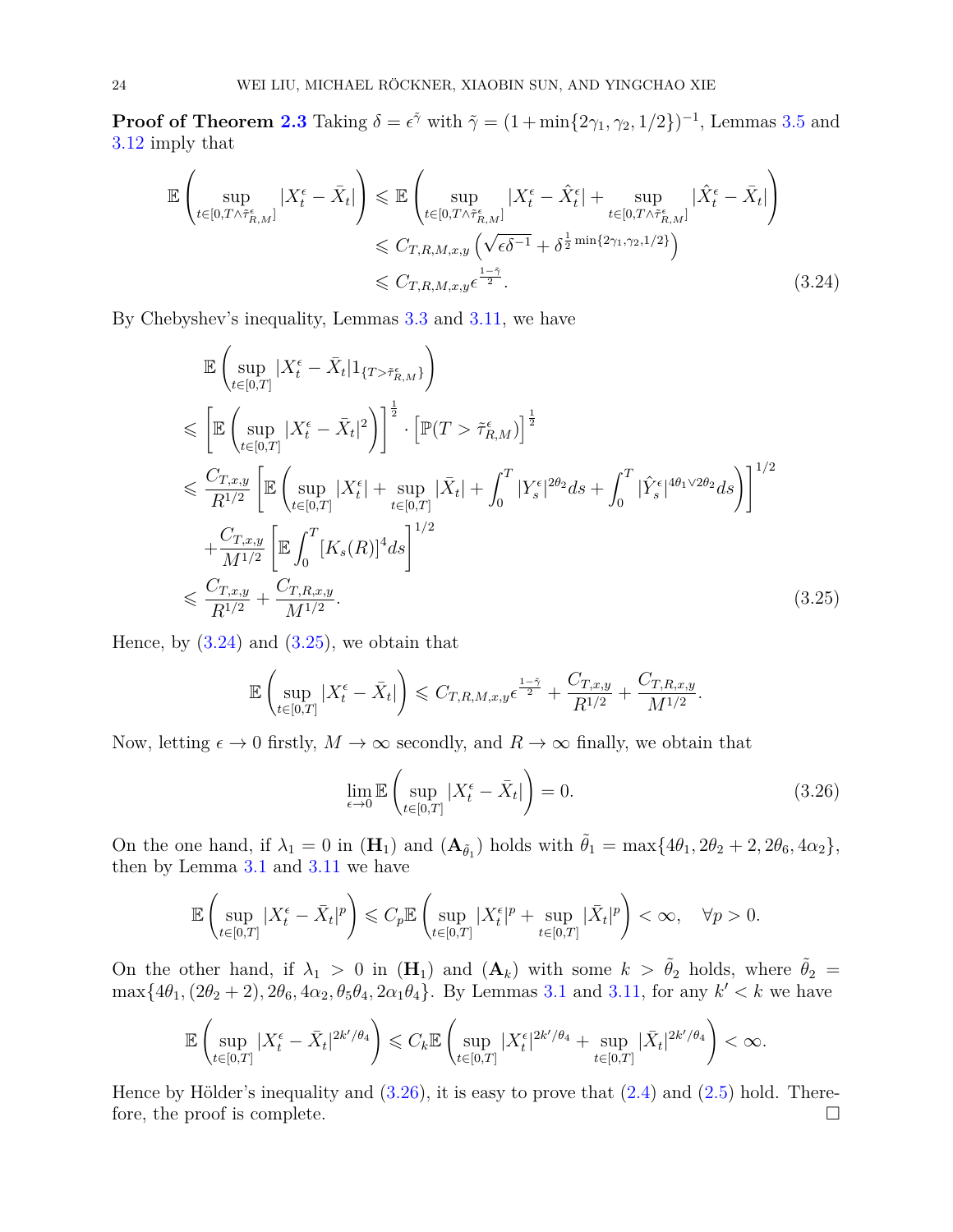**Proof of Theorem 2.3** Taking $\delta = \epsilon^{\tilde{\gamma}}$ with $\tilde{\gamma} = (1 + \min\{2\gamma_1, \gamma_2, 1/2\})^{-1}$, Lemmas 3.5 and 3.12 imply that

$$
\begin{aligned}
\mathbb{E}\left(\sup_{t\in[0,T\wedge\tilde{\tau}^\epsilon_{R,M}]} |X^\epsilon_t - \bar{X}_t|\right) &\leqslant \mathbb{E}\left(\sup_{t\in[0,T\wedge\tilde{\tau}^\epsilon_{R,M}]} |X^\epsilon_t - \hat{X}^\epsilon_t| + \sup_{t\in[0,T\wedge\tilde{\tau}^\epsilon_{R,M}]} |\hat{X}^\epsilon_t - \bar{X}_t|\right) \\
&\leqslant C_{T,R,M,x,y}\left(\sqrt{\epsilon\delta^{-1}} + \delta^{\frac{1}{2}\min\{2\gamma_1,\gamma_2,1/2\}}\right) \\
&\leqslant C_{T,R,M,x,y}\epsilon^{\frac{1-\tilde{\gamma}}{2}}.
\end{aligned}
\tag{3.24}
$$

By Chebyshev's inequality, Lemmas 3.3 and 3.11, we have

$$
\begin{aligned}
&\mathbb{E}\left(\sup_{t\in[0,T]} |X^\epsilon_t - \bar{X}_t| 1_{\{T>\tilde{\tau}^\epsilon_{R,M}\}}\right) \\
\leqslant &\left[\mathbb{E}\left(\sup_{t\in[0,T]} |X^\epsilon_t - \bar{X}_t|^2\right)\right]^{\frac{1}{2}} \cdot \left[\mathbb{P}(T > \tilde{\tau}^\epsilon_{R,M})\right]^{\frac{1}{2}} \\
\leqslant &\frac{C_{T,x,y}}{R^{1/2}}\left[\mathbb{E}\left(\sup_{t\in[0,T]} |X^\epsilon_t| + \sup_{t\in[0,T]} |\bar{X}_t| + \int_0^T |Y^\epsilon_s|^{2\theta_2} ds + \int_0^T |\hat{Y}^\epsilon_s|^{4\theta_1\vee 2\theta_2} ds\right)\right]^{1/2} \\
&+ \frac{C_{T,x,y}}{M^{1/2}}\left[\mathbb{E}\int_0^T [K_s(R)]^4 ds\right]^{1/2} \\
\leqslant &\frac{C_{T,x,y}}{R^{1/2}} + \frac{C_{T,R,x,y}}{M^{1/2}}.
\end{aligned}
\tag{3.25}
$$

Hence, by (3.24) and (3.25), we obtain that

$$
\mathbb{E}\left(\sup_{t\in[0,T]} |X^\epsilon_t - \bar{X}_t|\right) \leqslant C_{T,R,M,x,y}\epsilon^{\frac{1-\tilde{\gamma}}{2}} + \frac{C_{T,x,y}}{R^{1/2}} + \frac{C_{T,R,x,y}}{M^{1/2}}.
$$

Now, letting $\epsilon \to 0$ firstly, $M \to \infty$ secondly, and $R \to \infty$ finally, we obtain that

$$
\lim_{\epsilon\to 0} \mathbb{E}\left(\sup_{t\in[0,T]} |X^\epsilon_t - \bar{X}_t|\right) = 0. \tag{3.26}
$$

On the one hand, if $\lambda_1 = 0$ in $(\mathbf{H}_1)$ and $(\mathbf{A}_{\tilde{\theta}_1})$ holds with $\tilde{\theta}_1 = \max\{4\theta_1, 2\theta_2 + 2, 2\theta_6, 4\alpha_2\}$, then by Lemma 3.1 and 3.11 we have

$$
\mathbb{E}\left(\sup_{t\in[0,T]} |X^\epsilon_t - \bar{X}_t|^p\right) \leqslant C_p \mathbb{E}\left(\sup_{t\in[0,T]} |X^\epsilon_t|^p + \sup_{t\in[0,T]} |\bar{X}_t|^p\right) < \infty, \quad \forall p > 0.
$$

On the other hand, if $\lambda_1 > 0$ in $(\mathbf{H}_1)$ and $(\mathbf{A}_k)$ with some $k > \tilde{\theta}_2$ holds, where $\tilde{\theta}_2 = \max\{4\theta_1, (2\theta_2 + 2), 2\theta_6, 4\alpha_2, \theta_5\theta_4, 2\alpha_1\theta_4\}$. By Lemmas 3.1 and 3.11, for any $k' < k$ we have

$$
\mathbb{E}\left(\sup_{t\in[0,T]} |X^\epsilon_t - \bar{X}_t|^{2k'/\theta_4}\right) \leqslant C_k \mathbb{E}\left(\sup_{t\in[0,T]} |X^\epsilon_t|^{2k'/\theta_4} + \sup_{t\in[0,T]} |\bar{X}_t|^{2k'/\theta_4}\right) < \infty.
$$

Hence by Hölder's inequality and (3.26), it is easy to prove that (2.4) and (2.5) hold. Therefore, the proof is complete. □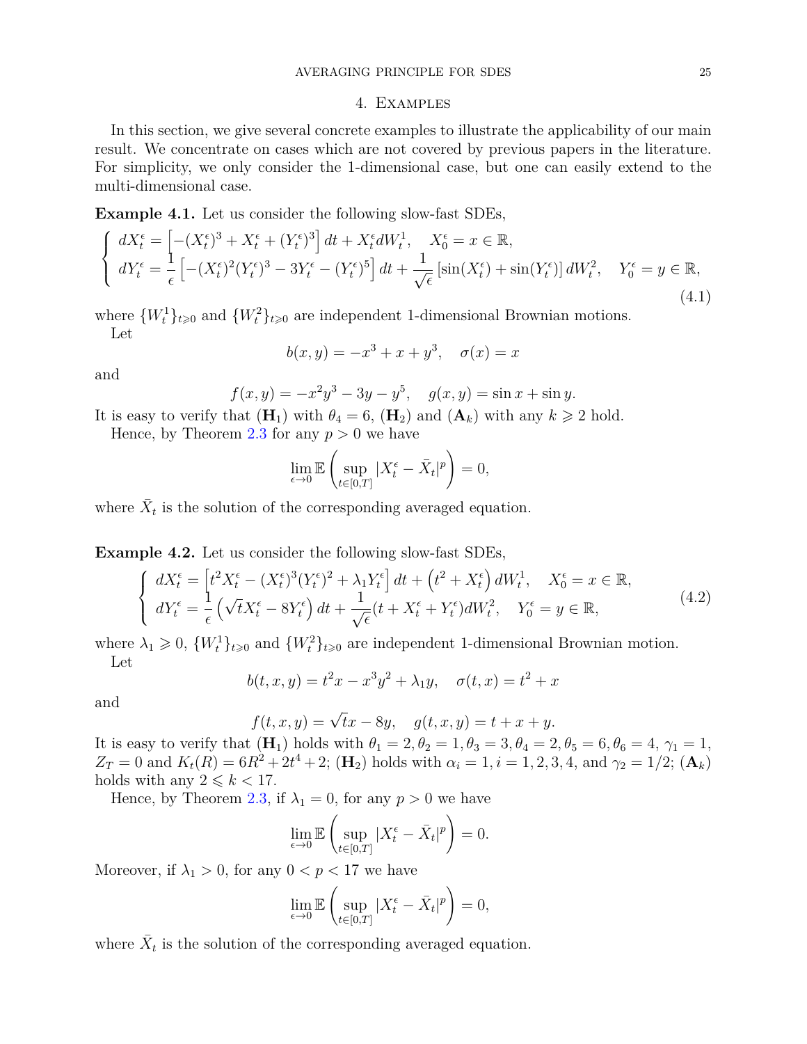## 4. Examples

In this section, we give several concrete examples to illustrate the applicability of our main result. We concentrate on cases which are not covered by previous papers in the literature. For simplicity, we only consider the 1-dimensional case, but one can easily extend to the multi-dimensional case.

**Example 4.1.** Let us consider the following slow-fast SDEs,

$$
\left\{
\begin{array}{l}
dX_t^\epsilon = \left[-(X_t^\epsilon)^3 + X_t^\epsilon + (Y_t^\epsilon)^3\right] dt + X_t^\epsilon dW_t^1, \quad X_0^\epsilon = x \in \mathbb{R}, \\
dY_t^\epsilon = \dfrac{1}{\epsilon}\left[-(X_t^\epsilon)^2 (Y_t^\epsilon)^3 - 3Y_t^\epsilon - (Y_t^\epsilon)^5\right] dt + \dfrac{1}{\sqrt{\epsilon}}\left[\sin(X_t^\epsilon) + \sin(Y_t^\epsilon)\right] dW_t^2, \quad Y_0^\epsilon = y \in \mathbb{R},
\end{array}
\right.
\tag{4.1}
$$

where $\{W_t^1\}_{t\geqslant 0}$ and $\{W_t^2\}_{t\geqslant 0}$ are independent 1-dimensional Brownian motions.

Let

$$
b(x, y) = -x^3 + x + y^3, \quad \sigma(x) = x
$$

and

$$
f(x, y) = -x^2 y^3 - 3y - y^5, \quad g(x, y) = \sin x + \sin y.
$$

It is easy to verify that $(\mathbf{H}_1)$ with $\theta_4 = 6$, $(\mathbf{H}_2)$ and $(\mathbf{A}_k)$ with any $k \geqslant 2$ hold.

Hence, by Theorem 2.3 for any $p > 0$ we have

$$
\lim_{\epsilon \to 0} \mathbb{E}\left(\sup_{t\in[0,T]} |X_t^\epsilon - \bar{X}_t|^p\right) = 0,
$$

where $\bar{X}_t$ is the solution of the corresponding averaged equation.

**Example 4.2.** Let us consider the following slow-fast SDEs,

$$
\left\{
\begin{array}{l}
dX_t^\epsilon = \left[t^2 X_t^\epsilon - (X_t^\epsilon)^3 (Y_t^\epsilon)^2 + \lambda_1 Y_t^\epsilon\right] dt + \left(t^2 + X_t^\epsilon\right) dW_t^1, \quad X_0^\epsilon = x \in \mathbb{R}, \\
dY_t^\epsilon = \dfrac{1}{\epsilon}\left(\sqrt{t} X_t^\epsilon - 8Y_t^\epsilon\right) dt + \dfrac{1}{\sqrt{\epsilon}}(t + X_t^\epsilon + Y_t^\epsilon) dW_t^2, \quad Y_0^\epsilon = y \in \mathbb{R},
\end{array}
\right.
\tag{4.2}
$$

where $\lambda_1 \geqslant 0$, $\{W_t^1\}_{t\geqslant 0}$ and $\{W_t^2\}_{t\geqslant 0}$ are independent 1-dimensional Brownian motion.

Let

$$
b(t, x, y) = t^2 x - x^3 y^2 + \lambda_1 y, \quad \sigma(t, x) = t^2 + x
$$

and

$$
f(t, x, y) = \sqrt{t} x - 8y, \quad g(t, x, y) = t + x + y.
$$

It is easy to verify that $(\mathbf{H}_1)$ holds with $\theta_1 = 2, \theta_2 = 1, \theta_3 = 3, \theta_4 = 2, \theta_5 = 6, \theta_6 = 4$, $\gamma_1 = 1$, $Z_T = 0$ and $K_t(R) = 6R^2 + 2t^4 + 2$; $(\mathbf{H}_2)$ holds with $\alpha_i = 1, i = 1, 2, 3, 4$, and $\gamma_2 = 1/2$; $(\mathbf{A}_k)$ holds with any $2 \leqslant k < 17$.

Hence, by Theorem 2.3, if $\lambda_1 = 0$, for any $p > 0$ we have

$$
\lim_{\epsilon \to 0} \mathbb{E}\left(\sup_{t\in[0,T]} |X_t^\epsilon - \bar{X}_t|^p\right) = 0.
$$

Moreover, if $\lambda_1 > 0$, for any $0 < p < 17$ we have

$$
\lim_{\epsilon \to 0} \mathbb{E}\left(\sup_{t\in[0,T]} |X_t^\epsilon - \bar{X}_t|^p\right) = 0,
$$

where $\bar{X}_t$ is the solution of the corresponding averaged equation.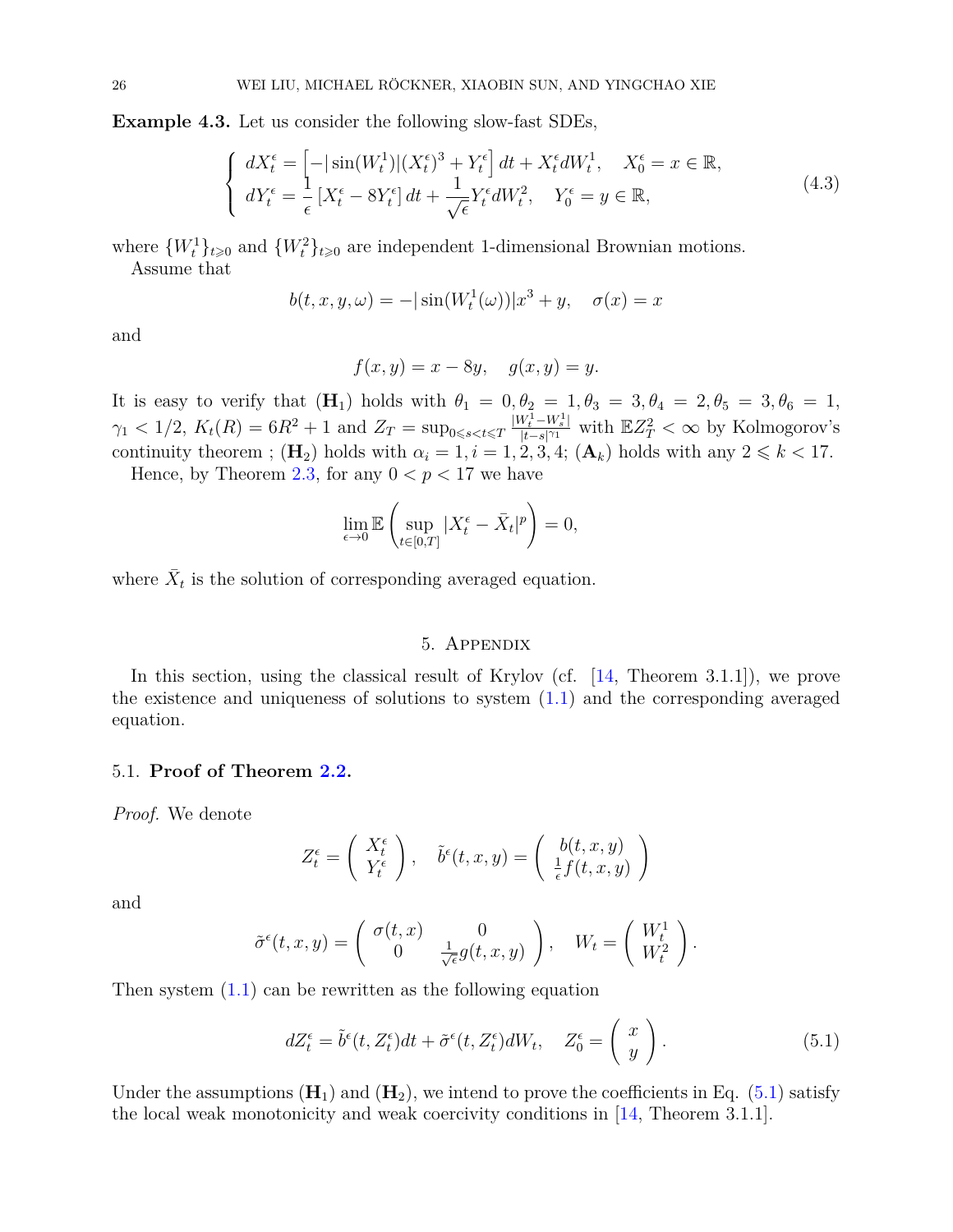**Example 4.3.** Let us consider the following slow-fast SDEs,

$$
\left\{\begin{array}{l}
dX_t^\epsilon = \left[-|\sin(W_t^1)|(X_t^\epsilon)^3 + Y_t^\epsilon\right]dt + X_t^\epsilon dW_t^1, \quad X_0^\epsilon = x \in \mathbb{R}, \\
dY_t^\epsilon = \dfrac{1}{\epsilon}\left[X_t^\epsilon - 8Y_t^\epsilon\right]dt + \dfrac{1}{\sqrt{\epsilon}} Y_t^\epsilon dW_t^2, \quad Y_0^\epsilon = y \in \mathbb{R},
\end{array}\right. \tag{4.3}
$$

where $\{W_t^1\}_{t\geqslant 0}$ and $\{W_t^2\}_{t\geqslant 0}$ are independent 1-dimensional Brownian motions.

Assume that

$$
b(t,x,y,\omega) = -|\sin(W_t^1(\omega))|x^3 + y, \quad \sigma(x) = x
$$

and

$$
f(x,y) = x - 8y, \quad g(x,y) = y.
$$

It is easy to verify that $(\mathbf{H}_1)$ holds with $\theta_1 = 0, \theta_2 = 1, \theta_3 = 3, \theta_4 = 2, \theta_5 = 3, \theta_6 = 1$, $\gamma_1 < 1/2$, $K_t(R) = 6R^2 + 1$ and $Z_T = \sup_{0\leqslant s<t\leqslant T} \frac{|W_t^1 - W_s^1|}{|t-s|^{\gamma_1}}$ with $\mathbb{E}Z_T^2 < \infty$ by Kolmogorov's continuity theorem ; $(\mathbf{H}_2)$ holds with $\alpha_i = 1, i = 1,2,3,4$; $(\mathbf{A}_k)$ holds with any $2 \leqslant k < 17$.

Hence, by Theorem 2.3, for any $0 < p < 17$ we have

$$
\lim_{\epsilon\to 0} \mathbb{E}\left(\sup_{t\in[0,T]} |X_t^\epsilon - \bar{X}_t|^p\right) = 0,
$$

where $\bar{X}_t$ is the solution of corresponding averaged equation.

## 5. Appendix

In this section, using the classical result of Krylov (cf. [14, Theorem 3.1.1]), we prove the existence and uniqueness of solutions to system (1.1) and the corresponding averaged equation.

### 5.1. Proof of Theorem 2.2.

*Proof.* We denote

$$
Z_t^\epsilon = \begin{pmatrix} X_t^\epsilon \\ Y_t^\epsilon \end{pmatrix}, \quad \tilde{b}^\epsilon(t,x,y) = \begin{pmatrix} b(t,x,y) \\ \frac{1}{\epsilon} f(t,x,y) \end{pmatrix}
$$

and

$$
\tilde{\sigma}^\epsilon(t,x,y) = \begin{pmatrix} \sigma(t,x) & 0 \\ 0 & \frac{1}{\sqrt{\epsilon}} g(t,x,y) \end{pmatrix}, \quad W_t = \begin{pmatrix} W_t^1 \\ W_t^2 \end{pmatrix}.
$$

Then system (1.1) can be rewritten as the following equation

$$
dZ_t^\epsilon = \tilde{b}^\epsilon(t, Z_t^\epsilon)dt + \tilde{\sigma}^\epsilon(t, Z_t^\epsilon)dW_t, \quad Z_0^\epsilon = \begin{pmatrix} x \\ y \end{pmatrix}. \tag{5.1}
$$

Under the assumptions $(\mathbf{H}_1)$ and $(\mathbf{H}_2)$, we intend to prove the coefficients in Eq. (5.1) satisfy the local weak monotonicity and weak coercivity conditions in [14, Theorem 3.1.1].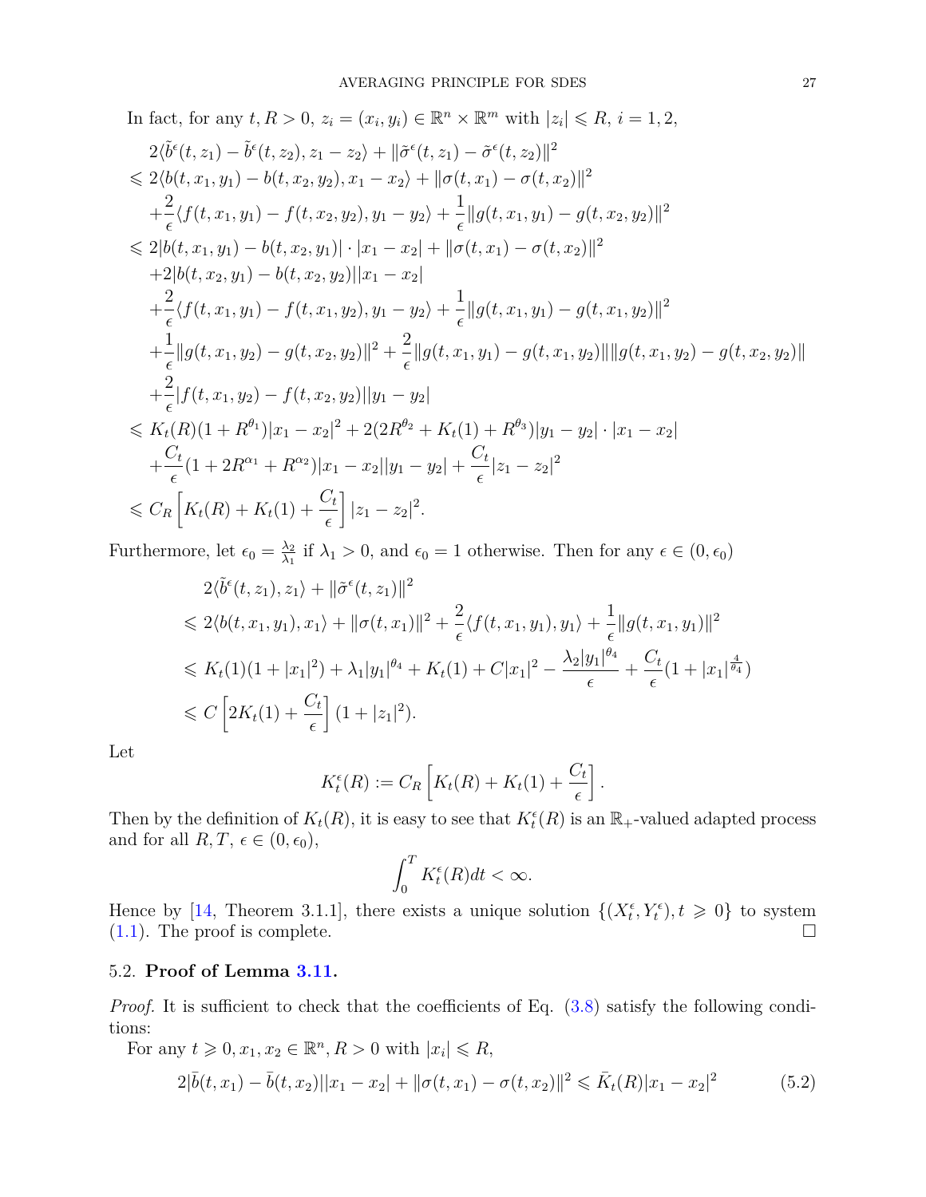In fact, for any $t, R > 0$, $z_i = (x_i, y_i) \in \mathbb{R}^n \times \mathbb{R}^m$ with $|z_i| \leqslant R$, $i = 1, 2$,

$$
\begin{aligned}
&2\langle \tilde{b}^\epsilon(t, z_1) - \tilde{b}^\epsilon(t, z_2), z_1 - z_2\rangle + \|\tilde{\sigma}^\epsilon(t, z_1) - \tilde{\sigma}^\epsilon(t, z_2)\|^2 \\
\leqslant\ & 2\langle b(t, x_1, y_1) - b(t, x_2, y_2), x_1 - x_2\rangle + \|\sigma(t, x_1) - \sigma(t, x_2)\|^2 \\
&+ \frac{2}{\epsilon}\langle f(t, x_1, y_1) - f(t, x_2, y_2), y_1 - y_2\rangle + \frac{1}{\epsilon}\|g(t, x_1, y_1) - g(t, x_2, y_2)\|^2 \\
\leqslant\ & 2|b(t, x_1, y_1) - b(t, x_2, y_1)| \cdot |x_1 - x_2| + \|\sigma(t, x_1) - \sigma(t, x_2)\|^2 \\
&+ 2|b(t, x_2, y_1) - b(t, x_2, y_2)||x_1 - x_2| \\
&+ \frac{2}{\epsilon}\langle f(t, x_1, y_1) - f(t, x_1, y_2), y_1 - y_2\rangle + \frac{1}{\epsilon}\|g(t, x_1, y_1) - g(t, x_1, y_2)\|^2 \\
&+ \frac{1}{\epsilon}\|g(t, x_1, y_2) - g(t, x_2, y_2)\|^2 + \frac{2}{\epsilon}\|g(t, x_1, y_1) - g(t, x_1, y_2)\|\|g(t, x_1, y_2) - g(t, x_2, y_2)\| \\
&+ \frac{2}{\epsilon}|f(t, x_1, y_2) - f(t, x_2, y_2)||y_1 - y_2| \\
\leqslant\ & K_t(R)(1 + R^{\theta_1})|x_1 - x_2|^2 + 2(2R^{\theta_2} + K_t(1) + R^{\theta_3})|y_1 - y_2| \cdot |x_1 - x_2| \\
&+ \frac{C_t}{\epsilon}(1 + 2R^{\alpha_1} + R^{\alpha_2})|x_1 - x_2||y_1 - y_2| + \frac{C_t}{\epsilon}|z_1 - z_2|^2 \\
\leqslant\ & C_R\left[K_t(R) + K_t(1) + \frac{C_t}{\epsilon}\right]|z_1 - z_2|^2.
\end{aligned}
$$

Furthermore, let $\epsilon_0 = \frac{\lambda_2}{\lambda_1}$ if $\lambda_1 > 0$, and $\epsilon_0 = 1$ otherwise. Then for any $\epsilon \in (0, \epsilon_0)$

$$
\begin{aligned}
&2\langle \tilde{b}^\epsilon(t, z_1), z_1\rangle + \|\tilde{\sigma}^\epsilon(t, z_1)\|^2 \\
\leqslant\ & 2\langle b(t, x_1, y_1), x_1\rangle + \|\sigma(t, x_1)\|^2 + \frac{2}{\epsilon}\langle f(t, x_1, y_1), y_1\rangle + \frac{1}{\epsilon}\|g(t, x_1, y_1)\|^2 \\
\leqslant\ & K_t(1)(1 + |x_1|^2) + \lambda_1|y_1|^{\theta_4} + K_t(1) + C|x_1|^2 - \frac{\lambda_2|y_1|^{\theta_4}}{\epsilon} + \frac{C_t}{\epsilon}(1 + |x_1|^{\frac{4}{\theta_4}}) \\
\leqslant\ & C\left[2K_t(1) + \frac{C_t}{\epsilon}\right](1 + |z_1|^2).
\end{aligned}
$$

Let

$$
K_t^\epsilon(R) := C_R\left[K_t(R) + K_t(1) + \frac{C_t}{\epsilon}\right].
$$

Then by the definition of $K_t(R)$, it is easy to see that $K_t^\epsilon(R)$ is an $\mathbb{R}_+$-valued adapted process and for all $R, T$, $\epsilon \in (0, \epsilon_0)$,

$$
\int_0^T K_t^\epsilon(R)dt < \infty.
$$

Hence by [14, Theorem 3.1.1], there exists a unique solution $\{(X_t^\epsilon, Y_t^\epsilon), t \geqslant 0\}$ to system (1.1). The proof is complete. □

## 5.2. **Proof of Lemma 3.11.**

*Proof.* It is sufficient to check that the coefficients of Eq. (3.8) satisfy the following conditions:

For any $t \geqslant 0, x_1, x_2 \in \mathbb{R}^n, R > 0$ with $|x_i| \leqslant R$,

$$
2|\bar{b}(t, x_1) - \bar{b}(t, x_2)||x_1 - x_2| + \|\sigma(t, x_1) - \sigma(t, x_2)\|^2 \leqslant \bar{K}_t(R)|x_1 - x_2|^2 \tag{5.2}
$$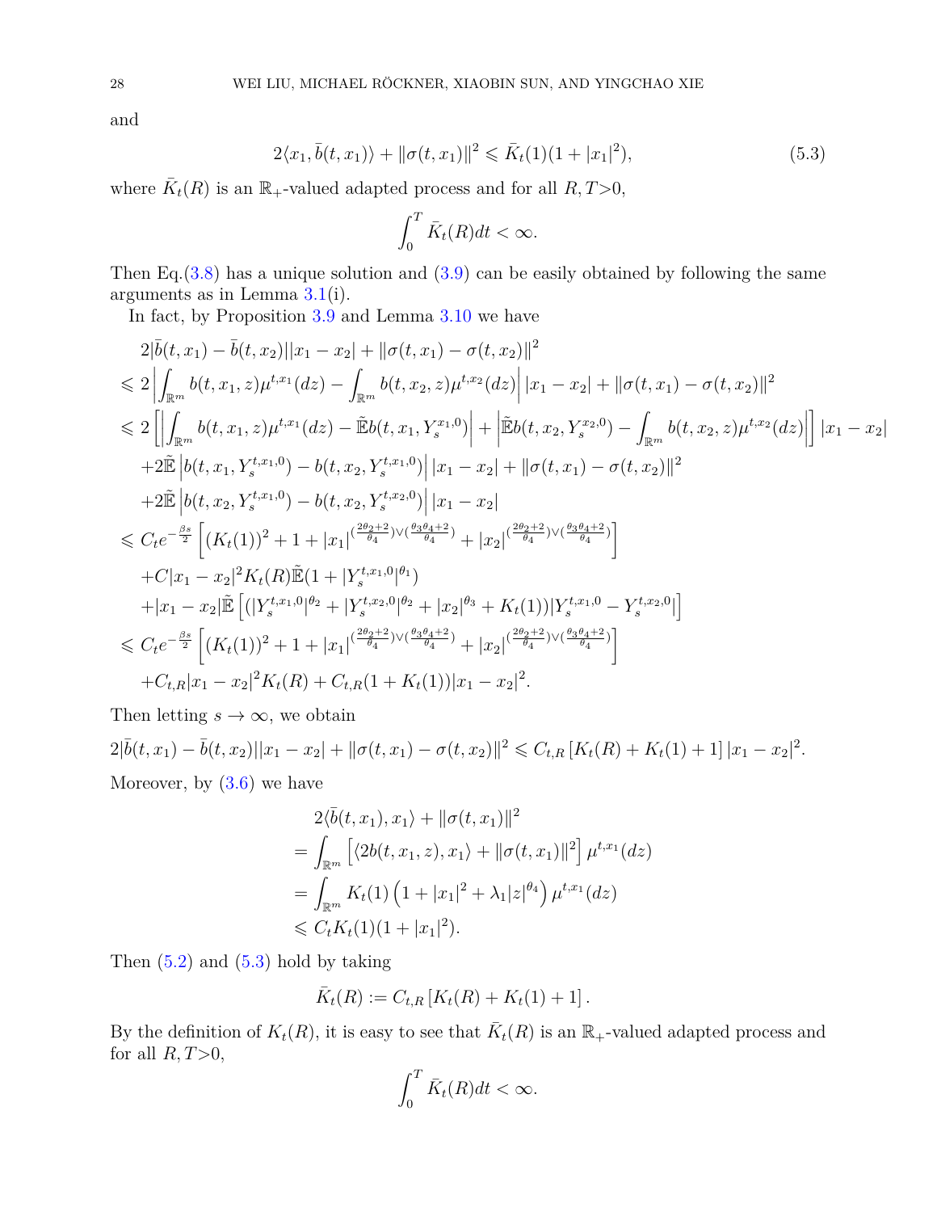and

$$
2\langle x_1, \bar{b}(t, x_1)\rangle + \|\sigma(t, x_1)\|^2 \leqslant \bar{K}_t(1)(1 + |x_1|^2), \tag{5.3}
$$

where $\bar{K}_t(R)$ is an $\mathbb{R}_+$-valued adapted process and for all $R, T>0$,

$$
\int_0^T \bar{K}_t(R)dt < \infty.
$$

Then Eq.(3.8) has a unique solution and (3.9) can be easily obtained by following the same arguments as in Lemma 3.1(i).

In fact, by Proposition 3.9 and Lemma 3.10 we have

$$
\begin{aligned}
&2|\bar{b}(t, x_1) - \bar{b}(t, x_2)||x_1 - x_2| + \|\sigma(t, x_1) - \sigma(t, x_2)\|^2 \\
\leqslant\ & 2\left|\int_{\mathbb{R}^m} b(t, x_1, z)\mu^{t,x_1}(dz) - \int_{\mathbb{R}^m} b(t, x_2, z)\mu^{t,x_2}(dz)\right| |x_1 - x_2| + \|\sigma(t, x_1) - \sigma(t, x_2)\|^2 \\
\leqslant\ & 2\left[\left|\int_{\mathbb{R}^m} b(t, x_1, z)\mu^{t,x_1}(dz) - \tilde{\mathbb{E}} b(t, x_1, Y_s^{x_1,0})\right| + \left|\tilde{\mathbb{E}} b(t, x_2, Y_s^{x_2,0}) - \int_{\mathbb{R}^m} b(t, x_2, z)\mu^{t,x_2}(dz)\right|\right] |x_1 - x_2| \\
&+ 2\tilde{\mathbb{E}}\left|b(t, x_1, Y_s^{t,x_1,0}) - b(t, x_2, Y_s^{t,x_1,0})\right| |x_1 - x_2| + \|\sigma(t, x_1) - \sigma(t, x_2)\|^2 \\
&+ 2\tilde{\mathbb{E}}\left|b(t, x_2, Y_s^{t,x_1,0}) - b(t, x_2, Y_s^{t,x_2,0})\right| |x_1 - x_2| \\
\leqslant\ & C_t e^{-\frac{\beta s}{2}}\left[(K_t(1))^2 + 1 + |x_1|^{(\frac{2\theta_2+2}{\theta_4})\vee(\frac{\theta_3\theta_4+2}{\theta_4})} + |x_2|^{(\frac{2\theta_2+2}{\theta_4})\vee(\frac{\theta_3\theta_4+2}{\theta_4})}\right] \\
&+ C|x_1 - x_2|^2 K_t(R)\tilde{\mathbb{E}}(1 + |Y_s^{t,x_1,0}|^{\theta_1}) \\
&+ |x_1 - x_2|\tilde{\mathbb{E}}\left[(|Y_s^{t,x_1,0}|^{\theta_2} + |Y_s^{t,x_2,0}|^{\theta_2} + |x_2|^{\theta_3} + K_t(1))|Y_s^{t,x_1,0} - Y_s^{t,x_2,0}|\right] \\
\leqslant\ & C_t e^{-\frac{\beta s}{2}}\left[(K_t(1))^2 + 1 + |x_1|^{(\frac{2\theta_2+2}{\theta_4})\vee(\frac{\theta_3\theta_4+2}{\theta_4})} + |x_2|^{(\frac{2\theta_2+2}{\theta_4})\vee(\frac{\theta_3\theta_4+2}{\theta_4})}\right] \\
&+ C_{t,R}|x_1 - x_2|^2 K_t(R) + C_{t,R}(1 + K_t(1))|x_1 - x_2|^2.
\end{aligned}
$$

Then letting $s \to \infty$, we obtain

$$
2|\bar{b}(t, x_1) - \bar{b}(t, x_2)||x_1 - x_2| + \|\sigma(t, x_1) - \sigma(t, x_2)\|^2 \leqslant C_{t,R}\left[K_t(R) + K_t(1) + 1\right]|x_1 - x_2|^2.
$$

Moreover, by (3.6) we have

$$
\begin{aligned}
&2\langle \bar{b}(t, x_1), x_1\rangle + \|\sigma(t, x_1)\|^2 \\
=\ & \int_{\mathbb{R}^m} \left[\langle 2b(t, x_1, z), x_1\rangle + \|\sigma(t, x_1)\|^2\right] \mu^{t,x_1}(dz) \\
=\ & \int_{\mathbb{R}^m} K_t(1)\left(1 + |x_1|^2 + \lambda_1|z|^{\theta_4}\right) \mu^{t,x_1}(dz) \\
\leqslant\ & C_t K_t(1)(1 + |x_1|^2).
\end{aligned}
$$

Then (5.2) and (5.3) hold by taking

$$
\bar{K}_t(R) := C_{t,R}\left[K_t(R) + K_t(1) + 1\right].
$$

By the definition of $K_t(R)$, it is easy to see that $\bar{K}_t(R)$ is an $\mathbb{R}_+$-valued adapted process and for all $R, T>0$,

$$
\int_0^T \bar{K}_t(R)dt < \infty.
$$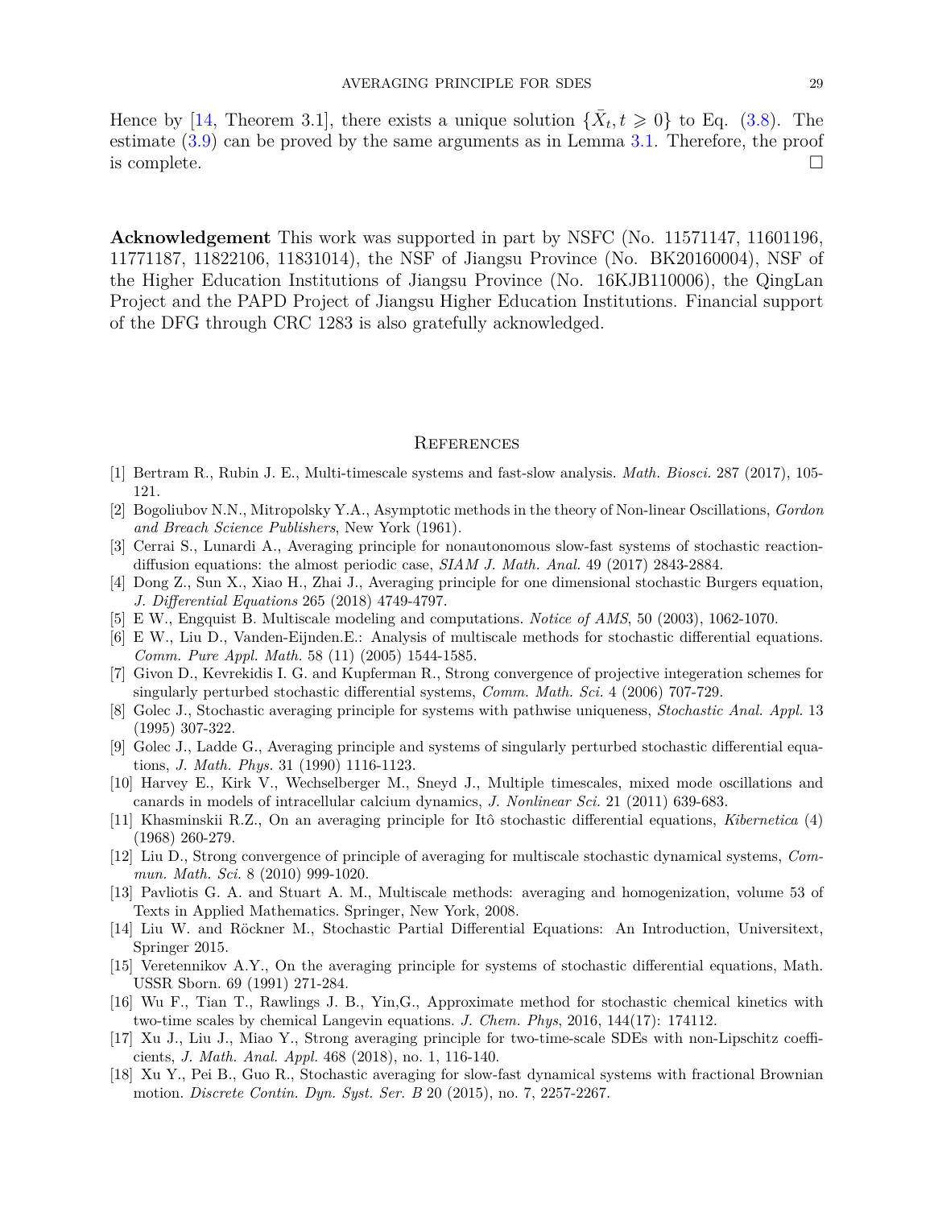Hence by [14, Theorem 3.1], there exists a unique solution $\{\bar{X}_t, t \geqslant 0\}$ to Eq. (3.8). The estimate (3.9) can be proved by the same arguments as in Lemma 3.1. Therefore, the proof is complete. □

**Acknowledgement** This work was supported in part by NSFC (No. 11571147, 11601196, 11771187, 11822106, 11831014), the NSF of Jiangsu Province (No. BK20160004), NSF of the Higher Education Institutions of Jiangsu Province (No. 16KJB110006), the QingLan Project and the PAPD Project of Jiangsu Higher Education Institutions. Financial support of the DFG through CRC 1283 is also gratefully acknowledged.

## References

[1] Bertram R., Rubin J. E., Multi-timescale systems and fast-slow analysis. *Math. Biosci.* 287 (2017), 105-121.

[2] Bogoliubov N.N., Mitropolsky Y.A., Asymptotic methods in the theory of Non-linear Oscillations, *Gordon and Breach Science Publishers*, New York (1961).

[3] Cerrai S., Lunardi A., Averaging principle for nonautonomous slow-fast systems of stochastic reaction-diffusion equations: the almost periodic case, *SIAM J. Math. Anal.* 49 (2017) 2843-2884.

[4] Dong Z., Sun X., Xiao H., Zhai J., Averaging principle for one dimensional stochastic Burgers equation, *J. Differential Equations* 265 (2018) 4749-4797.

[5] E W., Engquist B. Multiscale modeling and computations. *Notice of AMS*, 50 (2003), 1062-1070.

[6] E W., Liu D., Vanden-Eijnden.E.: Analysis of multiscale methods for stochastic differential equations. *Comm. Pure Appl. Math.* 58 (11) (2005) 1544-1585.

[7] Givon D., Kevrekidis I. G. and Kupferman R., Strong convergence of projective integeration schemes for singularly perturbed stochastic differential systems, *Comm. Math. Sci.* 4 (2006) 707-729.

[8] Golec J., Stochastic averaging principle for systems with pathwise uniqueness, *Stochastic Anal. Appl.* 13 (1995) 307-322.

[9] Golec J., Ladde G., Averaging principle and systems of singularly perturbed stochastic differential equations, *J. Math. Phys.* 31 (1990) 1116-1123.

[10] Harvey E., Kirk V., Wechselberger M., Sneyd J., Multiple timescales, mixed mode oscillations and canards in models of intracellular calcium dynamics, *J. Nonlinear Sci.* 21 (2011) 639-683.

[11] Khasminskii R.Z., On an averaging principle for Itô stochastic differential equations, *Kibernetica* (4) (1968) 260-279.

[12] Liu D., Strong convergence of principle of averaging for multiscale stochastic dynamical systems, *Commun. Math. Sci.* 8 (2010) 999-1020.

[13] Pavliotis G. A. and Stuart A. M., Multiscale methods: averaging and homogenization, volume 53 of Texts in Applied Mathematics. Springer, New York, 2008.

[14] Liu W. and Röckner M., Stochastic Partial Differential Equations: An Introduction, Universitext, Springer 2015.

[15] Veretennikov A.Y., On the averaging principle for systems of stochastic differential equations, Math. USSR Sborn. 69 (1991) 271-284.

[16] Wu F., Tian T., Rawlings J. B., Yin,G., Approximate method for stochastic chemical kinetics with two-time scales by chemical Langevin equations. *J. Chem. Phys*, 2016, 144(17): 174112.

[17] Xu J., Liu J., Miao Y., Strong averaging principle for two-time-scale SDEs with non-Lipschitz coefficients, *J. Math. Anal. Appl.* 468 (2018), no. 1, 116-140.

[18] Xu Y., Pei B., Guo R., Stochastic averaging for slow-fast dynamical systems with fractional Brownian motion. *Discrete Contin. Dyn. Syst. Ser. B* 20 (2015), no. 7, 2257-2267.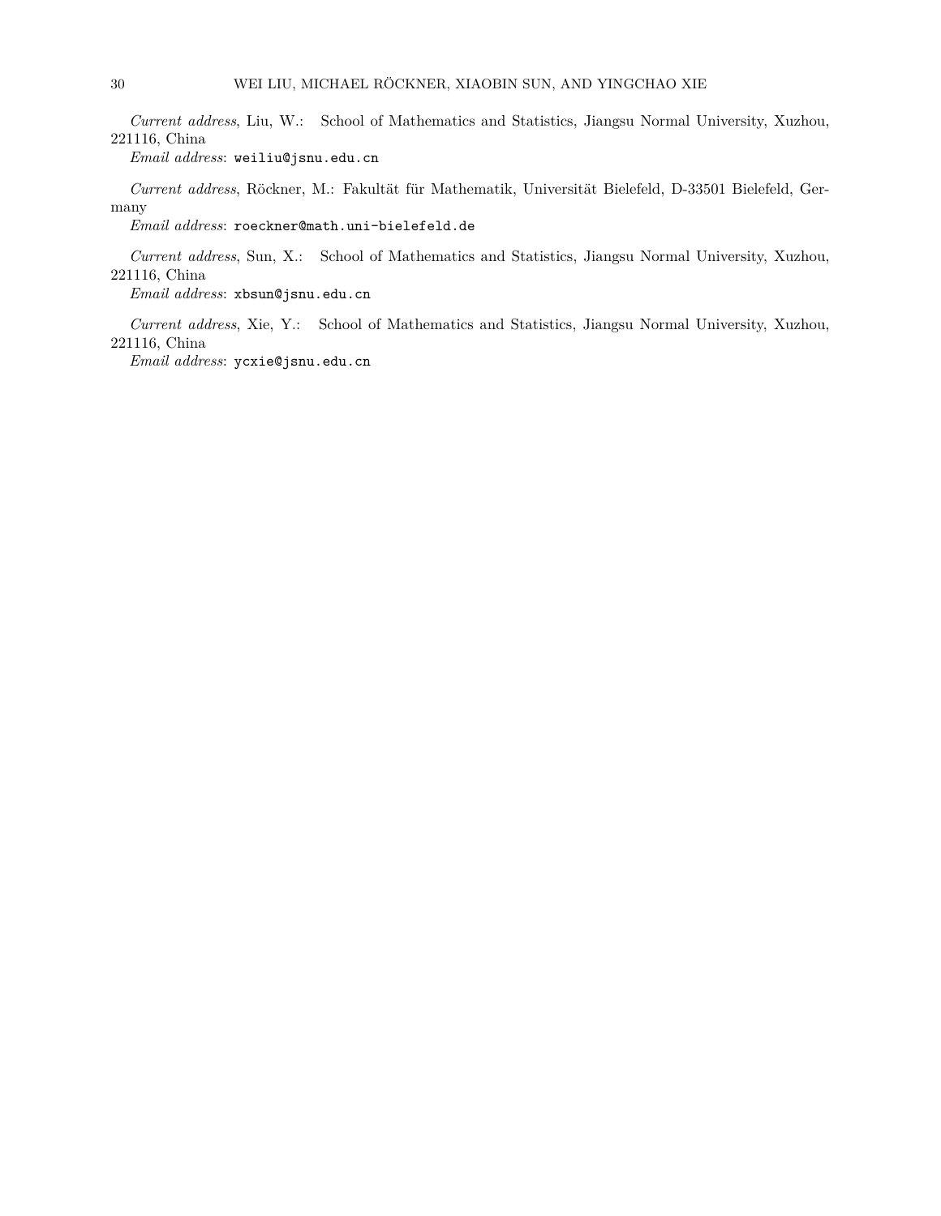*Current address*, Liu, W.: School of Mathematics and Statistics, Jiangsu Normal University, Xuzhou, 221116, China

*Email address*: weiliu@jsnu.edu.cn

*Current address*, Röckner, M.: Fakultät für Mathematik, Universität Bielefeld, D-33501 Bielefeld, Germany

*Email address*: roeckner@math.uni-bielefeld.de

*Current address*, Sun, X.: School of Mathematics and Statistics, Jiangsu Normal University, Xuzhou, 221116, China

*Email address*: xbsun@jsnu.edu.cn

*Current address*, Xie, Y.: School of Mathematics and Statistics, Jiangsu Normal University, Xuzhou, 221116, China

*Email address*: ycxie@jsnu.edu.cn